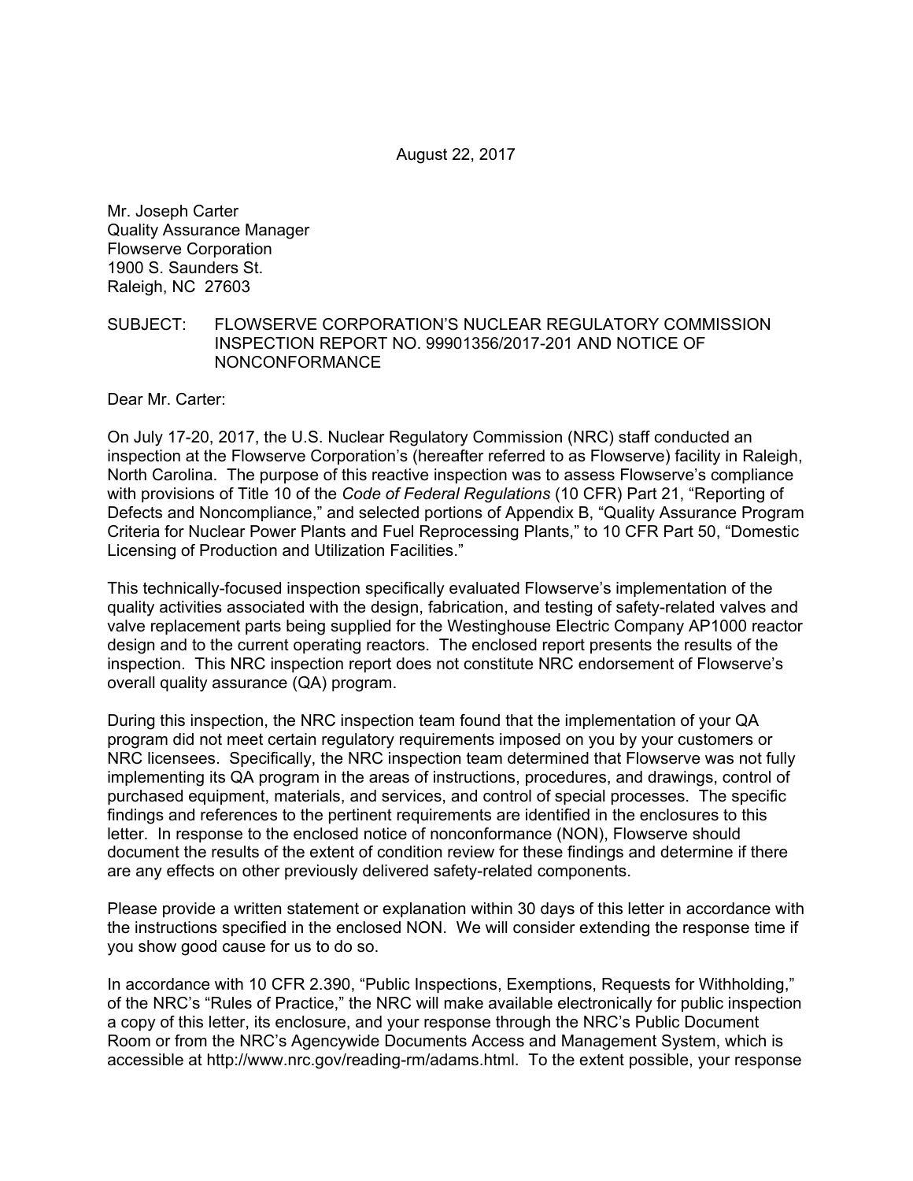August 22, 2017

Mr. Joseph Carter
Quality Assurance Manager
Flowserve Corporation
1900 S. Saunders St.
Raleigh, NC 27603

SUBJECT: FLOWSERVE CORPORATION'S NUCLEAR REGULATORY COMMISSION INSPECTION REPORT NO. 99901356/2017-201 AND NOTICE OF NONCONFORMANCE

Dear Mr. Carter:

On July 17-20, 2017, the U.S. Nuclear Regulatory Commission (NRC) staff conducted an inspection at the Flowserve Corporation's (hereafter referred to as Flowserve) facility in Raleigh, North Carolina. The purpose of this reactive inspection was to assess Flowserve's compliance with provisions of Title 10 of the *Code of Federal Regulations* (10 CFR) Part 21, "Reporting of Defects and Noncompliance," and selected portions of Appendix B, "Quality Assurance Program Criteria for Nuclear Power Plants and Fuel Reprocessing Plants," to 10 CFR Part 50, "Domestic Licensing of Production and Utilization Facilities."

This technically-focused inspection specifically evaluated Flowserve's implementation of the quality activities associated with the design, fabrication, and testing of safety-related valves and valve replacement parts being supplied for the Westinghouse Electric Company AP1000 reactor design and to the current operating reactors. The enclosed report presents the results of the inspection. This NRC inspection report does not constitute NRC endorsement of Flowserve's overall quality assurance (QA) program.

During this inspection, the NRC inspection team found that the implementation of your QA program did not meet certain regulatory requirements imposed on you by your customers or NRC licensees. Specifically, the NRC inspection team determined that Flowserve was not fully implementing its QA program in the areas of instructions, procedures, and drawings, control of purchased equipment, materials, and services, and control of special processes. The specific findings and references to the pertinent requirements are identified in the enclosures to this letter. In response to the enclosed notice of nonconformance (NON), Flowserve should document the results of the extent of condition review for these findings and determine if there are any effects on other previously delivered safety-related components.

Please provide a written statement or explanation within 30 days of this letter in accordance with the instructions specified in the enclosed NON. We will consider extending the response time if you show good cause for us to do so.

In accordance with 10 CFR 2.390, "Public Inspections, Exemptions, Requests for Withholding," of the NRC's "Rules of Practice," the NRC will make available electronically for public inspection a copy of this letter, its enclosure, and your response through the NRC's Public Document Room or from the NRC's Agencywide Documents Access and Management System, which is accessible at http://www.nrc.gov/reading-rm/adams.html. To the extent possible, your response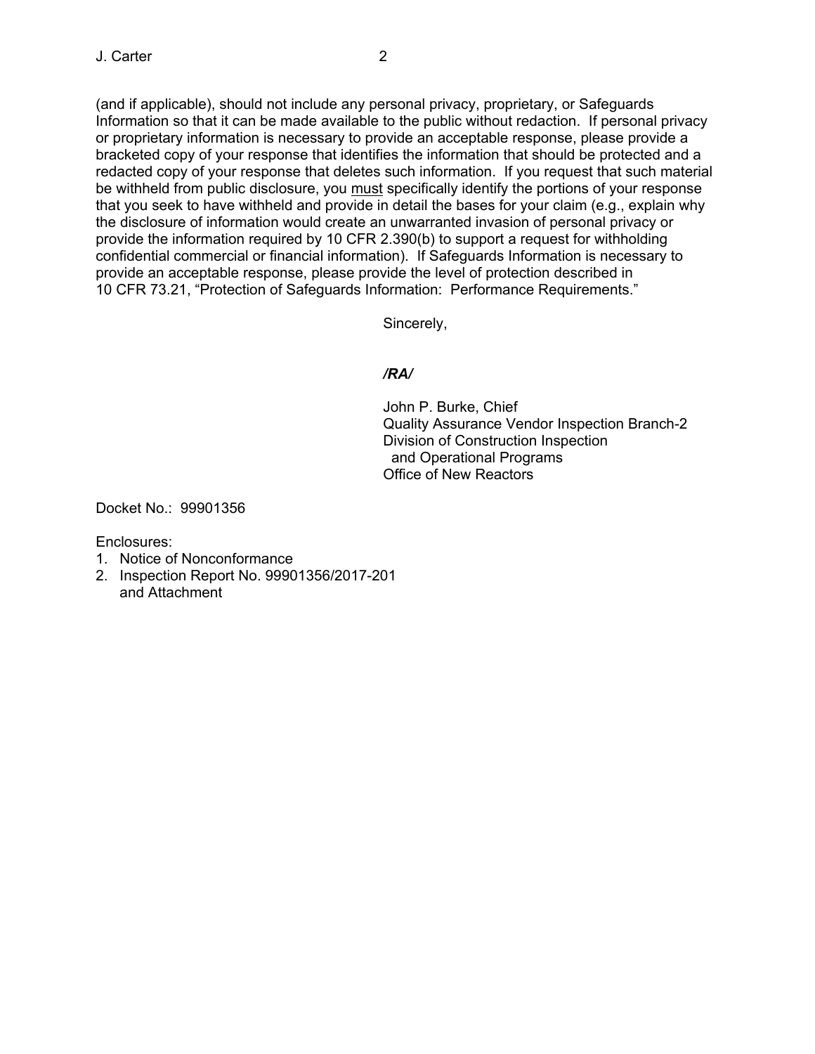(and if applicable), should not include any personal privacy, proprietary, or Safeguards Information so that it can be made available to the public without redaction. If personal privacy or proprietary information is necessary to provide an acceptable response, please provide a bracketed copy of your response that identifies the information that should be protected and a redacted copy of your response that deletes such information. If you request that such material be withheld from public disclosure, you must specifically identify the portions of your response that you seek to have withheld and provide in detail the bases for your claim (e.g., explain why the disclosure of information would create an unwarranted invasion of personal privacy or provide the information required by 10 CFR 2.390(b) to support a request for withholding confidential commercial or financial information). If Safeguards Information is necessary to provide an acceptable response, please provide the level of protection described in 10 CFR 73.21, "Protection of Safeguards Information: Performance Requirements."

Sincerely,

*/RA/*

John P. Burke, Chief
Quality Assurance Vendor Inspection Branch-2
Division of Construction Inspection
and Operational Programs
Office of New Reactors

Docket No.: 99901356

Enclosures:
1. Notice of Nonconformance
2. Inspection Report No. 99901356/2017-201
   and Attachment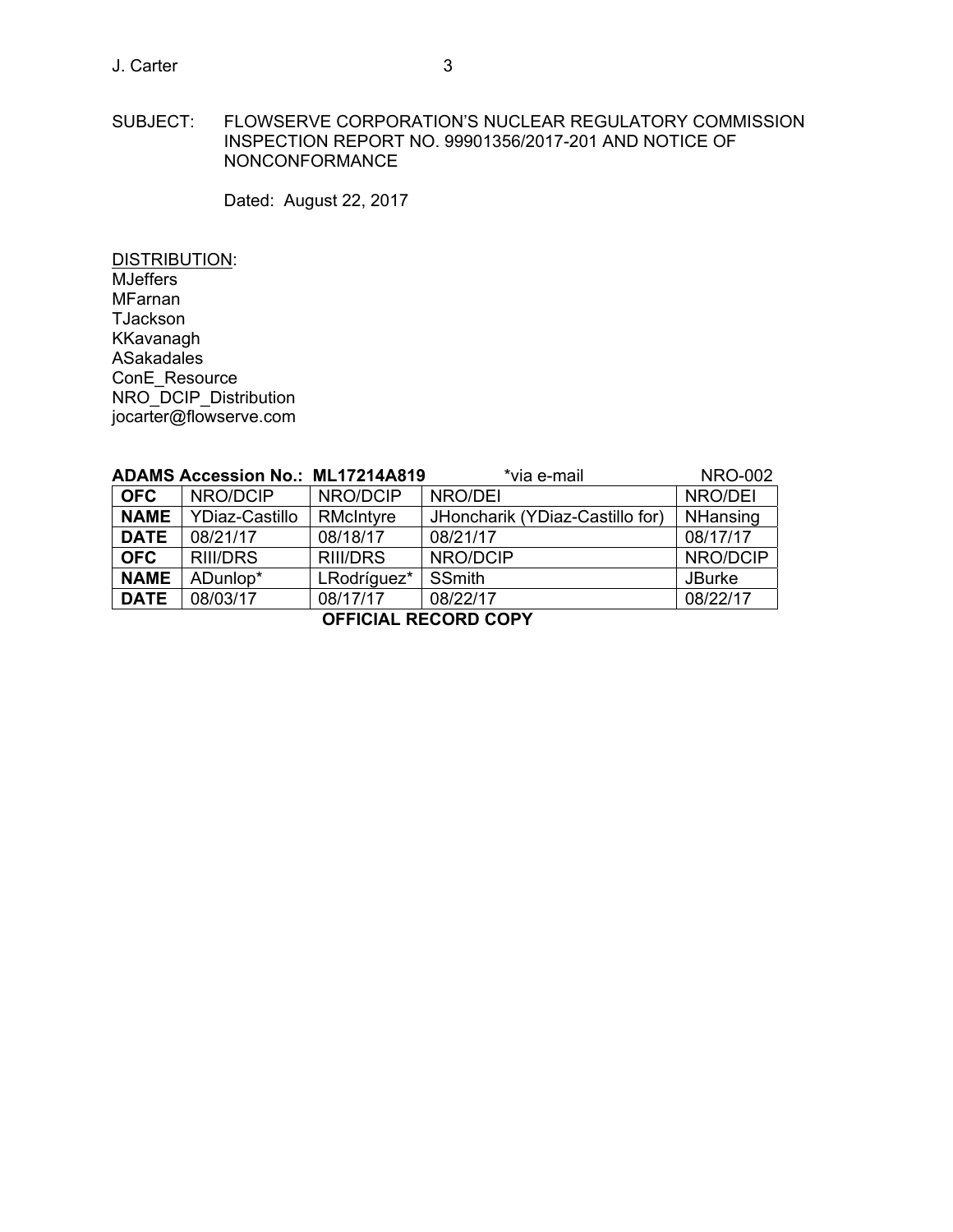SUBJECT: FLOWSERVE CORPORATION'S NUCLEAR REGULATORY COMMISSION INSPECTION REPORT NO. 99901356/2017-201 AND NOTICE OF NONCONFORMANCE

Dated: August 22, 2017

DISTRIBUTION:
MJeffers
MFarnan
TJackson
KKavanagh
ASakadales
ConE_Resource
NRO_DCIP_Distribution
jocarter@flowserve.com

**ADAMS Accession No.: ML17214A819** *via e-mail NRO-002

| **OFC** | NRO/DCIP | NRO/DCIP | NRO/DEI | NRO/DEI |
|---|---|---|---|---|
| **NAME** | YDiaz-Castillo | RMcIntyre | JHoncharik (YDiaz-Castillo for) | NHansing |
| **DATE** | 08/21/17 | 08/18/17 | 08/21/17 | 08/17/17 |
| **OFC** | RIII/DRS | RIII/DRS | NRO/DCIP | NRO/DCIP |
| **NAME** | ADunlop* | LRodríguez* | SSmith | JBurke |
| **DATE** | 08/03/17 | 08/17/17 | 08/22/17 | 08/22/17 |

**OFFICIAL RECORD COPY**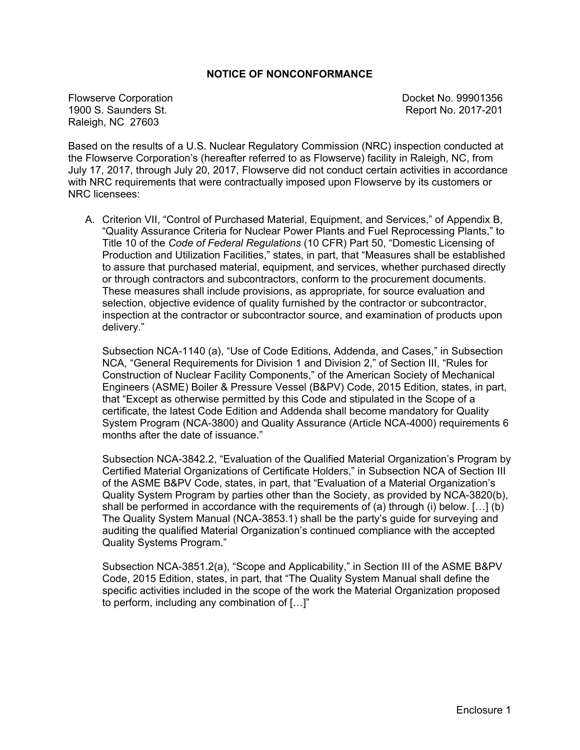# NOTICE OF NONCONFORMANCE

Flowserve Corporation
1900 S. Saunders St.
Raleigh, NC 27603

Docket No. 99901356
Report No. 2017-201

Based on the results of a U.S. Nuclear Regulatory Commission (NRC) inspection conducted at the Flowserve Corporation's (hereafter referred to as Flowserve) facility in Raleigh, NC, from July 17, 2017, through July 20, 2017, Flowserve did not conduct certain activities in accordance with NRC requirements that were contractually imposed upon Flowserve by its customers or NRC licensees:

A. Criterion VII, "Control of Purchased Material, Equipment, and Services," of Appendix B, "Quality Assurance Criteria for Nuclear Power Plants and Fuel Reprocessing Plants," to Title 10 of the *Code of Federal Regulations* (10 CFR) Part 50, "Domestic Licensing of Production and Utilization Facilities," states, in part, that "Measures shall be established to assure that purchased material, equipment, and services, whether purchased directly or through contractors and subcontractors, conform to the procurement documents. These measures shall include provisions, as appropriate, for source evaluation and selection, objective evidence of quality furnished by the contractor or subcontractor, inspection at the contractor or subcontractor source, and examination of products upon delivery."

   Subsection NCA-1140 (a), "Use of Code Editions, Addenda, and Cases," in Subsection NCA, "General Requirements for Division 1 and Division 2," of Section III, "Rules for Construction of Nuclear Facility Components," of the American Society of Mechanical Engineers (ASME) Boiler & Pressure Vessel (B&PV) Code, 2015 Edition, states, in part, that "Except as otherwise permitted by this Code and stipulated in the Scope of a certificate, the latest Code Edition and Addenda shall become mandatory for Quality System Program (NCA-3800) and Quality Assurance (Article NCA-4000) requirements 6 months after the date of issuance."

   Subsection NCA-3842.2, "Evaluation of the Qualified Material Organization's Program by Certified Material Organizations of Certificate Holders," in Subsection NCA of Section III of the ASME B&PV Code, states, in part, that "Evaluation of a Material Organization's Quality System Program by parties other than the Society, as provided by NCA-3820(b), shall be performed in accordance with the requirements of (a) through (i) below. […] (b) The Quality System Manual (NCA-3853.1) shall be the party's guide for surveying and auditing the qualified Material Organization's continued compliance with the accepted Quality Systems Program."

   Subsection NCA-3851.2(a), "Scope and Applicability," in Section III of the ASME B&PV Code, 2015 Edition, states, in part, that "The Quality System Manual shall define the specific activities included in the scope of the work the Material Organization proposed to perform, including any combination of […]"

Enclosure 1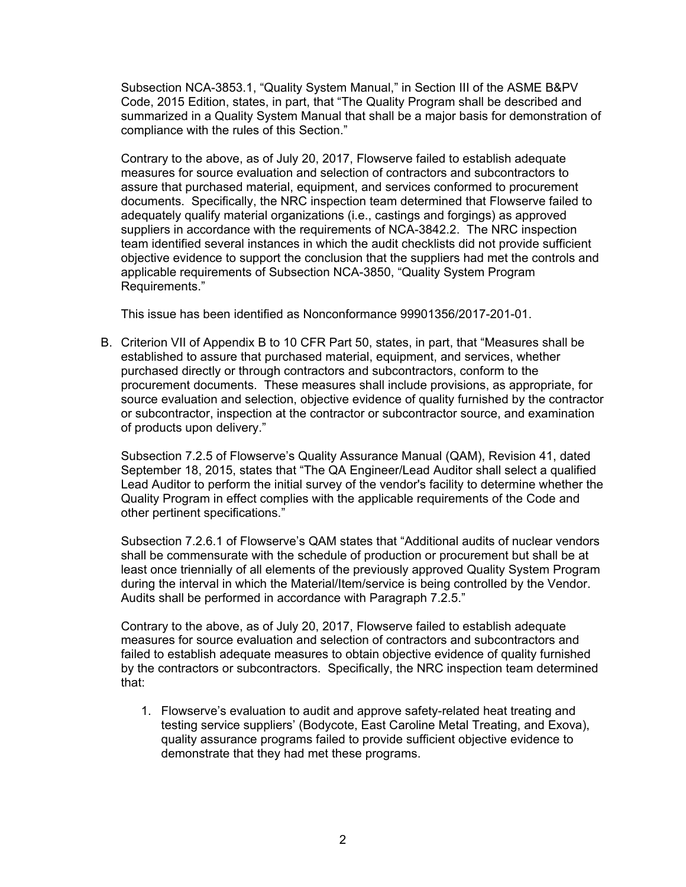Subsection NCA-3853.1, "Quality System Manual," in Section III of the ASME B&PV Code, 2015 Edition, states, in part, that "The Quality Program shall be described and summarized in a Quality System Manual that shall be a major basis for demonstration of compliance with the rules of this Section."

Contrary to the above, as of July 20, 2017, Flowserve failed to establish adequate measures for source evaluation and selection of contractors and subcontractors to assure that purchased material, equipment, and services conformed to procurement documents. Specifically, the NRC inspection team determined that Flowserve failed to adequately qualify material organizations (i.e., castings and forgings) as approved suppliers in accordance with the requirements of NCA-3842.2. The NRC inspection team identified several instances in which the audit checklists did not provide sufficient objective evidence to support the conclusion that the suppliers had met the controls and applicable requirements of Subsection NCA-3850, "Quality System Program Requirements."

This issue has been identified as Nonconformance 99901356/2017-201-01.

B. Criterion VII of Appendix B to 10 CFR Part 50, states, in part, that "Measures shall be established to assure that purchased material, equipment, and services, whether purchased directly or through contractors and subcontractors, conform to the procurement documents. These measures shall include provisions, as appropriate, for source evaluation and selection, objective evidence of quality furnished by the contractor or subcontractor, inspection at the contractor or subcontractor source, and examination of products upon delivery."

Subsection 7.2.5 of Flowserve's Quality Assurance Manual (QAM), Revision 41, dated September 18, 2015, states that "The QA Engineer/Lead Auditor shall select a qualified Lead Auditor to perform the initial survey of the vendor's facility to determine whether the Quality Program in effect complies with the applicable requirements of the Code and other pertinent specifications."

Subsection 7.2.6.1 of Flowserve's QAM states that "Additional audits of nuclear vendors shall be commensurate with the schedule of production or procurement but shall be at least once triennially of all elements of the previously approved Quality System Program during the interval in which the Material/Item/service is being controlled by the Vendor. Audits shall be performed in accordance with Paragraph 7.2.5."

Contrary to the above, as of July 20, 2017, Flowserve failed to establish adequate measures for source evaluation and selection of contractors and subcontractors and failed to establish adequate measures to obtain objective evidence of quality furnished by the contractors or subcontractors. Specifically, the NRC inspection team determined that:

1. Flowserve's evaluation to audit and approve safety-related heat treating and testing service suppliers' (Bodycote, East Caroline Metal Treating, and Exova), quality assurance programs failed to provide sufficient objective evidence to demonstrate that they had met these programs.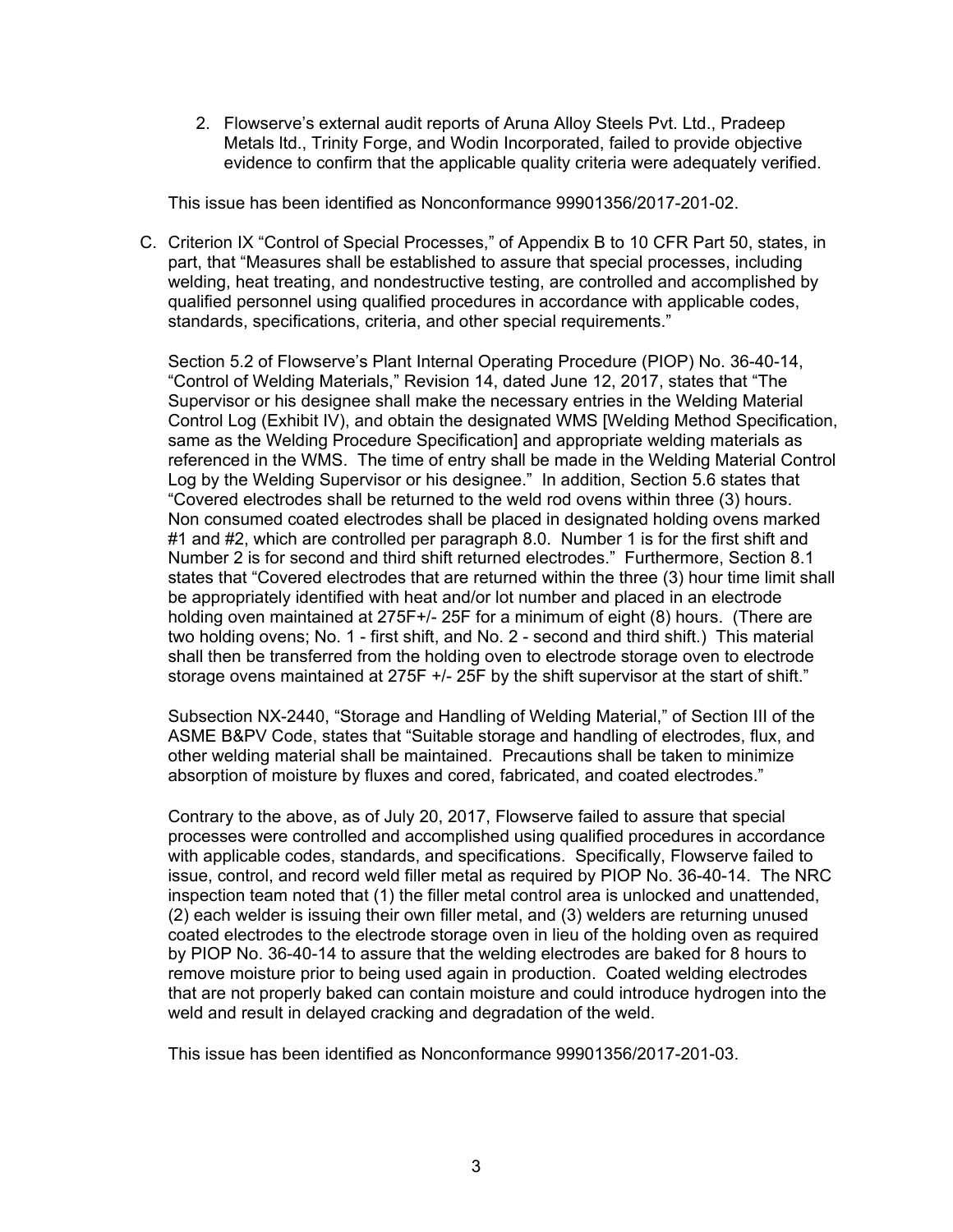2. Flowserve's external audit reports of Aruna Alloy Steels Pvt. Ltd., Pradeep Metals ltd., Trinity Forge, and Wodin Incorporated, failed to provide objective evidence to confirm that the applicable quality criteria were adequately verified.

This issue has been identified as Nonconformance 99901356/2017-201-02.

C. Criterion IX "Control of Special Processes," of Appendix B to 10 CFR Part 50, states, in part, that "Measures shall be established to assure that special processes, including welding, heat treating, and nondestructive testing, are controlled and accomplished by qualified personnel using qualified procedures in accordance with applicable codes, standards, specifications, criteria, and other special requirements."

Section 5.2 of Flowserve's Plant Internal Operating Procedure (PIOP) No. 36-40-14, "Control of Welding Materials," Revision 14, dated June 12, 2017, states that "The Supervisor or his designee shall make the necessary entries in the Welding Material Control Log (Exhibit IV), and obtain the designated WMS [Welding Method Specification, same as the Welding Procedure Specification] and appropriate welding materials as referenced in the WMS. The time of entry shall be made in the Welding Material Control Log by the Welding Supervisor or his designee." In addition, Section 5.6 states that "Covered electrodes shall be returned to the weld rod ovens within three (3) hours. Non consumed coated electrodes shall be placed in designated holding ovens marked #1 and #2, which are controlled per paragraph 8.0. Number 1 is for the first shift and Number 2 is for second and third shift returned electrodes." Furthermore, Section 8.1 states that "Covered electrodes that are returned within the three (3) hour time limit shall be appropriately identified with heat and/or lot number and placed in an electrode holding oven maintained at 275F+/- 25F for a minimum of eight (8) hours. (There are two holding ovens; No. 1 - first shift, and No. 2 - second and third shift.) This material shall then be transferred from the holding oven to electrode storage oven to electrode storage ovens maintained at 275F +/- 25F by the shift supervisor at the start of shift."

Subsection NX-2440, "Storage and Handling of Welding Material," of Section III of the ASME B&PV Code, states that "Suitable storage and handling of electrodes, flux, and other welding material shall be maintained. Precautions shall be taken to minimize absorption of moisture by fluxes and cored, fabricated, and coated electrodes."

Contrary to the above, as of July 20, 2017, Flowserve failed to assure that special processes were controlled and accomplished using qualified procedures in accordance with applicable codes, standards, and specifications. Specifically, Flowserve failed to issue, control, and record weld filler metal as required by PIOP No. 36-40-14. The NRC inspection team noted that (1) the filler metal control area is unlocked and unattended, (2) each welder is issuing their own filler metal, and (3) welders are returning unused coated electrodes to the electrode storage oven in lieu of the holding oven as required by PIOP No. 36-40-14 to assure that the welding electrodes are baked for 8 hours to remove moisture prior to being used again in production. Coated welding electrodes that are not properly baked can contain moisture and could introduce hydrogen into the weld and result in delayed cracking and degradation of the weld.

This issue has been identified as Nonconformance 99901356/2017-201-03.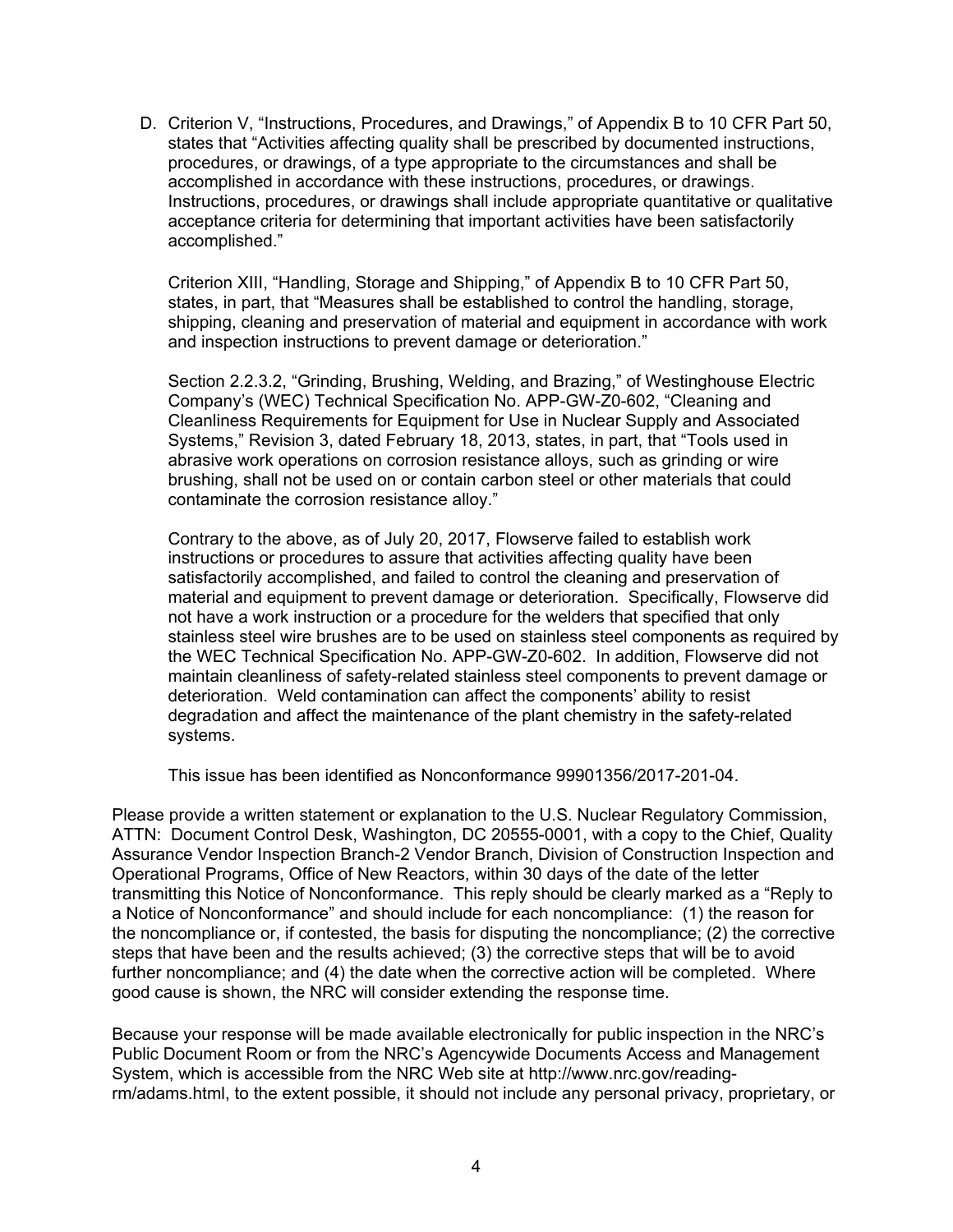D. Criterion V, "Instructions, Procedures, and Drawings," of Appendix B to 10 CFR Part 50, states that "Activities affecting quality shall be prescribed by documented instructions, procedures, or drawings, of a type appropriate to the circumstances and shall be accomplished in accordance with these instructions, procedures, or drawings. Instructions, procedures, or drawings shall include appropriate quantitative or qualitative acceptance criteria for determining that important activities have been satisfactorily accomplished."

   Criterion XIII, "Handling, Storage and Shipping," of Appendix B to 10 CFR Part 50, states, in part, that "Measures shall be established to control the handling, storage, shipping, cleaning and preservation of material and equipment in accordance with work and inspection instructions to prevent damage or deterioration."

   Section 2.2.3.2, "Grinding, Brushing, Welding, and Brazing," of Westinghouse Electric Company's (WEC) Technical Specification No. APP-GW-Z0-602, "Cleaning and Cleanliness Requirements for Equipment for Use in Nuclear Supply and Associated Systems," Revision 3, dated February 18, 2013, states, in part, that "Tools used in abrasive work operations on corrosion resistance alloys, such as grinding or wire brushing, shall not be used on or contain carbon steel or other materials that could contaminate the corrosion resistance alloy."

   Contrary to the above, as of July 20, 2017, Flowserve failed to establish work instructions or procedures to assure that activities affecting quality have been satisfactorily accomplished, and failed to control the cleaning and preservation of material and equipment to prevent damage or deterioration. Specifically, Flowserve did not have a work instruction or a procedure for the welders that specified that only stainless steel wire brushes are to be used on stainless steel components as required by the WEC Technical Specification No. APP-GW-Z0-602. In addition, Flowserve did not maintain cleanliness of safety-related stainless steel components to prevent damage or deterioration. Weld contamination can affect the components' ability to resist degradation and affect the maintenance of the plant chemistry in the safety-related systems.

   This issue has been identified as Nonconformance 99901356/2017-201-04.

Please provide a written statement or explanation to the U.S. Nuclear Regulatory Commission, ATTN: Document Control Desk, Washington, DC 20555-0001, with a copy to the Chief, Quality Assurance Vendor Inspection Branch-2 Vendor Branch, Division of Construction Inspection and Operational Programs, Office of New Reactors, within 30 days of the date of the letter transmitting this Notice of Nonconformance. This reply should be clearly marked as a "Reply to a Notice of Nonconformance" and should include for each noncompliance: (1) the reason for the noncompliance or, if contested, the basis for disputing the noncompliance; (2) the corrective steps that have been and the results achieved; (3) the corrective steps that will be to avoid further noncompliance; and (4) the date when the corrective action will be completed. Where good cause is shown, the NRC will consider extending the response time.

Because your response will be made available electronically for public inspection in the NRC's Public Document Room or from the NRC's Agencywide Documents Access and Management System, which is accessible from the NRC Web site at http://www.nrc.gov/reading-rm/adams.html, to the extent possible, it should not include any personal privacy, proprietary, or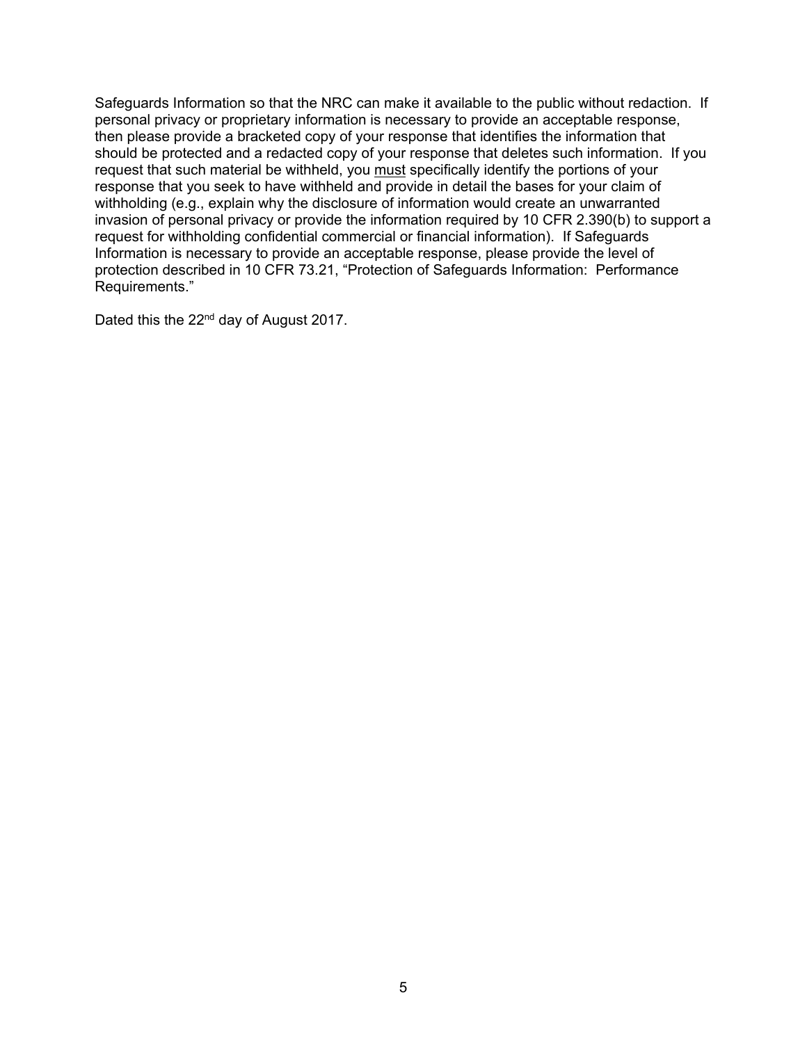Safeguards Information so that the NRC can make it available to the public without redaction. If personal privacy or proprietary information is necessary to provide an acceptable response, then please provide a bracketed copy of your response that identifies the information that should be protected and a redacted copy of your response that deletes such information. If you request that such material be withheld, you must specifically identify the portions of your response that you seek to have withheld and provide in detail the bases for your claim of withholding (e.g., explain why the disclosure of information would create an unwarranted invasion of personal privacy or provide the information required by 10 CFR 2.390(b) to support a request for withholding confidential commercial or financial information). If Safeguards Information is necessary to provide an acceptable response, please provide the level of protection described in 10 CFR 73.21, "Protection of Safeguards Information: Performance Requirements."

Dated this the 22nd day of August 2017.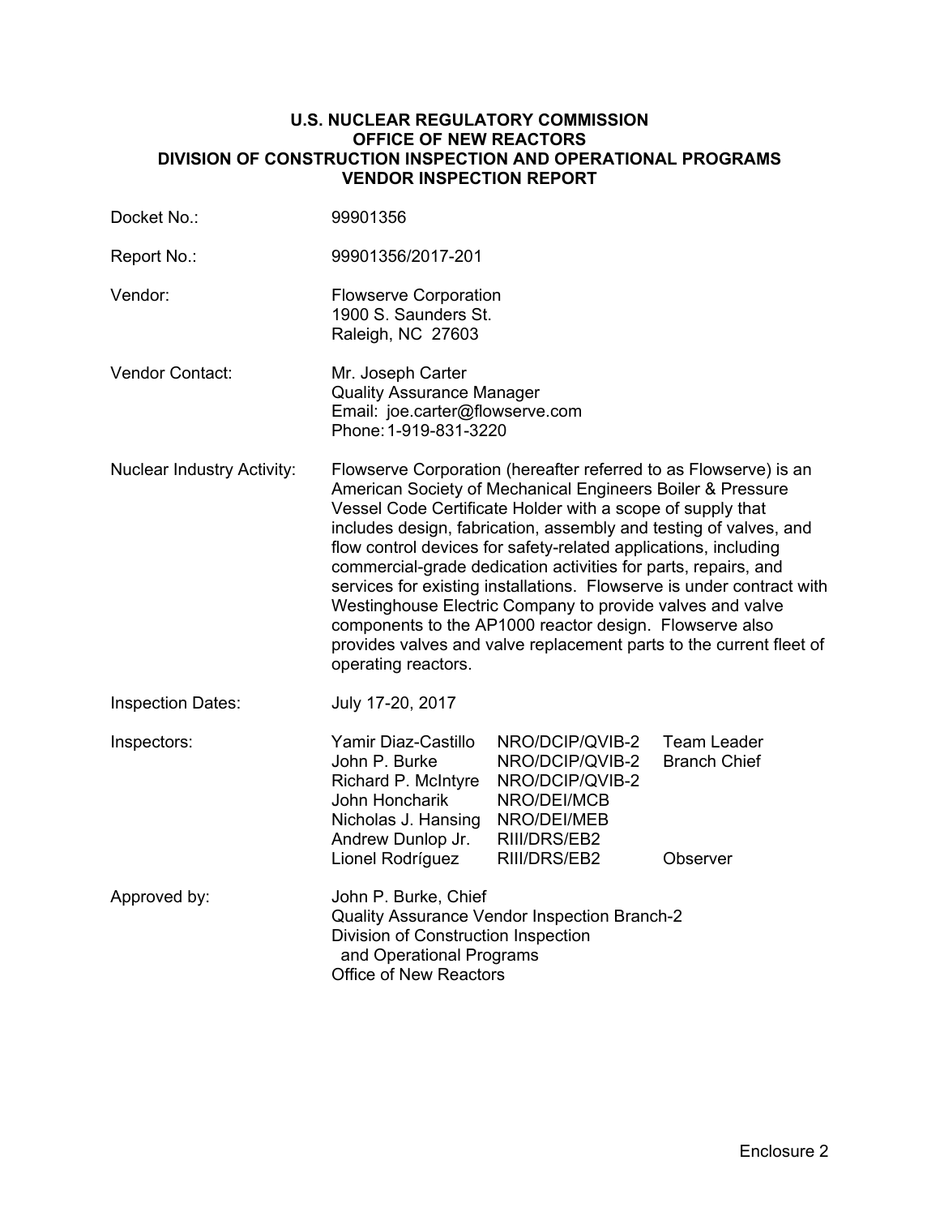**U.S. NUCLEAR REGULATORY COMMISSION**
**OFFICE OF NEW REACTORS**
**DIVISION OF CONSTRUCTION INSPECTION AND OPERATIONAL PROGRAMS**
**VENDOR INSPECTION REPORT**

| | |
|---|---|
| Docket No.: | 99901356 |
| Report No.: | 99901356/2017-201 |
| Vendor: | Flowserve Corporation<br>1900 S. Saunders St.<br>Raleigh, NC 27603 |
| Vendor Contact: | Mr. Joseph Carter<br>Quality Assurance Manager<br>Email: joe.carter@flowserve.com<br>Phone: 1-919-831-3220 |
| Nuclear Industry Activity: | Flowserve Corporation (hereafter referred to as Flowserve) is an American Society of Mechanical Engineers Boiler & Pressure Vessel Code Certificate Holder with a scope of supply that includes design, fabrication, assembly and testing of valves, and flow control devices for safety-related applications, including commercial-grade dedication activities for parts, repairs, and services for existing installations. Flowserve is under contract with Westinghouse Electric Company to provide valves and valve components to the AP1000 reactor design. Flowserve also provides valves and valve replacement parts to the current fleet of operating reactors. |
| Inspection Dates: | July 17-20, 2017 |

Inspectors:

| | | |
|---|---|---|
| Yamir Diaz-Castillo | NRO/DCIP/QVIB-2 | Team Leader |
| John P. Burke | NRO/DCIP/QVIB-2 | Branch Chief |
| Richard P. McIntyre | NRO/DCIP/QVIB-2 | |
| John Honcharik | NRO/DEI/MCB | |
| Nicholas J. Hansing | NRO/DEI/MEB | |
| Andrew Dunlop Jr. | RIII/DRS/EB2 | |
| Lionel Rodríguez | RIII/DRS/EB2 | Observer |

Approved by: John P. Burke, Chief
Quality Assurance Vendor Inspection Branch-2
Division of Construction Inspection
and Operational Programs
Office of New Reactors

Enclosure 2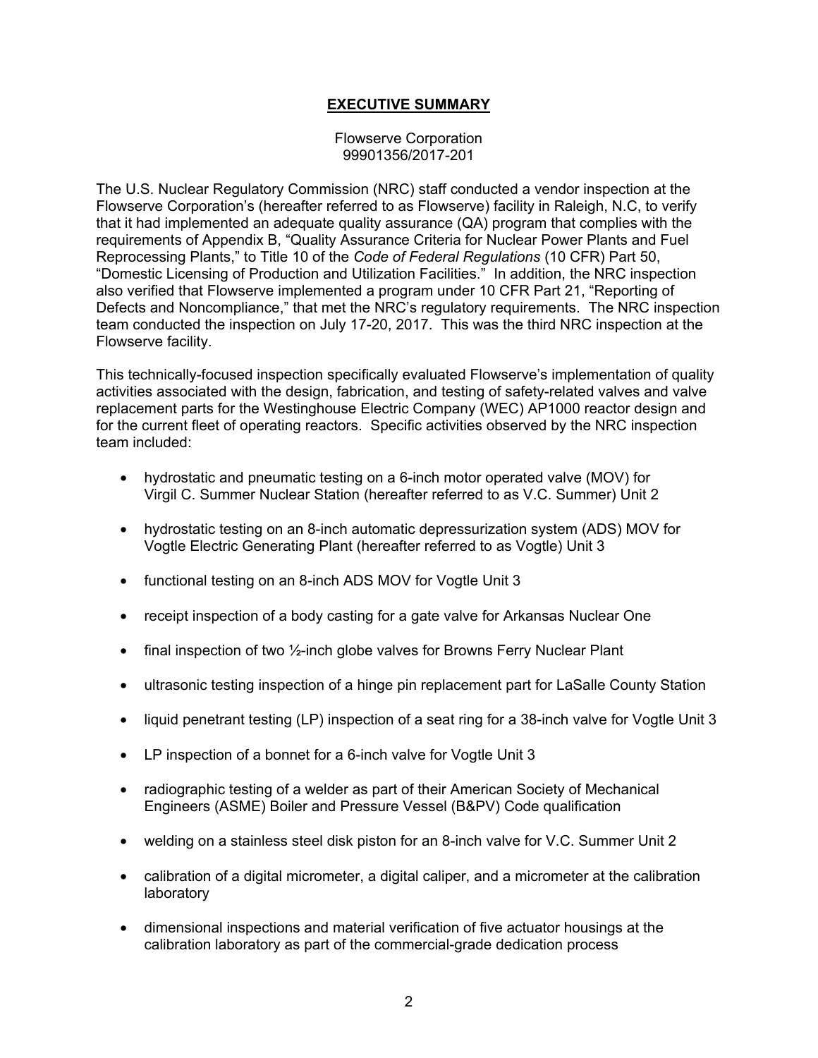# EXECUTIVE SUMMARY

Flowserve Corporation
99901356/2017-201

The U.S. Nuclear Regulatory Commission (NRC) staff conducted a vendor inspection at the Flowserve Corporation's (hereafter referred to as Flowserve) facility in Raleigh, N.C, to verify that it had implemented an adequate quality assurance (QA) program that complies with the requirements of Appendix B, "Quality Assurance Criteria for Nuclear Power Plants and Fuel Reprocessing Plants," to Title 10 of the *Code of Federal Regulations* (10 CFR) Part 50, "Domestic Licensing of Production and Utilization Facilities." In addition, the NRC inspection also verified that Flowserve implemented a program under 10 CFR Part 21, "Reporting of Defects and Noncompliance," that met the NRC's regulatory requirements. The NRC inspection team conducted the inspection on July 17-20, 2017. This was the third NRC inspection at the Flowserve facility.

This technically-focused inspection specifically evaluated Flowserve's implementation of quality activities associated with the design, fabrication, and testing of safety-related valves and valve replacement parts for the Westinghouse Electric Company (WEC) AP1000 reactor design and for the current fleet of operating reactors. Specific activities observed by the NRC inspection team included:

- hydrostatic and pneumatic testing on a 6-inch motor operated valve (MOV) for Virgil C. Summer Nuclear Station (hereafter referred to as V.C. Summer) Unit 2
- hydrostatic testing on an 8-inch automatic depressurization system (ADS) MOV for Vogtle Electric Generating Plant (hereafter referred to as Vogtle) Unit 3
- functional testing on an 8-inch ADS MOV for Vogtle Unit 3
- receipt inspection of a body casting for a gate valve for Arkansas Nuclear One
- final inspection of two ½-inch globe valves for Browns Ferry Nuclear Plant
- ultrasonic testing inspection of a hinge pin replacement part for LaSalle County Station
- liquid penetrant testing (LP) inspection of a seat ring for a 38-inch valve for Vogtle Unit 3
- LP inspection of a bonnet for a 6-inch valve for Vogtle Unit 3
- radiographic testing of a welder as part of their American Society of Mechanical Engineers (ASME) Boiler and Pressure Vessel (B&PV) Code qualification
- welding on a stainless steel disk piston for an 8-inch valve for V.C. Summer Unit 2
- calibration of a digital micrometer, a digital caliper, and a micrometer at the calibration laboratory
- dimensional inspections and material verification of five actuator housings at the calibration laboratory as part of the commercial-grade dedication process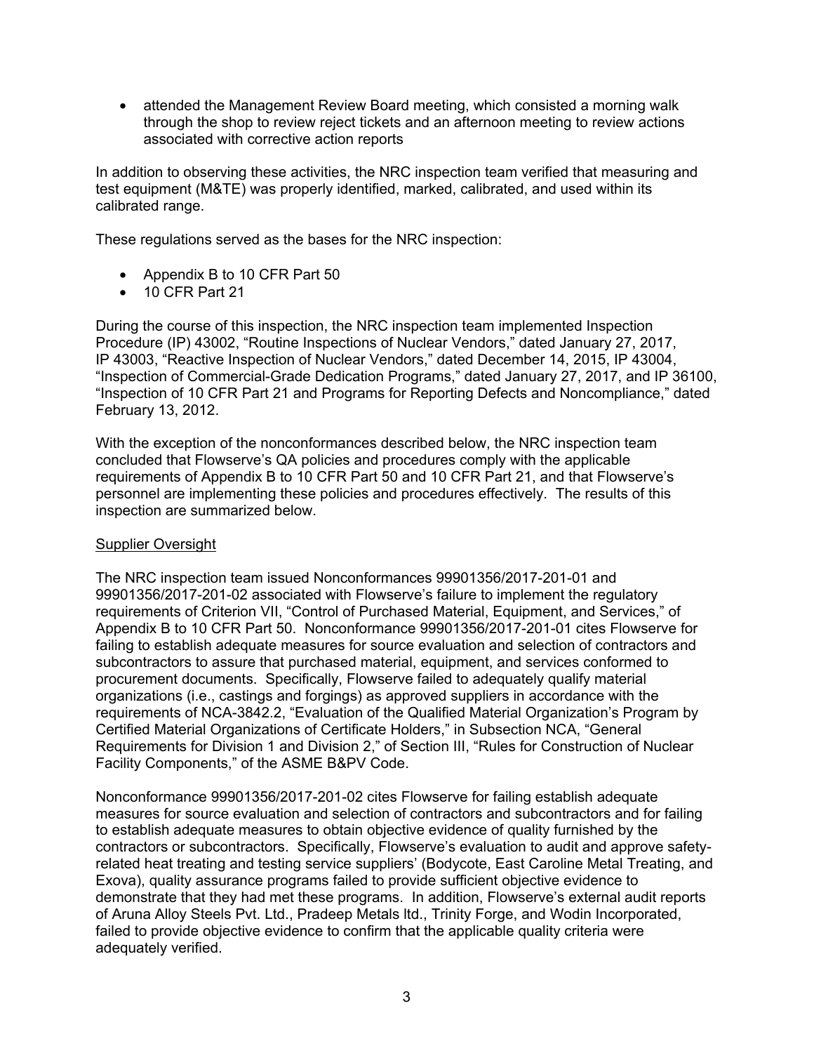- attended the Management Review Board meeting, which consisted a morning walk through the shop to review reject tickets and an afternoon meeting to review actions associated with corrective action reports

In addition to observing these activities, the NRC inspection team verified that measuring and test equipment (M&TE) was properly identified, marked, calibrated, and used within its calibrated range.

These regulations served as the bases for the NRC inspection:

- Appendix B to 10 CFR Part 50
- 10 CFR Part 21

During the course of this inspection, the NRC inspection team implemented Inspection Procedure (IP) 43002, "Routine Inspections of Nuclear Vendors," dated January 27, 2017, IP 43003, "Reactive Inspection of Nuclear Vendors," dated December 14, 2015, IP 43004, "Inspection of Commercial-Grade Dedication Programs," dated January 27, 2017, and IP 36100, "Inspection of 10 CFR Part 21 and Programs for Reporting Defects and Noncompliance," dated February 13, 2012.

With the exception of the nonconformances described below, the NRC inspection team concluded that Flowserve's QA policies and procedures comply with the applicable requirements of Appendix B to 10 CFR Part 50 and 10 CFR Part 21, and that Flowserve's personnel are implementing these policies and procedures effectively. The results of this inspection are summarized below.

Supplier Oversight

The NRC inspection team issued Nonconformances 99901356/2017-201-01 and 99901356/2017-201-02 associated with Flowserve's failure to implement the regulatory requirements of Criterion VII, "Control of Purchased Material, Equipment, and Services," of Appendix B to 10 CFR Part 50. Nonconformance 99901356/2017-201-01 cites Flowserve for failing to establish adequate measures for source evaluation and selection of contractors and subcontractors to assure that purchased material, equipment, and services conformed to procurement documents. Specifically, Flowserve failed to adequately qualify material organizations (i.e., castings and forgings) as approved suppliers in accordance with the requirements of NCA-3842.2, "Evaluation of the Qualified Material Organization's Program by Certified Material Organizations of Certificate Holders," in Subsection NCA, "General Requirements for Division 1 and Division 2," of Section III, "Rules for Construction of Nuclear Facility Components," of the ASME B&PV Code.

Nonconformance 99901356/2017-201-02 cites Flowserve for failing establish adequate measures for source evaluation and selection of contractors and subcontractors and for failing to establish adequate measures to obtain objective evidence of quality furnished by the contractors or subcontractors. Specifically, Flowserve's evaluation to audit and approve safety-related heat treating and testing service suppliers' (Bodycote, East Caroline Metal Treating, and Exova), quality assurance programs failed to provide sufficient objective evidence to demonstrate that they had met these programs. In addition, Flowserve's external audit reports of Aruna Alloy Steels Pvt. Ltd., Pradeep Metals ltd., Trinity Forge, and Wodin Incorporated, failed to provide objective evidence to confirm that the applicable quality criteria were adequately verified.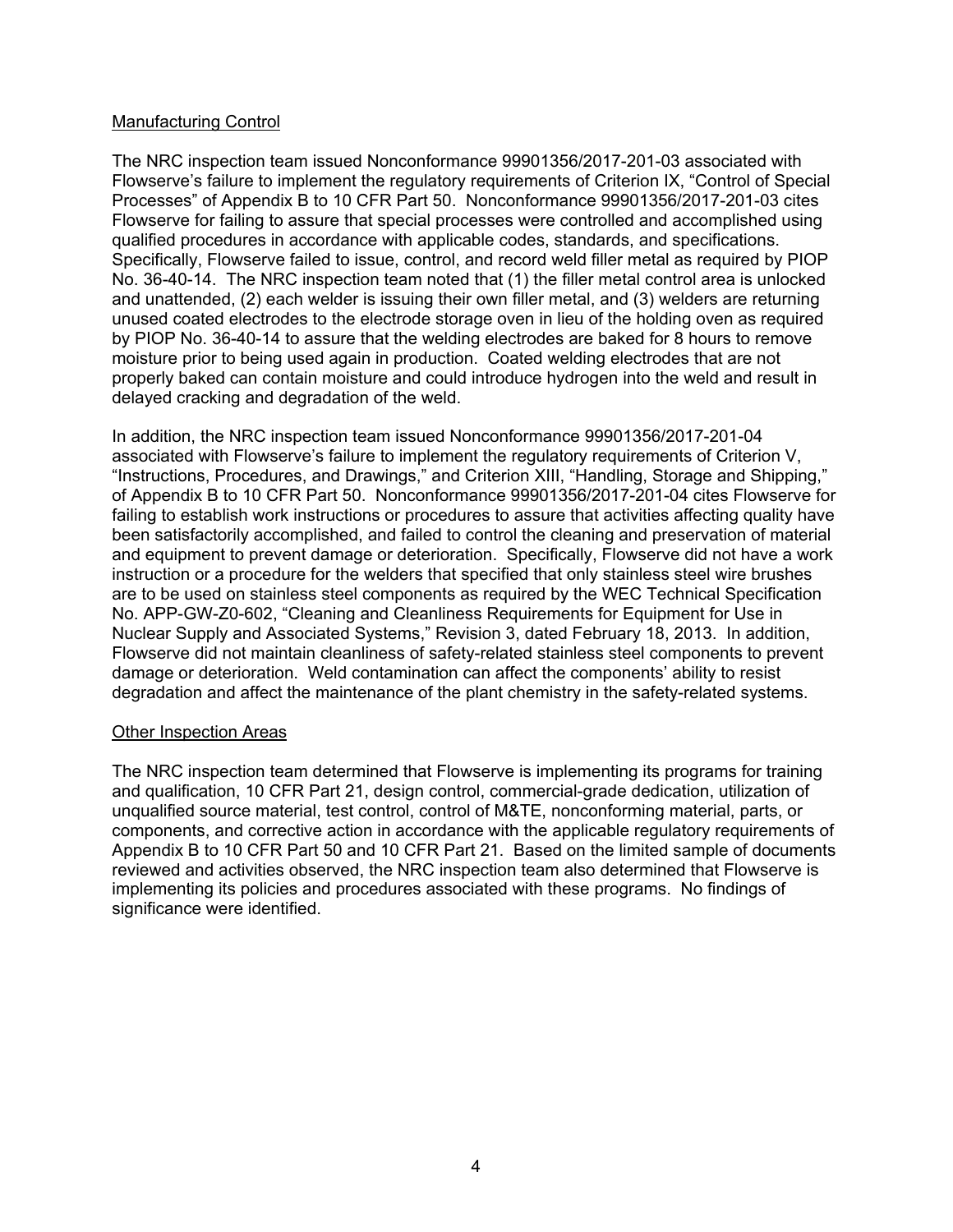Manufacturing Control

The NRC inspection team issued Nonconformance 99901356/2017-201-03 associated with Flowserve's failure to implement the regulatory requirements of Criterion IX, "Control of Special Processes" of Appendix B to 10 CFR Part 50. Nonconformance 99901356/2017-201-03 cites Flowserve for failing to assure that special processes were controlled and accomplished using qualified procedures in accordance with applicable codes, standards, and specifications. Specifically, Flowserve failed to issue, control, and record weld filler metal as required by PIOP No. 36-40-14. The NRC inspection team noted that (1) the filler metal control area is unlocked and unattended, (2) each welder is issuing their own filler metal, and (3) welders are returning unused coated electrodes to the electrode storage oven in lieu of the holding oven as required by PIOP No. 36-40-14 to assure that the welding electrodes are baked for 8 hours to remove moisture prior to being used again in production. Coated welding electrodes that are not properly baked can contain moisture and could introduce hydrogen into the weld and result in delayed cracking and degradation of the weld.

In addition, the NRC inspection team issued Nonconformance 99901356/2017-201-04 associated with Flowserve's failure to implement the regulatory requirements of Criterion V, "Instructions, Procedures, and Drawings," and Criterion XIII, "Handling, Storage and Shipping," of Appendix B to 10 CFR Part 50. Nonconformance 99901356/2017-201-04 cites Flowserve for failing to establish work instructions or procedures to assure that activities affecting quality have been satisfactorily accomplished, and failed to control the cleaning and preservation of material and equipment to prevent damage or deterioration. Specifically, Flowserve did not have a work instruction or a procedure for the welders that specified that only stainless steel wire brushes are to be used on stainless steel components as required by the WEC Technical Specification No. APP-GW-Z0-602, "Cleaning and Cleanliness Requirements for Equipment for Use in Nuclear Supply and Associated Systems," Revision 3, dated February 18, 2013. In addition, Flowserve did not maintain cleanliness of safety-related stainless steel components to prevent damage or deterioration. Weld contamination can affect the components' ability to resist degradation and affect the maintenance of the plant chemistry in the safety-related systems.

Other Inspection Areas

The NRC inspection team determined that Flowserve is implementing its programs for training and qualification, 10 CFR Part 21, design control, commercial-grade dedication, utilization of unqualified source material, test control, control of M&TE, nonconforming material, parts, or components, and corrective action in accordance with the applicable regulatory requirements of Appendix B to 10 CFR Part 50 and 10 CFR Part 21. Based on the limited sample of documents reviewed and activities observed, the NRC inspection team also determined that Flowserve is implementing its policies and procedures associated with these programs. No findings of significance were identified.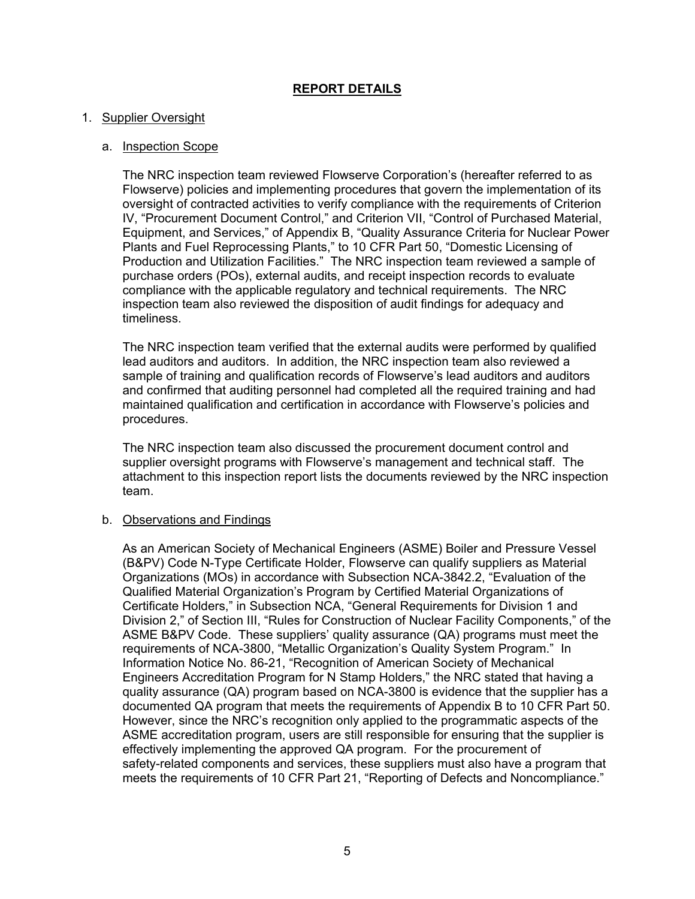## REPORT DETAILS

1. Supplier Oversight

   a. Inspection Scope

   The NRC inspection team reviewed Flowserve Corporation's (hereafter referred to as Flowserve) policies and implementing procedures that govern the implementation of its oversight of contracted activities to verify compliance with the requirements of Criterion IV, "Procurement Document Control," and Criterion VII, "Control of Purchased Material, Equipment, and Services," of Appendix B, "Quality Assurance Criteria for Nuclear Power Plants and Fuel Reprocessing Plants," to 10 CFR Part 50, "Domestic Licensing of Production and Utilization Facilities." The NRC inspection team reviewed a sample of purchase orders (POs), external audits, and receipt inspection records to evaluate compliance with the applicable regulatory and technical requirements. The NRC inspection team also reviewed the disposition of audit findings for adequacy and timeliness.

   The NRC inspection team verified that the external audits were performed by qualified lead auditors and auditors. In addition, the NRC inspection team also reviewed a sample of training and qualification records of Flowserve's lead auditors and auditors and confirmed that auditing personnel had completed all the required training and had maintained qualification and certification in accordance with Flowserve's policies and procedures.

   The NRC inspection team also discussed the procurement document control and supplier oversight programs with Flowserve's management and technical staff. The attachment to this inspection report lists the documents reviewed by the NRC inspection team.

   b. Observations and Findings

   As an American Society of Mechanical Engineers (ASME) Boiler and Pressure Vessel (B&PV) Code N-Type Certificate Holder, Flowserve can qualify suppliers as Material Organizations (MOs) in accordance with Subsection NCA-3842.2, "Evaluation of the Qualified Material Organization's Program by Certified Material Organizations of Certificate Holders," in Subsection NCA, "General Requirements for Division 1 and Division 2," of Section III, "Rules for Construction of Nuclear Facility Components," of the ASME B&PV Code. These suppliers' quality assurance (QA) programs must meet the requirements of NCA-3800, "Metallic Organization's Quality System Program." In Information Notice No. 86-21, "Recognition of American Society of Mechanical Engineers Accreditation Program for N Stamp Holders," the NRC stated that having a quality assurance (QA) program based on NCA-3800 is evidence that the supplier has a documented QA program that meets the requirements of Appendix B to 10 CFR Part 50. However, since the NRC's recognition only applied to the programmatic aspects of the ASME accreditation program, users are still responsible for ensuring that the supplier is effectively implementing the approved QA program. For the procurement of safety-related components and services, these suppliers must also have a program that meets the requirements of 10 CFR Part 21, "Reporting of Defects and Noncompliance."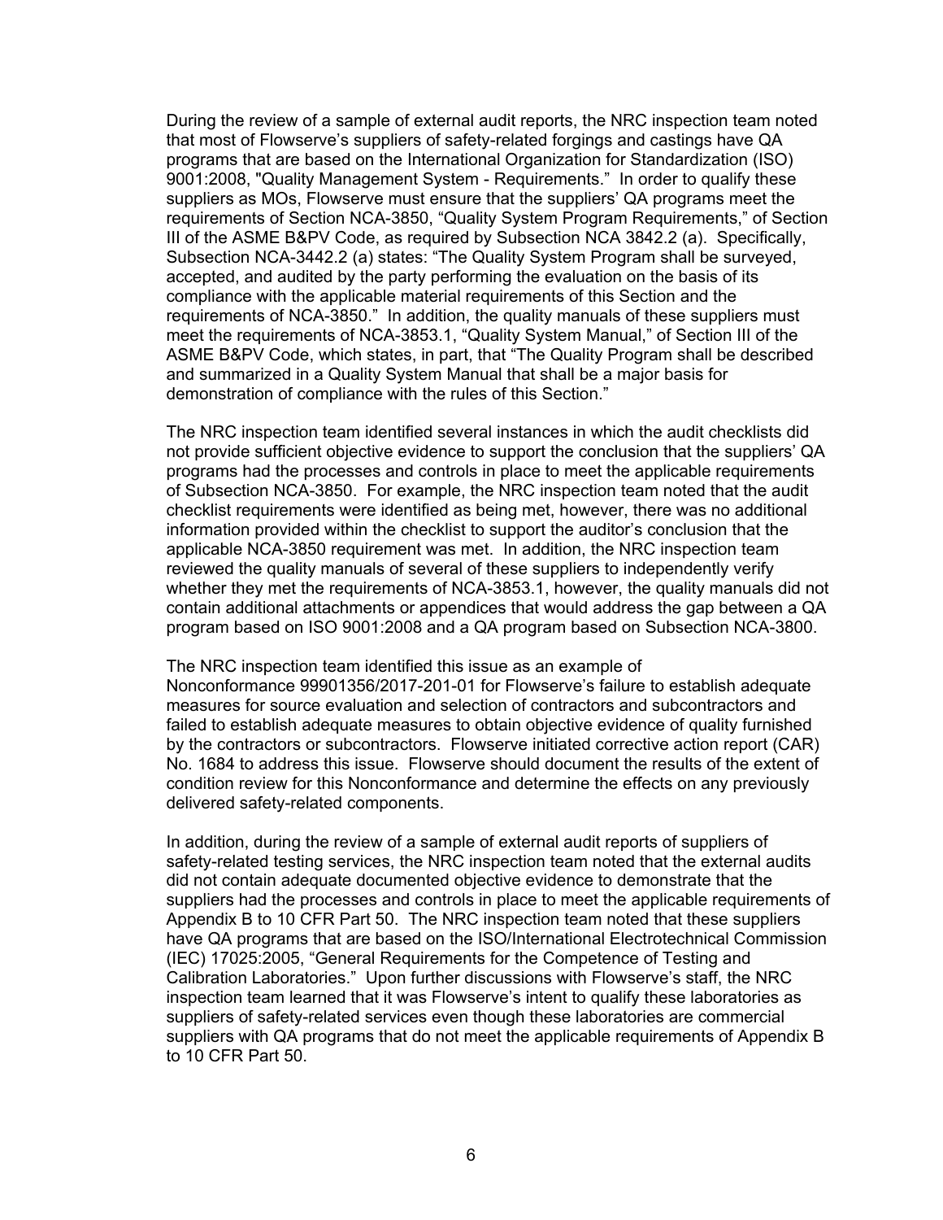During the review of a sample of external audit reports, the NRC inspection team noted that most of Flowserve's suppliers of safety-related forgings and castings have QA programs that are based on the International Organization for Standardization (ISO) 9001:2008, "Quality Management System - Requirements." In order to qualify these suppliers as MOs, Flowserve must ensure that the suppliers' QA programs meet the requirements of Section NCA-3850, "Quality System Program Requirements," of Section III of the ASME B&PV Code, as required by Subsection NCA 3842.2 (a). Specifically, Subsection NCA-3442.2 (a) states: "The Quality System Program shall be surveyed, accepted, and audited by the party performing the evaluation on the basis of its compliance with the applicable material requirements of this Section and the requirements of NCA-3850." In addition, the quality manuals of these suppliers must meet the requirements of NCA-3853.1, "Quality System Manual," of Section III of the ASME B&PV Code, which states, in part, that "The Quality Program shall be described and summarized in a Quality System Manual that shall be a major basis for demonstration of compliance with the rules of this Section."

The NRC inspection team identified several instances in which the audit checklists did not provide sufficient objective evidence to support the conclusion that the suppliers' QA programs had the processes and controls in place to meet the applicable requirements of Subsection NCA-3850. For example, the NRC inspection team noted that the audit checklist requirements were identified as being met, however, there was no additional information provided within the checklist to support the auditor's conclusion that the applicable NCA-3850 requirement was met. In addition, the NRC inspection team reviewed the quality manuals of several of these suppliers to independently verify whether they met the requirements of NCA-3853.1, however, the quality manuals did not contain additional attachments or appendices that would address the gap between a QA program based on ISO 9001:2008 and a QA program based on Subsection NCA-3800.

The NRC inspection team identified this issue as an example of Nonconformance 99901356/2017-201-01 for Flowserve's failure to establish adequate measures for source evaluation and selection of contractors and subcontractors and failed to establish adequate measures to obtain objective evidence of quality furnished by the contractors or subcontractors. Flowserve initiated corrective action report (CAR) No. 1684 to address this issue. Flowserve should document the results of the extent of condition review for this Nonconformance and determine the effects on any previously delivered safety-related components.

In addition, during the review of a sample of external audit reports of suppliers of safety-related testing services, the NRC inspection team noted that the external audits did not contain adequate documented objective evidence to demonstrate that the suppliers had the processes and controls in place to meet the applicable requirements of Appendix B to 10 CFR Part 50. The NRC inspection team noted that these suppliers have QA programs that are based on the ISO/International Electrotechnical Commission (IEC) 17025:2005, "General Requirements for the Competence of Testing and Calibration Laboratories." Upon further discussions with Flowserve's staff, the NRC inspection team learned that it was Flowserve's intent to qualify these laboratories as suppliers of safety-related services even though these laboratories are commercial suppliers with QA programs that do not meet the applicable requirements of Appendix B to 10 CFR Part 50.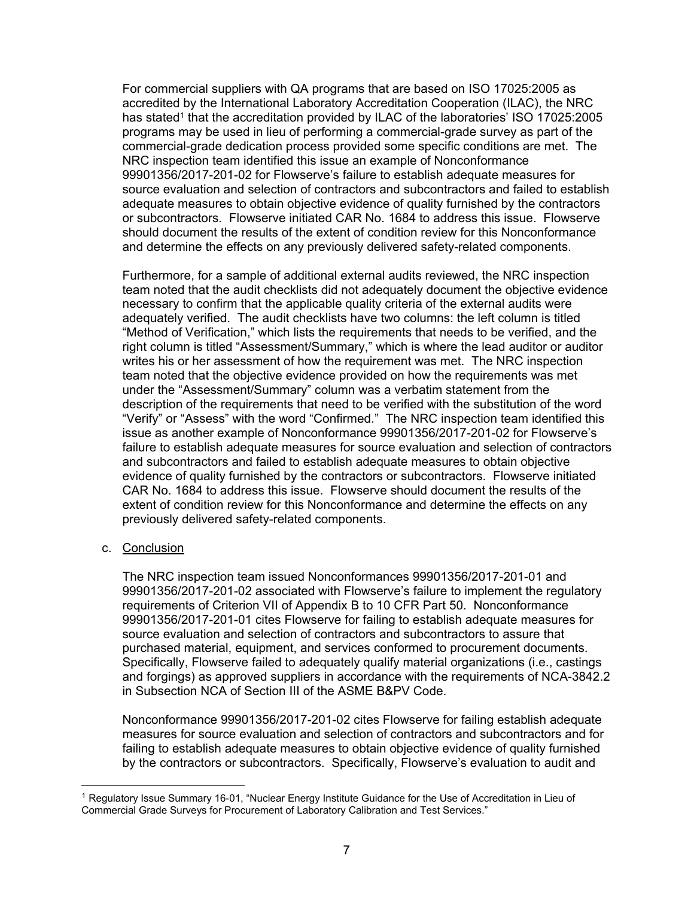For commercial suppliers with QA programs that are based on ISO 17025:2005 as accredited by the International Laboratory Accreditation Cooperation (ILAC), the NRC has stated[1] that the accreditation provided by ILAC of the laboratories' ISO 17025:2005 programs may be used in lieu of performing a commercial-grade survey as part of the commercial-grade dedication process provided some specific conditions are met. The NRC inspection team identified this issue an example of Nonconformance 99901356/2017-201-02 for Flowserve's failure to establish adequate measures for source evaluation and selection of contractors and subcontractors and failed to establish adequate measures to obtain objective evidence of quality furnished by the contractors or subcontractors. Flowserve initiated CAR No. 1684 to address this issue. Flowserve should document the results of the extent of condition review for this Nonconformance and determine the effects on any previously delivered safety-related components.

Furthermore, for a sample of additional external audits reviewed, the NRC inspection team noted that the audit checklists did not adequately document the objective evidence necessary to confirm that the applicable quality criteria of the external audits were adequately verified. The audit checklists have two columns: the left column is titled "Method of Verification," which lists the requirements that needs to be verified, and the right column is titled "Assessment/Summary," which is where the lead auditor or auditor writes his or her assessment of how the requirement was met. The NRC inspection team noted that the objective evidence provided on how the requirements was met under the "Assessment/Summary" column was a verbatim statement from the description of the requirements that need to be verified with the substitution of the word "Verify" or "Assess" with the word "Confirmed." The NRC inspection team identified this issue as another example of Nonconformance 99901356/2017-201-02 for Flowserve's failure to establish adequate measures for source evaluation and selection of contractors and subcontractors and failed to establish adequate measures to obtain objective evidence of quality furnished by the contractors or subcontractors. Flowserve initiated CAR No. 1684 to address this issue. Flowserve should document the results of the extent of condition review for this Nonconformance and determine the effects on any previously delivered safety-related components.

c. Conclusion

The NRC inspection team issued Nonconformances 99901356/2017-201-01 and 99901356/2017-201-02 associated with Flowserve's failure to implement the regulatory requirements of Criterion VII of Appendix B to 10 CFR Part 50. Nonconformance 99901356/2017-201-01 cites Flowserve for failing to establish adequate measures for source evaluation and selection of contractors and subcontractors to assure that purchased material, equipment, and services conformed to procurement documents. Specifically, Flowserve failed to adequately qualify material organizations (i.e., castings and forgings) as approved suppliers in accordance with the requirements of NCA-3842.2 in Subsection NCA of Section III of the ASME B&PV Code.

Nonconformance 99901356/2017-201-02 cites Flowserve for failing establish adequate measures for source evaluation and selection of contractors and subcontractors and for failing to establish adequate measures to obtain objective evidence of quality furnished by the contractors or subcontractors. Specifically, Flowserve's evaluation to audit and

[1] Regulatory Issue Summary 16-01, "Nuclear Energy Institute Guidance for the Use of Accreditation in Lieu of Commercial Grade Surveys for Procurement of Laboratory Calibration and Test Services."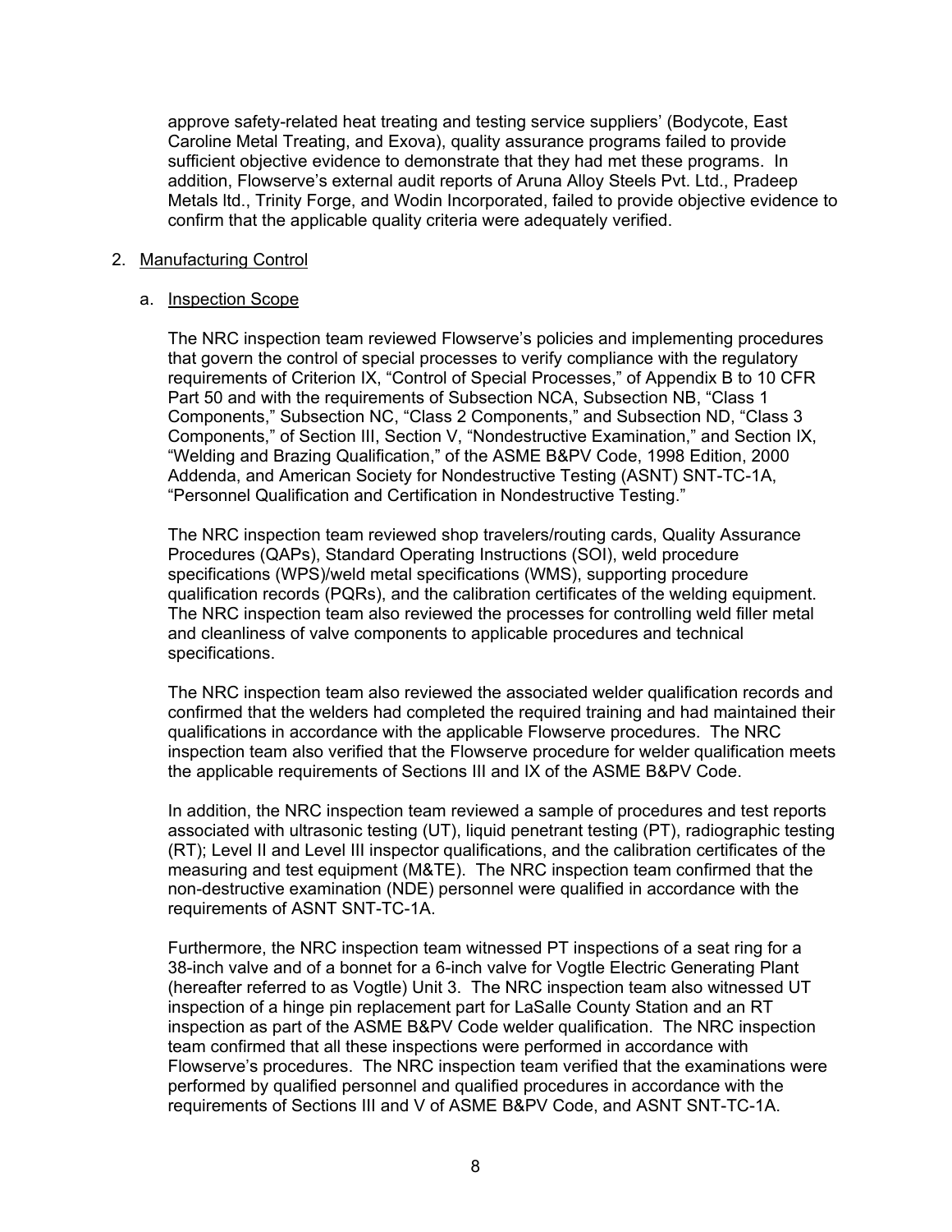approve safety-related heat treating and testing service suppliers' (Bodycote, East Caroline Metal Treating, and Exova), quality assurance programs failed to provide sufficient objective evidence to demonstrate that they had met these programs. In addition, Flowserve's external audit reports of Aruna Alloy Steels Pvt. Ltd., Pradeep Metals ltd., Trinity Forge, and Wodin Incorporated, failed to provide objective evidence to confirm that the applicable quality criteria were adequately verified.

2. Manufacturing Control

   a. Inspection Scope

   The NRC inspection team reviewed Flowserve's policies and implementing procedures that govern the control of special processes to verify compliance with the regulatory requirements of Criterion IX, "Control of Special Processes," of Appendix B to 10 CFR Part 50 and with the requirements of Subsection NCA, Subsection NB, "Class 1 Components," Subsection NC, "Class 2 Components," and Subsection ND, "Class 3 Components," of Section III, Section V, "Nondestructive Examination," and Section IX, "Welding and Brazing Qualification," of the ASME B&PV Code, 1998 Edition, 2000 Addenda, and American Society for Nondestructive Testing (ASNT) SNT-TC-1A, "Personnel Qualification and Certification in Nondestructive Testing."

   The NRC inspection team reviewed shop travelers/routing cards, Quality Assurance Procedures (QAPs), Standard Operating Instructions (SOI), weld procedure specifications (WPS)/weld metal specifications (WMS), supporting procedure qualification records (PQRs), and the calibration certificates of the welding equipment. The NRC inspection team also reviewed the processes for controlling weld filler metal and cleanliness of valve components to applicable procedures and technical specifications.

   The NRC inspection team also reviewed the associated welder qualification records and confirmed that the welders had completed the required training and had maintained their qualifications in accordance with the applicable Flowserve procedures. The NRC inspection team also verified that the Flowserve procedure for welder qualification meets the applicable requirements of Sections III and IX of the ASME B&PV Code.

   In addition, the NRC inspection team reviewed a sample of procedures and test reports associated with ultrasonic testing (UT), liquid penetrant testing (PT), radiographic testing (RT); Level II and Level III inspector qualifications, and the calibration certificates of the measuring and test equipment (M&TE). The NRC inspection team confirmed that the non-destructive examination (NDE) personnel were qualified in accordance with the requirements of ASNT SNT-TC-1A.

   Furthermore, the NRC inspection team witnessed PT inspections of a seat ring for a 38-inch valve and of a bonnet for a 6-inch valve for Vogtle Electric Generating Plant (hereafter referred to as Vogtle) Unit 3. The NRC inspection team also witnessed UT inspection of a hinge pin replacement part for LaSalle County Station and an RT inspection as part of the ASME B&PV Code welder qualification. The NRC inspection team confirmed that all these inspections were performed in accordance with Flowserve's procedures. The NRC inspection team verified that the examinations were performed by qualified personnel and qualified procedures in accordance with the requirements of Sections III and V of ASME B&PV Code, and ASNT SNT-TC-1A.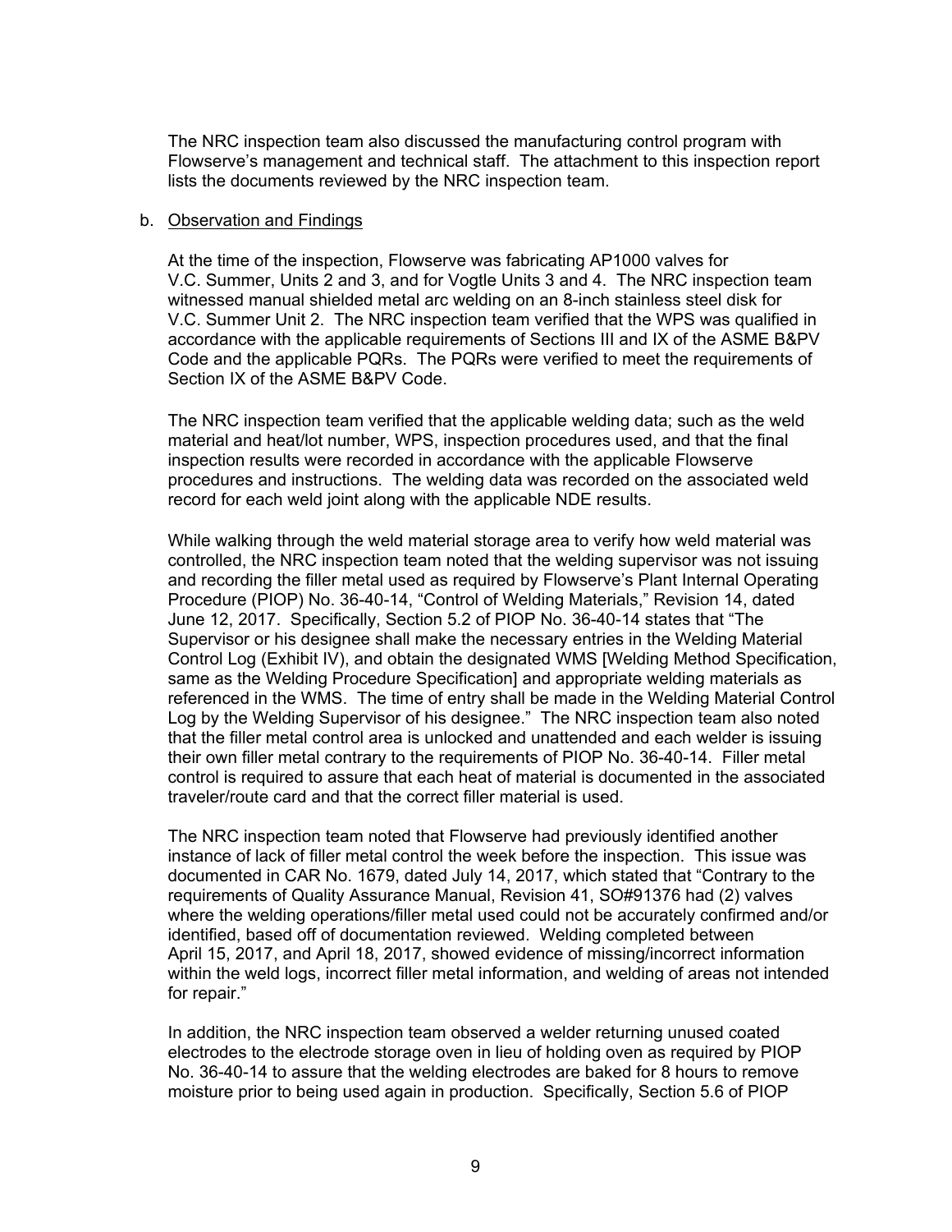The NRC inspection team also discussed the manufacturing control program with Flowserve's management and technical staff. The attachment to this inspection report lists the documents reviewed by the NRC inspection team.

b. Observation and Findings

At the time of the inspection, Flowserve was fabricating AP1000 valves for V.C. Summer, Units 2 and 3, and for Vogtle Units 3 and 4. The NRC inspection team witnessed manual shielded metal arc welding on an 8-inch stainless steel disk for V.C. Summer Unit 2. The NRC inspection team verified that the WPS was qualified in accordance with the applicable requirements of Sections III and IX of the ASME B&PV Code and the applicable PQRs. The PQRs were verified to meet the requirements of Section IX of the ASME B&PV Code.

The NRC inspection team verified that the applicable welding data; such as the weld material and heat/lot number, WPS, inspection procedures used, and that the final inspection results were recorded in accordance with the applicable Flowserve procedures and instructions. The welding data was recorded on the associated weld record for each weld joint along with the applicable NDE results.

While walking through the weld material storage area to verify how weld material was controlled, the NRC inspection team noted that the welding supervisor was not issuing and recording the filler metal used as required by Flowserve's Plant Internal Operating Procedure (PIOP) No. 36-40-14, "Control of Welding Materials," Revision 14, dated June 12, 2017. Specifically, Section 5.2 of PIOP No. 36-40-14 states that "The Supervisor or his designee shall make the necessary entries in the Welding Material Control Log (Exhibit IV), and obtain the designated WMS [Welding Method Specification, same as the Welding Procedure Specification] and appropriate welding materials as referenced in the WMS. The time of entry shall be made in the Welding Material Control Log by the Welding Supervisor of his designee." The NRC inspection team also noted that the filler metal control area is unlocked and unattended and each welder is issuing their own filler metal contrary to the requirements of PIOP No. 36-40-14. Filler metal control is required to assure that each heat of material is documented in the associated traveler/route card and that the correct filler material is used.

The NRC inspection team noted that Flowserve had previously identified another instance of lack of filler metal control the week before the inspection. This issue was documented in CAR No. 1679, dated July 14, 2017, which stated that "Contrary to the requirements of Quality Assurance Manual, Revision 41, SO#91376 had (2) valves where the welding operations/filler metal used could not be accurately confirmed and/or identified, based off of documentation reviewed. Welding completed between April 15, 2017, and April 18, 2017, showed evidence of missing/incorrect information within the weld logs, incorrect filler metal information, and welding of areas not intended for repair."

In addition, the NRC inspection team observed a welder returning unused coated electrodes to the electrode storage oven in lieu of holding oven as required by PIOP No. 36-40-14 to assure that the welding electrodes are baked for 8 hours to remove moisture prior to being used again in production. Specifically, Section 5.6 of PIOP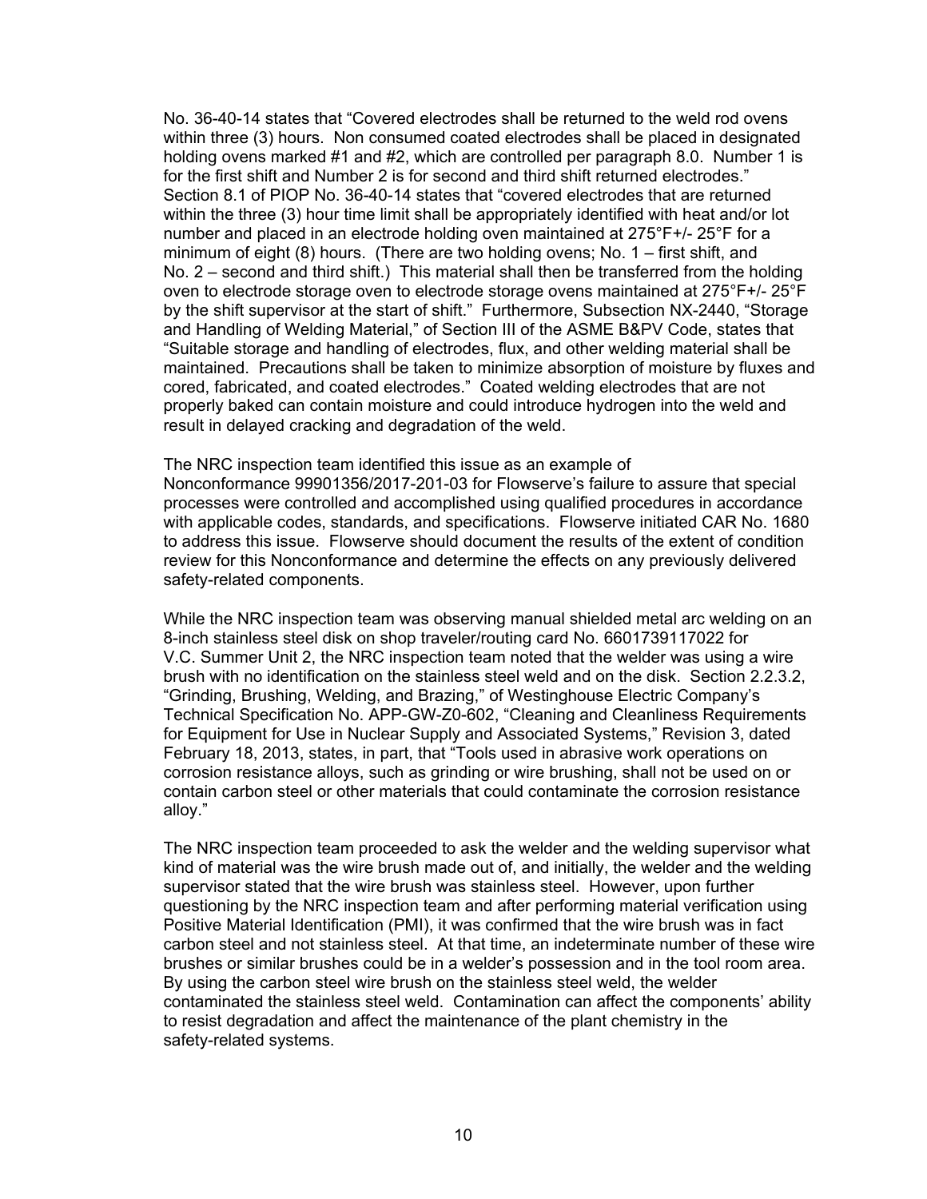No. 36-40-14 states that "Covered electrodes shall be returned to the weld rod ovens within three (3) hours. Non consumed coated electrodes shall be placed in designated holding ovens marked #1 and #2, which are controlled per paragraph 8.0. Number 1 is for the first shift and Number 2 is for second and third shift returned electrodes." Section 8.1 of PIOP No. 36-40-14 states that "covered electrodes that are returned within the three (3) hour time limit shall be appropriately identified with heat and/or lot number and placed in an electrode holding oven maintained at 275°F+/- 25°F for a minimum of eight (8) hours. (There are two holding ovens; No. 1 – first shift, and No. 2 – second and third shift.) This material shall then be transferred from the holding oven to electrode storage oven to electrode storage ovens maintained at 275°F+/- 25°F by the shift supervisor at the start of shift." Furthermore, Subsection NX-2440, "Storage and Handling of Welding Material," of Section III of the ASME B&PV Code, states that "Suitable storage and handling of electrodes, flux, and other welding material shall be maintained. Precautions shall be taken to minimize absorption of moisture by fluxes and cored, fabricated, and coated electrodes." Coated welding electrodes that are not properly baked can contain moisture and could introduce hydrogen into the weld and result in delayed cracking and degradation of the weld.

The NRC inspection team identified this issue as an example of Nonconformance 99901356/2017-201-03 for Flowserve's failure to assure that special processes were controlled and accomplished using qualified procedures in accordance with applicable codes, standards, and specifications. Flowserve initiated CAR No. 1680 to address this issue. Flowserve should document the results of the extent of condition review for this Nonconformance and determine the effects on any previously delivered safety-related components.

While the NRC inspection team was observing manual shielded metal arc welding on an 8-inch stainless steel disk on shop traveler/routing card No. 6601739117022 for V.C. Summer Unit 2, the NRC inspection team noted that the welder was using a wire brush with no identification on the stainless steel weld and on the disk. Section 2.2.3.2, "Grinding, Brushing, Welding, and Brazing," of Westinghouse Electric Company's Technical Specification No. APP-GW-Z0-602, "Cleaning and Cleanliness Requirements for Equipment for Use in Nuclear Supply and Associated Systems," Revision 3, dated February 18, 2013, states, in part, that "Tools used in abrasive work operations on corrosion resistance alloys, such as grinding or wire brushing, shall not be used on or contain carbon steel or other materials that could contaminate the corrosion resistance alloy."

The NRC inspection team proceeded to ask the welder and the welding supervisor what kind of material was the wire brush made out of, and initially, the welder and the welding supervisor stated that the wire brush was stainless steel. However, upon further questioning by the NRC inspection team and after performing material verification using Positive Material Identification (PMI), it was confirmed that the wire brush was in fact carbon steel and not stainless steel. At that time, an indeterminate number of these wire brushes or similar brushes could be in a welder's possession and in the tool room area. By using the carbon steel wire brush on the stainless steel weld, the welder contaminated the stainless steel weld. Contamination can affect the components' ability to resist degradation and affect the maintenance of the plant chemistry in the safety-related systems.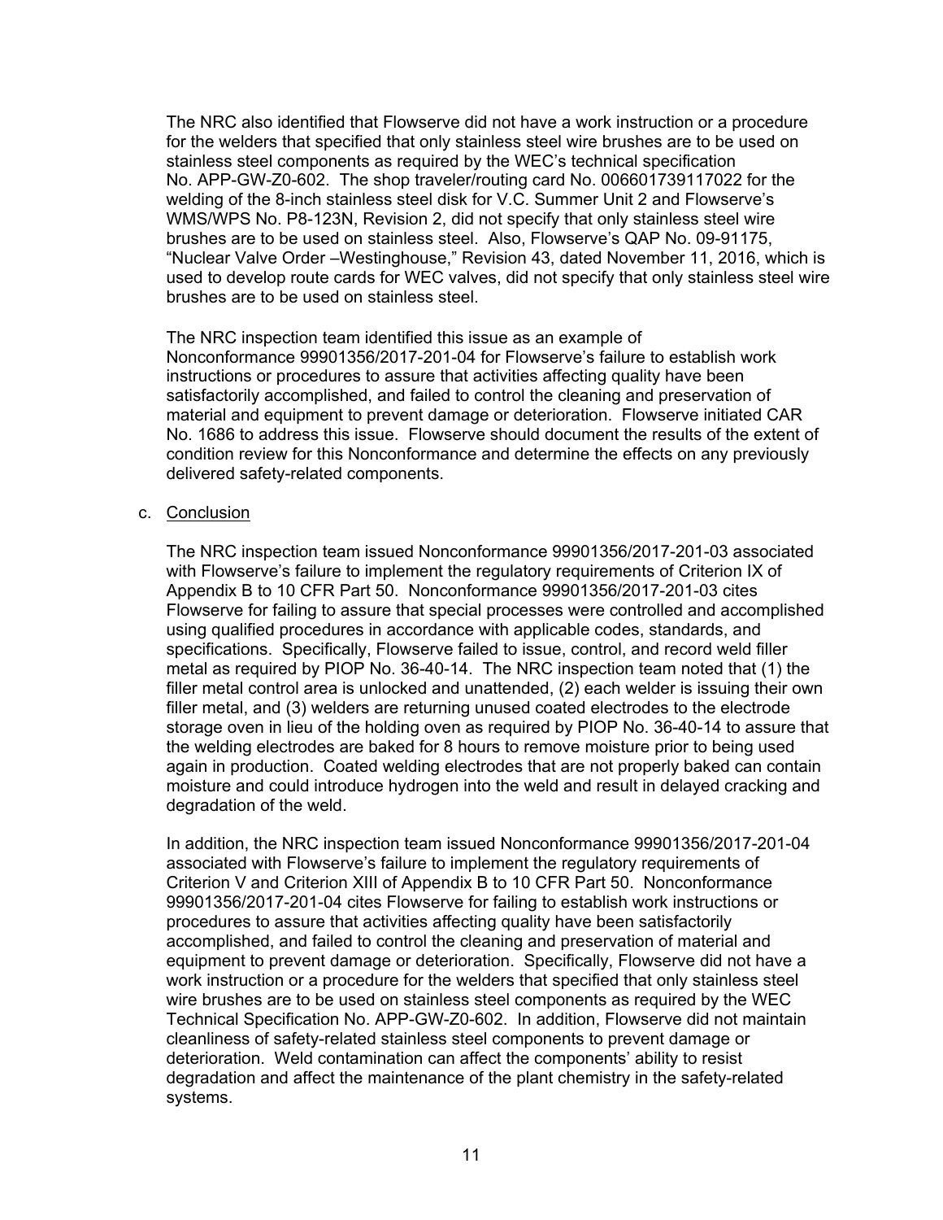The NRC also identified that Flowserve did not have a work instruction or a procedure for the welders that specified that only stainless steel wire brushes are to be used on stainless steel components as required by the WEC's technical specification No. APP-GW-Z0-602. The shop traveler/routing card No. 006601739117022 for the welding of the 8-inch stainless steel disk for V.C. Summer Unit 2 and Flowserve's WMS/WPS No. P8-123N, Revision 2, did not specify that only stainless steel wire brushes are to be used on stainless steel. Also, Flowserve's QAP No. 09-91175, "Nuclear Valve Order –Westinghouse," Revision 43, dated November 11, 2016, which is used to develop route cards for WEC valves, did not specify that only stainless steel wire brushes are to be used on stainless steel.

The NRC inspection team identified this issue as an example of Nonconformance 99901356/2017-201-04 for Flowserve's failure to establish work instructions or procedures to assure that activities affecting quality have been satisfactorily accomplished, and failed to control the cleaning and preservation of material and equipment to prevent damage or deterioration. Flowserve initiated CAR No. 1686 to address this issue. Flowserve should document the results of the extent of condition review for this Nonconformance and determine the effects on any previously delivered safety-related components.

c. Conclusion

The NRC inspection team issued Nonconformance 99901356/2017-201-03 associated with Flowserve's failure to implement the regulatory requirements of Criterion IX of Appendix B to 10 CFR Part 50. Nonconformance 99901356/2017-201-03 cites Flowserve for failing to assure that special processes were controlled and accomplished using qualified procedures in accordance with applicable codes, standards, and specifications. Specifically, Flowserve failed to issue, control, and record weld filler metal as required by PIOP No. 36-40-14. The NRC inspection team noted that (1) the filler metal control area is unlocked and unattended, (2) each welder is issuing their own filler metal, and (3) welders are returning unused coated electrodes to the electrode storage oven in lieu of the holding oven as required by PIOP No. 36-40-14 to assure that the welding electrodes are baked for 8 hours to remove moisture prior to being used again in production. Coated welding electrodes that are not properly baked can contain moisture and could introduce hydrogen into the weld and result in delayed cracking and degradation of the weld.

In addition, the NRC inspection team issued Nonconformance 99901356/2017-201-04 associated with Flowserve's failure to implement the regulatory requirements of Criterion V and Criterion XIII of Appendix B to 10 CFR Part 50. Nonconformance 99901356/2017-201-04 cites Flowserve for failing to establish work instructions or procedures to assure that activities affecting quality have been satisfactorily accomplished, and failed to control the cleaning and preservation of material and equipment to prevent damage or deterioration. Specifically, Flowserve did not have a work instruction or a procedure for the welders that specified that only stainless steel wire brushes are to be used on stainless steel components as required by the WEC Technical Specification No. APP-GW-Z0-602. In addition, Flowserve did not maintain cleanliness of safety-related stainless steel components to prevent damage or deterioration. Weld contamination can affect the components' ability to resist degradation and affect the maintenance of the plant chemistry in the safety-related systems.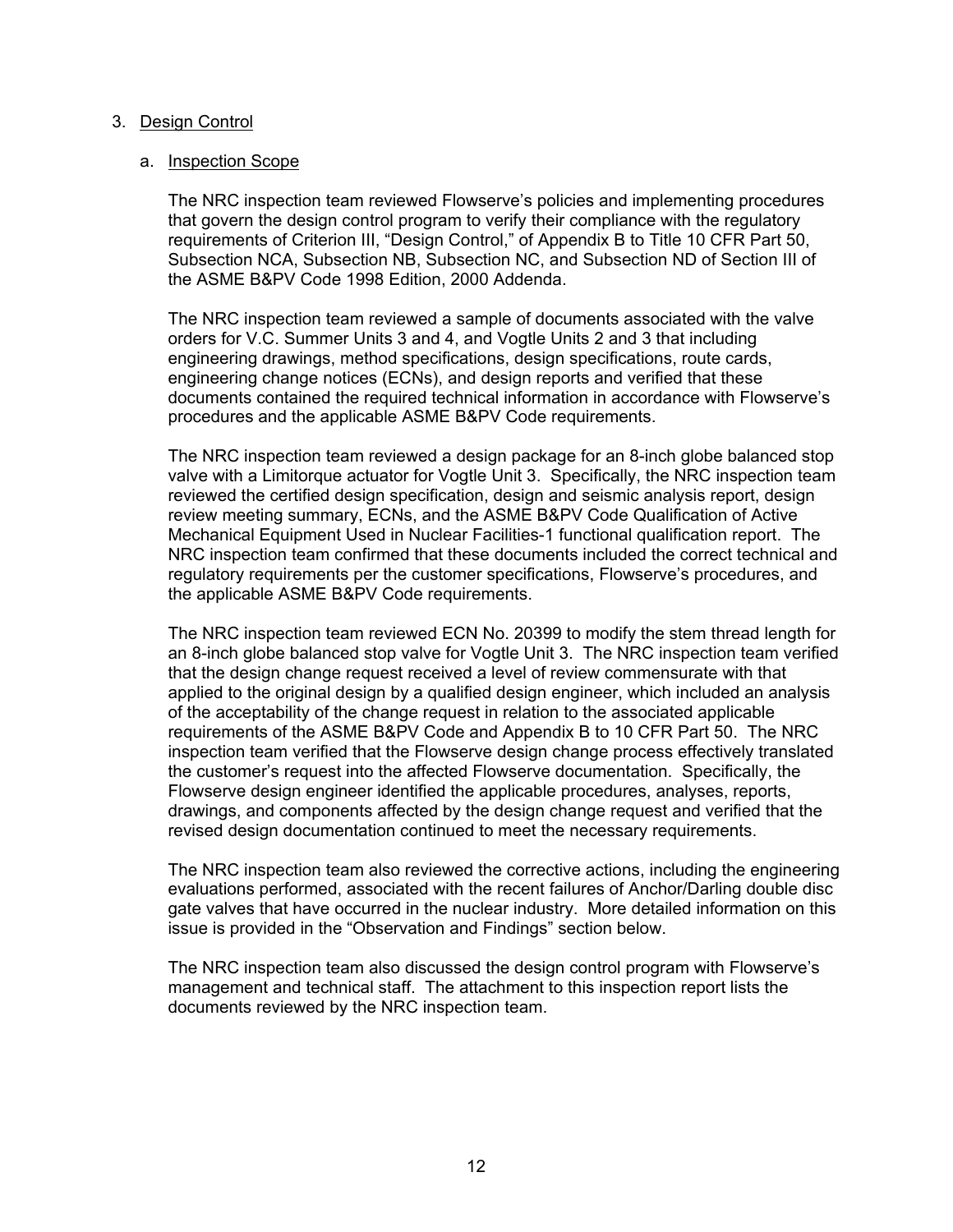3. Design Control

a. Inspection Scope

The NRC inspection team reviewed Flowserve's policies and implementing procedures that govern the design control program to verify their compliance with the regulatory requirements of Criterion III, "Design Control," of Appendix B to Title 10 CFR Part 50, Subsection NCA, Subsection NB, Subsection NC, and Subsection ND of Section III of the ASME B&PV Code 1998 Edition, 2000 Addenda.

The NRC inspection team reviewed a sample of documents associated with the valve orders for V.C. Summer Units 3 and 4, and Vogtle Units 2 and 3 that including engineering drawings, method specifications, design specifications, route cards, engineering change notices (ECNs), and design reports and verified that these documents contained the required technical information in accordance with Flowserve's procedures and the applicable ASME B&PV Code requirements.

The NRC inspection team reviewed a design package for an 8-inch globe balanced stop valve with a Limitorque actuator for Vogtle Unit 3. Specifically, the NRC inspection team reviewed the certified design specification, design and seismic analysis report, design review meeting summary, ECNs, and the ASME B&PV Code Qualification of Active Mechanical Equipment Used in Nuclear Facilities-1 functional qualification report. The NRC inspection team confirmed that these documents included the correct technical and regulatory requirements per the customer specifications, Flowserve's procedures, and the applicable ASME B&PV Code requirements.

The NRC inspection team reviewed ECN No. 20399 to modify the stem thread length for an 8-inch globe balanced stop valve for Vogtle Unit 3. The NRC inspection team verified that the design change request received a level of review commensurate with that applied to the original design by a qualified design engineer, which included an analysis of the acceptability of the change request in relation to the associated applicable requirements of the ASME B&PV Code and Appendix B to 10 CFR Part 50. The NRC inspection team verified that the Flowserve design change process effectively translated the customer's request into the affected Flowserve documentation. Specifically, the Flowserve design engineer identified the applicable procedures, analyses, reports, drawings, and components affected by the design change request and verified that the revised design documentation continued to meet the necessary requirements.

The NRC inspection team also reviewed the corrective actions, including the engineering evaluations performed, associated with the recent failures of Anchor/Darling double disc gate valves that have occurred in the nuclear industry. More detailed information on this issue is provided in the "Observation and Findings" section below.

The NRC inspection team also discussed the design control program with Flowserve's management and technical staff. The attachment to this inspection report lists the documents reviewed by the NRC inspection team.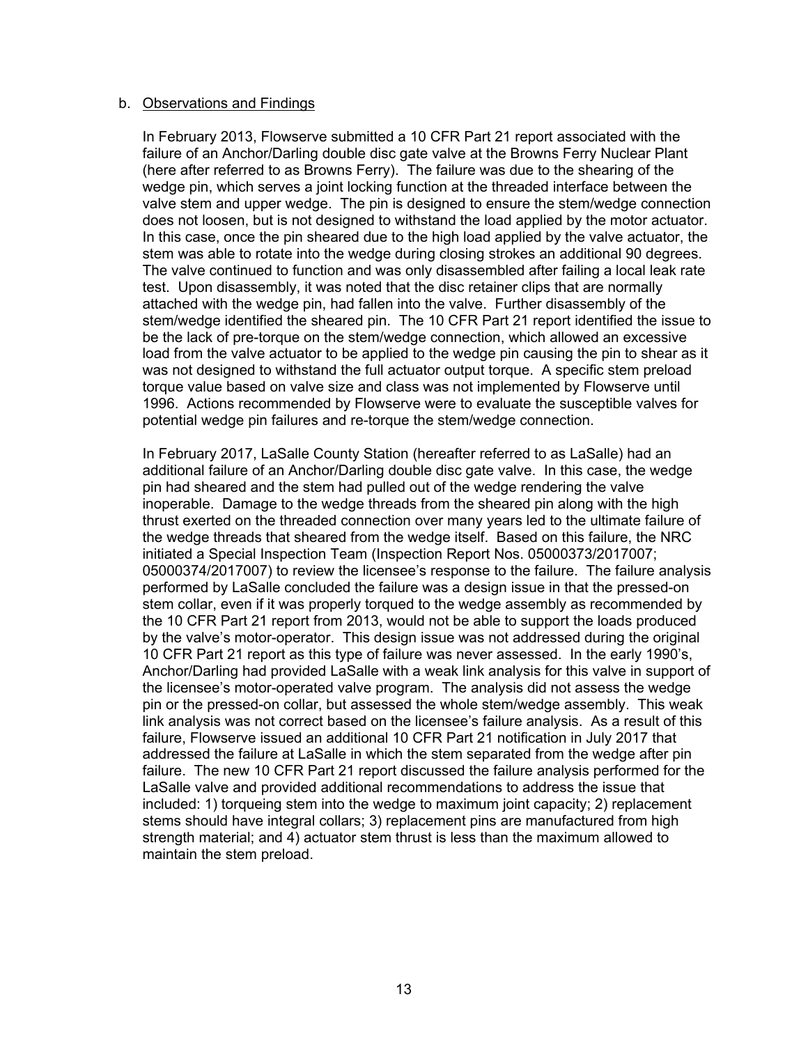b. Observations and Findings

In February 2013, Flowserve submitted a 10 CFR Part 21 report associated with the failure of an Anchor/Darling double disc gate valve at the Browns Ferry Nuclear Plant (here after referred to as Browns Ferry). The failure was due to the shearing of the wedge pin, which serves a joint locking function at the threaded interface between the valve stem and upper wedge. The pin is designed to ensure the stem/wedge connection does not loosen, but is not designed to withstand the load applied by the motor actuator. In this case, once the pin sheared due to the high load applied by the valve actuator, the stem was able to rotate into the wedge during closing strokes an additional 90 degrees. The valve continued to function and was only disassembled after failing a local leak rate test. Upon disassembly, it was noted that the disc retainer clips that are normally attached with the wedge pin, had fallen into the valve. Further disassembly of the stem/wedge identified the sheared pin. The 10 CFR Part 21 report identified the issue to be the lack of pre-torque on the stem/wedge connection, which allowed an excessive load from the valve actuator to be applied to the wedge pin causing the pin to shear as it was not designed to withstand the full actuator output torque. A specific stem preload torque value based on valve size and class was not implemented by Flowserve until 1996. Actions recommended by Flowserve were to evaluate the susceptible valves for potential wedge pin failures and re-torque the stem/wedge connection.

In February 2017, LaSalle County Station (hereafter referred to as LaSalle) had an additional failure of an Anchor/Darling double disc gate valve. In this case, the wedge pin had sheared and the stem had pulled out of the wedge rendering the valve inoperable. Damage to the wedge threads from the sheared pin along with the high thrust exerted on the threaded connection over many years led to the ultimate failure of the wedge threads that sheared from the wedge itself. Based on this failure, the NRC initiated a Special Inspection Team (Inspection Report Nos. 05000373/2017007; 05000374/2017007) to review the licensee's response to the failure. The failure analysis performed by LaSalle concluded the failure was a design issue in that the pressed-on stem collar, even if it was properly torqued to the wedge assembly as recommended by the 10 CFR Part 21 report from 2013, would not be able to support the loads produced by the valve's motor-operator. This design issue was not addressed during the original 10 CFR Part 21 report as this type of failure was never assessed. In the early 1990's, Anchor/Darling had provided LaSalle with a weak link analysis for this valve in support of the licensee's motor-operated valve program. The analysis did not assess the wedge pin or the pressed-on collar, but assessed the whole stem/wedge assembly. This weak link analysis was not correct based on the licensee's failure analysis. As a result of this failure, Flowserve issued an additional 10 CFR Part 21 notification in July 2017 that addressed the failure at LaSalle in which the stem separated from the wedge after pin failure. The new 10 CFR Part 21 report discussed the failure analysis performed for the LaSalle valve and provided additional recommendations to address the issue that included: 1) torqueing stem into the wedge to maximum joint capacity; 2) replacement stems should have integral collars; 3) replacement pins are manufactured from high strength material; and 4) actuator stem thrust is less than the maximum allowed to maintain the stem preload.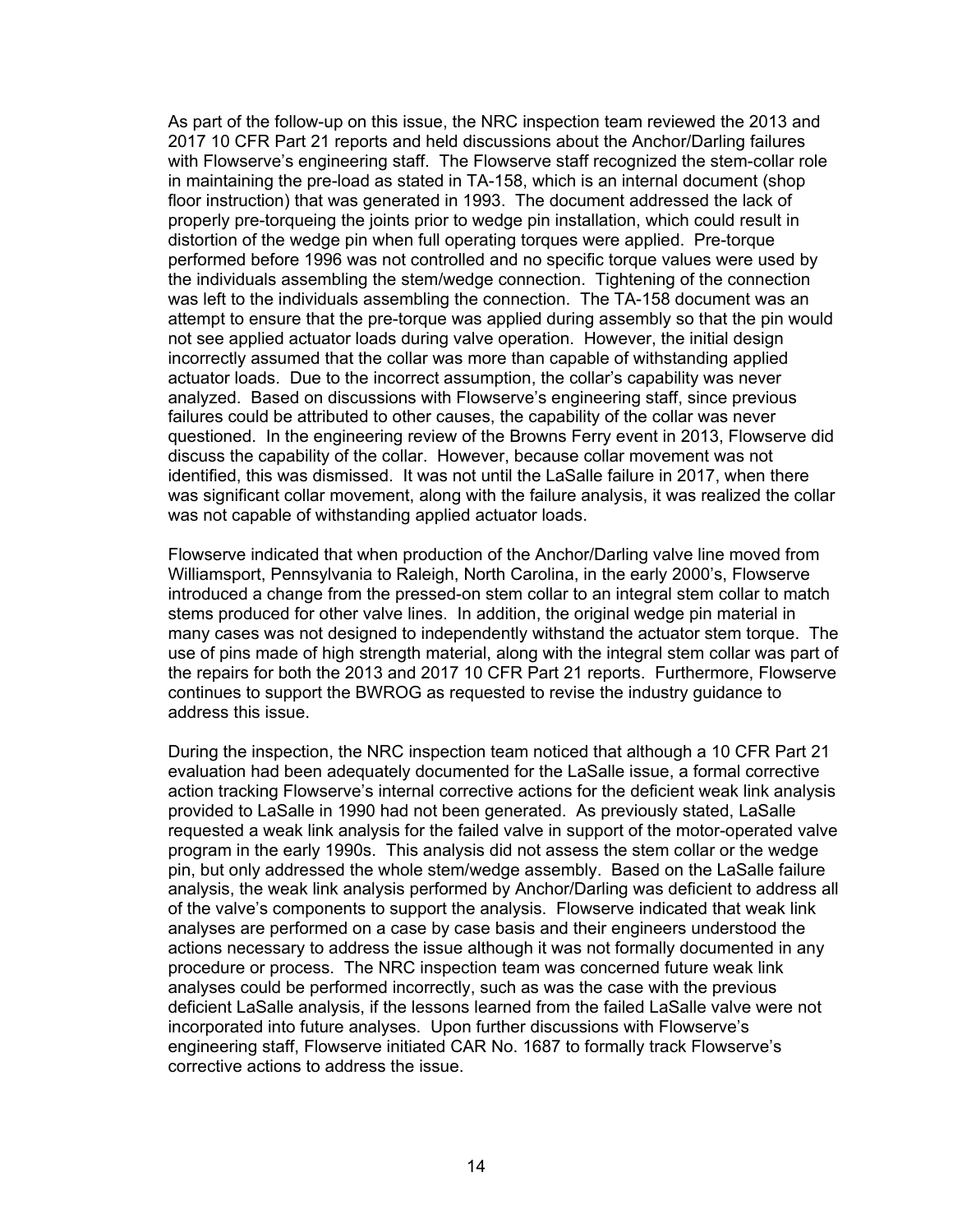As part of the follow-up on this issue, the NRC inspection team reviewed the 2013 and 2017 10 CFR Part 21 reports and held discussions about the Anchor/Darling failures with Flowserve's engineering staff. The Flowserve staff recognized the stem-collar role in maintaining the pre-load as stated in TA-158, which is an internal document (shop floor instruction) that was generated in 1993. The document addressed the lack of properly pre-torqueing the joints prior to wedge pin installation, which could result in distortion of the wedge pin when full operating torques were applied. Pre-torque performed before 1996 was not controlled and no specific torque values were used by the individuals assembling the stem/wedge connection. Tightening of the connection was left to the individuals assembling the connection. The TA-158 document was an attempt to ensure that the pre-torque was applied during assembly so that the pin would not see applied actuator loads during valve operation. However, the initial design incorrectly assumed that the collar was more than capable of withstanding applied actuator loads. Due to the incorrect assumption, the collar's capability was never analyzed. Based on discussions with Flowserve's engineering staff, since previous failures could be attributed to other causes, the capability of the collar was never questioned. In the engineering review of the Browns Ferry event in 2013, Flowserve did discuss the capability of the collar. However, because collar movement was not identified, this was dismissed. It was not until the LaSalle failure in 2017, when there was significant collar movement, along with the failure analysis, it was realized the collar was not capable of withstanding applied actuator loads.

Flowserve indicated that when production of the Anchor/Darling valve line moved from Williamsport, Pennsylvania to Raleigh, North Carolina, in the early 2000's, Flowserve introduced a change from the pressed-on stem collar to an integral stem collar to match stems produced for other valve lines. In addition, the original wedge pin material in many cases was not designed to independently withstand the actuator stem torque. The use of pins made of high strength material, along with the integral stem collar was part of the repairs for both the 2013 and 2017 10 CFR Part 21 reports. Furthermore, Flowserve continues to support the BWROG as requested to revise the industry guidance to address this issue.

During the inspection, the NRC inspection team noticed that although a 10 CFR Part 21 evaluation had been adequately documented for the LaSalle issue, a formal corrective action tracking Flowserve's internal corrective actions for the deficient weak link analysis provided to LaSalle in 1990 had not been generated. As previously stated, LaSalle requested a weak link analysis for the failed valve in support of the motor-operated valve program in the early 1990s. This analysis did not assess the stem collar or the wedge pin, but only addressed the whole stem/wedge assembly. Based on the LaSalle failure analysis, the weak link analysis performed by Anchor/Darling was deficient to address all of the valve's components to support the analysis. Flowserve indicated that weak link analyses are performed on a case by case basis and their engineers understood the actions necessary to address the issue although it was not formally documented in any procedure or process. The NRC inspection team was concerned future weak link analyses could be performed incorrectly, such as was the case with the previous deficient LaSalle analysis, if the lessons learned from the failed LaSalle valve were not incorporated into future analyses. Upon further discussions with Flowserve's engineering staff, Flowserve initiated CAR No. 1687 to formally track Flowserve's corrective actions to address the issue.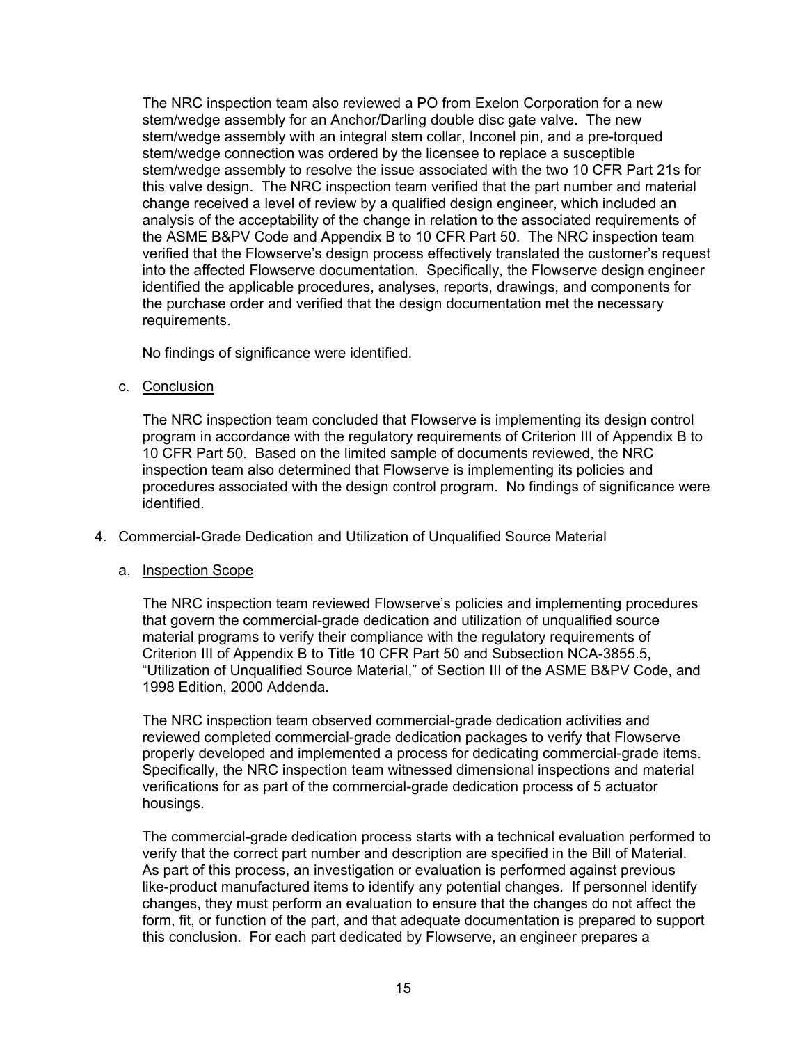The NRC inspection team also reviewed a PO from Exelon Corporation for a new stem/wedge assembly for an Anchor/Darling double disc gate valve. The new stem/wedge assembly with an integral stem collar, Inconel pin, and a pre-torqued stem/wedge connection was ordered by the licensee to replace a susceptible stem/wedge assembly to resolve the issue associated with the two 10 CFR Part 21s for this valve design. The NRC inspection team verified that the part number and material change received a level of review by a qualified design engineer, which included an analysis of the acceptability of the change in relation to the associated requirements of the ASME B&PV Code and Appendix B to 10 CFR Part 50. The NRC inspection team verified that the Flowserve's design process effectively translated the customer's request into the affected Flowserve documentation. Specifically, the Flowserve design engineer identified the applicable procedures, analyses, reports, drawings, and components for the purchase order and verified that the design documentation met the necessary requirements.

No findings of significance were identified.

c. Conclusion

The NRC inspection team concluded that Flowserve is implementing its design control program in accordance with the regulatory requirements of Criterion III of Appendix B to 10 CFR Part 50. Based on the limited sample of documents reviewed, the NRC inspection team also determined that Flowserve is implementing its policies and procedures associated with the design control program. No findings of significance were identified.

4. Commercial-Grade Dedication and Utilization of Unqualified Source Material

a. Inspection Scope

The NRC inspection team reviewed Flowserve's policies and implementing procedures that govern the commercial-grade dedication and utilization of unqualified source material programs to verify their compliance with the regulatory requirements of Criterion III of Appendix B to Title 10 CFR Part 50 and Subsection NCA-3855.5, "Utilization of Unqualified Source Material," of Section III of the ASME B&PV Code, and 1998 Edition, 2000 Addenda.

The NRC inspection team observed commercial-grade dedication activities and reviewed completed commercial-grade dedication packages to verify that Flowserve properly developed and implemented a process for dedicating commercial-grade items. Specifically, the NRC inspection team witnessed dimensional inspections and material verifications for as part of the commercial-grade dedication process of 5 actuator housings.

The commercial-grade dedication process starts with a technical evaluation performed to verify that the correct part number and description are specified in the Bill of Material. As part of this process, an investigation or evaluation is performed against previous like-product manufactured items to identify any potential changes. If personnel identify changes, they must perform an evaluation to ensure that the changes do not affect the form, fit, or function of the part, and that adequate documentation is prepared to support this conclusion. For each part dedicated by Flowserve, an engineer prepares a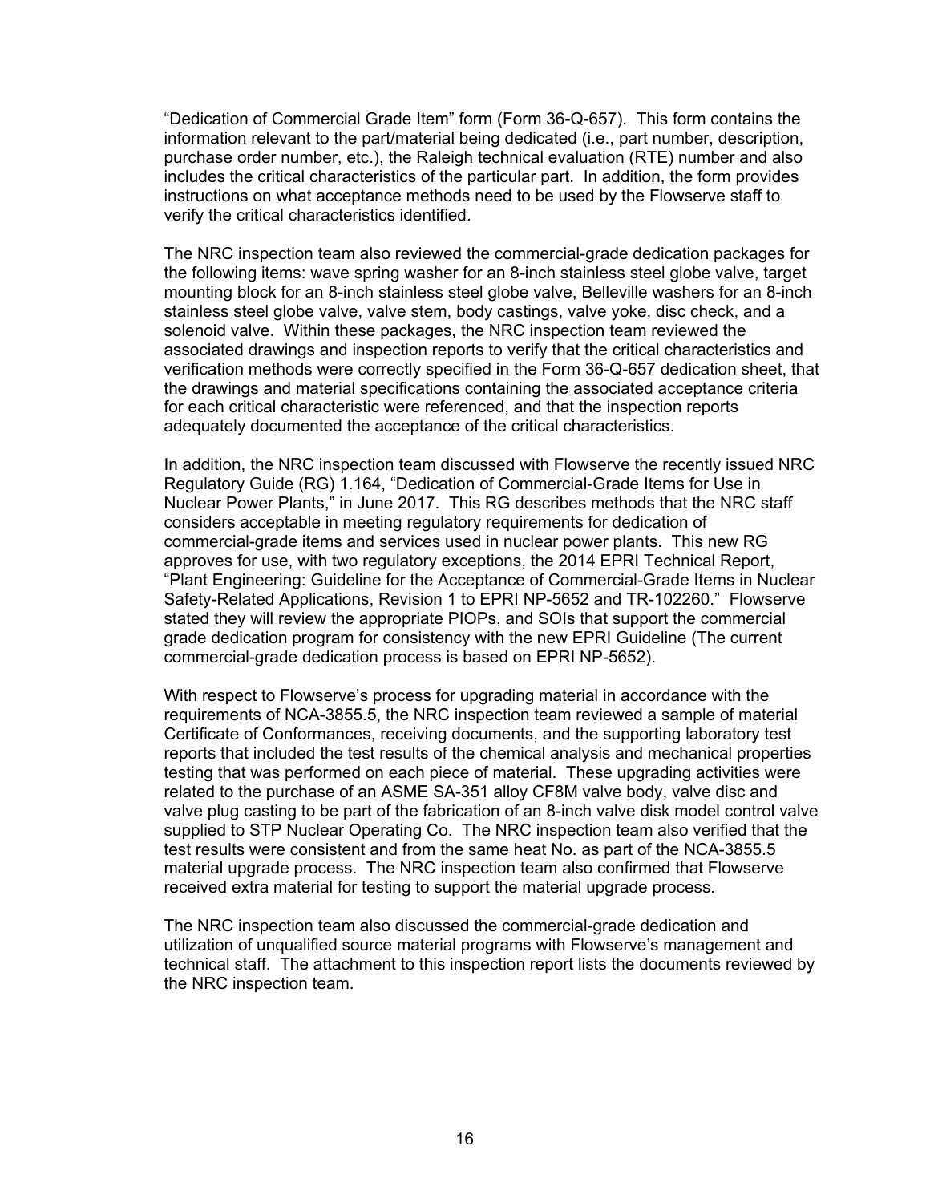"Dedication of Commercial Grade Item" form (Form 36-Q-657). This form contains the information relevant to the part/material being dedicated (i.e., part number, description, purchase order number, etc.), the Raleigh technical evaluation (RTE) number and also includes the critical characteristics of the particular part. In addition, the form provides instructions on what acceptance methods need to be used by the Flowserve staff to verify the critical characteristics identified.

The NRC inspection team also reviewed the commercial-grade dedication packages for the following items: wave spring washer for an 8-inch stainless steel globe valve, target mounting block for an 8-inch stainless steel globe valve, Belleville washers for an 8-inch stainless steel globe valve, valve stem, body castings, valve yoke, disc check, and a solenoid valve. Within these packages, the NRC inspection team reviewed the associated drawings and inspection reports to verify that the critical characteristics and verification methods were correctly specified in the Form 36-Q-657 dedication sheet, that the drawings and material specifications containing the associated acceptance criteria for each critical characteristic were referenced, and that the inspection reports adequately documented the acceptance of the critical characteristics.

In addition, the NRC inspection team discussed with Flowserve the recently issued NRC Regulatory Guide (RG) 1.164, "Dedication of Commercial-Grade Items for Use in Nuclear Power Plants," in June 2017. This RG describes methods that the NRC staff considers acceptable in meeting regulatory requirements for dedication of commercial-grade items and services used in nuclear power plants. This new RG approves for use, with two regulatory exceptions, the 2014 EPRI Technical Report, "Plant Engineering: Guideline for the Acceptance of Commercial-Grade Items in Nuclear Safety-Related Applications, Revision 1 to EPRI NP-5652 and TR-102260." Flowserve stated they will review the appropriate PIOPs, and SOIs that support the commercial grade dedication program for consistency with the new EPRI Guideline (The current commercial-grade dedication process is based on EPRI NP-5652).

With respect to Flowserve's process for upgrading material in accordance with the requirements of NCA-3855.5, the NRC inspection team reviewed a sample of material Certificate of Conformances, receiving documents, and the supporting laboratory test reports that included the test results of the chemical analysis and mechanical properties testing that was performed on each piece of material. These upgrading activities were related to the purchase of an ASME SA-351 alloy CF8M valve body, valve disc and valve plug casting to be part of the fabrication of an 8-inch valve disk model control valve supplied to STP Nuclear Operating Co. The NRC inspection team also verified that the test results were consistent and from the same heat No. as part of the NCA-3855.5 material upgrade process. The NRC inspection team also confirmed that Flowserve received extra material for testing to support the material upgrade process.

The NRC inspection team also discussed the commercial-grade dedication and utilization of unqualified source material programs with Flowserve's management and technical staff. The attachment to this inspection report lists the documents reviewed by the NRC inspection team.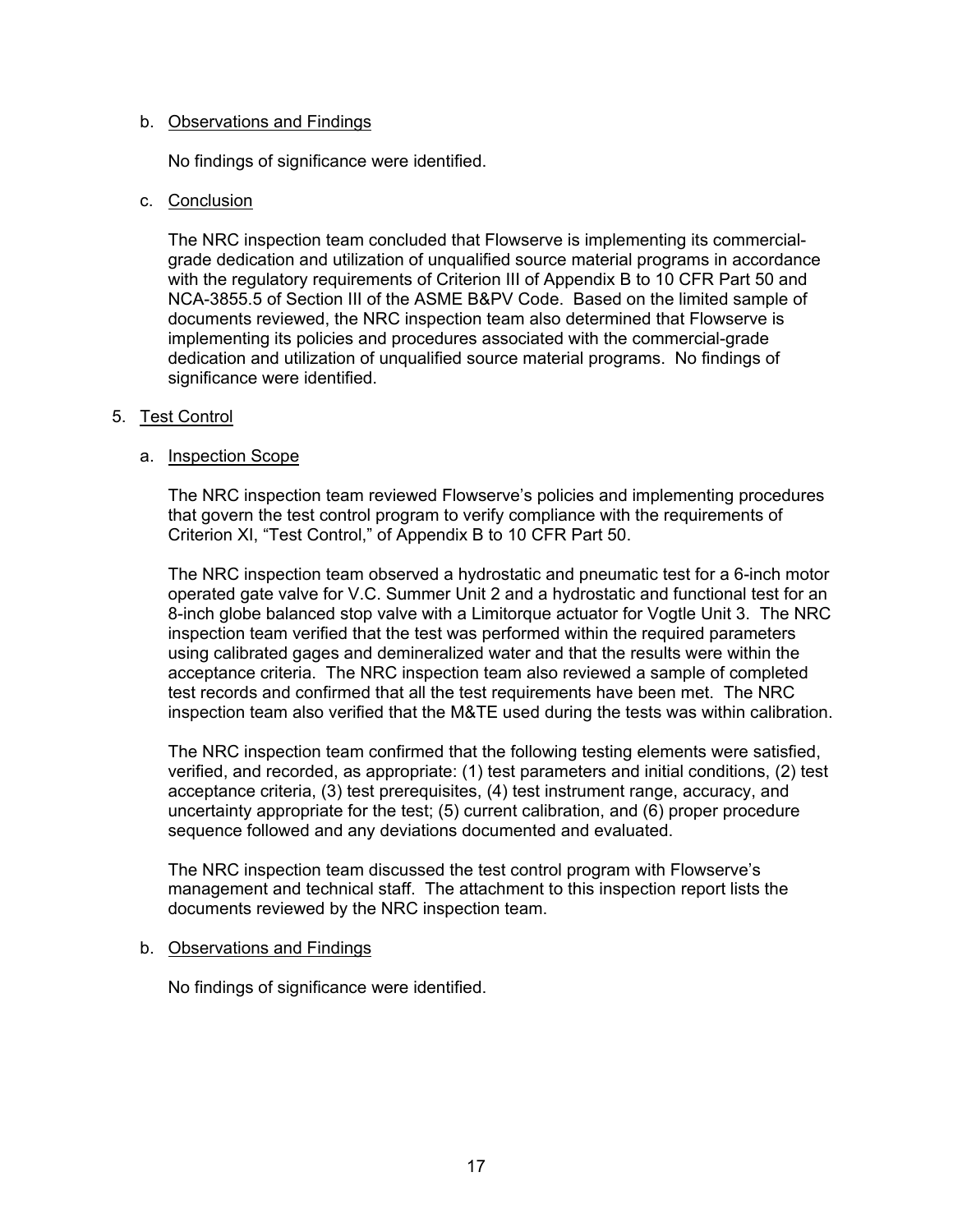b. Observations and Findings

No findings of significance were identified.

c. Conclusion

The NRC inspection team concluded that Flowserve is implementing its commercial-grade dedication and utilization of unqualified source material programs in accordance with the regulatory requirements of Criterion III of Appendix B to 10 CFR Part 50 and NCA-3855.5 of Section III of the ASME B&PV Code. Based on the limited sample of documents reviewed, the NRC inspection team also determined that Flowserve is implementing its policies and procedures associated with the commercial-grade dedication and utilization of unqualified source material programs. No findings of significance were identified.

5. Test Control

a. Inspection Scope

The NRC inspection team reviewed Flowserve's policies and implementing procedures that govern the test control program to verify compliance with the requirements of Criterion XI, "Test Control," of Appendix B to 10 CFR Part 50.

The NRC inspection team observed a hydrostatic and pneumatic test for a 6-inch motor operated gate valve for V.C. Summer Unit 2 and a hydrostatic and functional test for an 8-inch globe balanced stop valve with a Limitorque actuator for Vogtle Unit 3. The NRC inspection team verified that the test was performed within the required parameters using calibrated gages and demineralized water and that the results were within the acceptance criteria. The NRC inspection team also reviewed a sample of completed test records and confirmed that all the test requirements have been met. The NRC inspection team also verified that the M&TE used during the tests was within calibration.

The NRC inspection team confirmed that the following testing elements were satisfied, verified, and recorded, as appropriate: (1) test parameters and initial conditions, (2) test acceptance criteria, (3) test prerequisites, (4) test instrument range, accuracy, and uncertainty appropriate for the test; (5) current calibration, and (6) proper procedure sequence followed and any deviations documented and evaluated.

The NRC inspection team discussed the test control program with Flowserve's management and technical staff. The attachment to this inspection report lists the documents reviewed by the NRC inspection team.

b. Observations and Findings

No findings of significance were identified.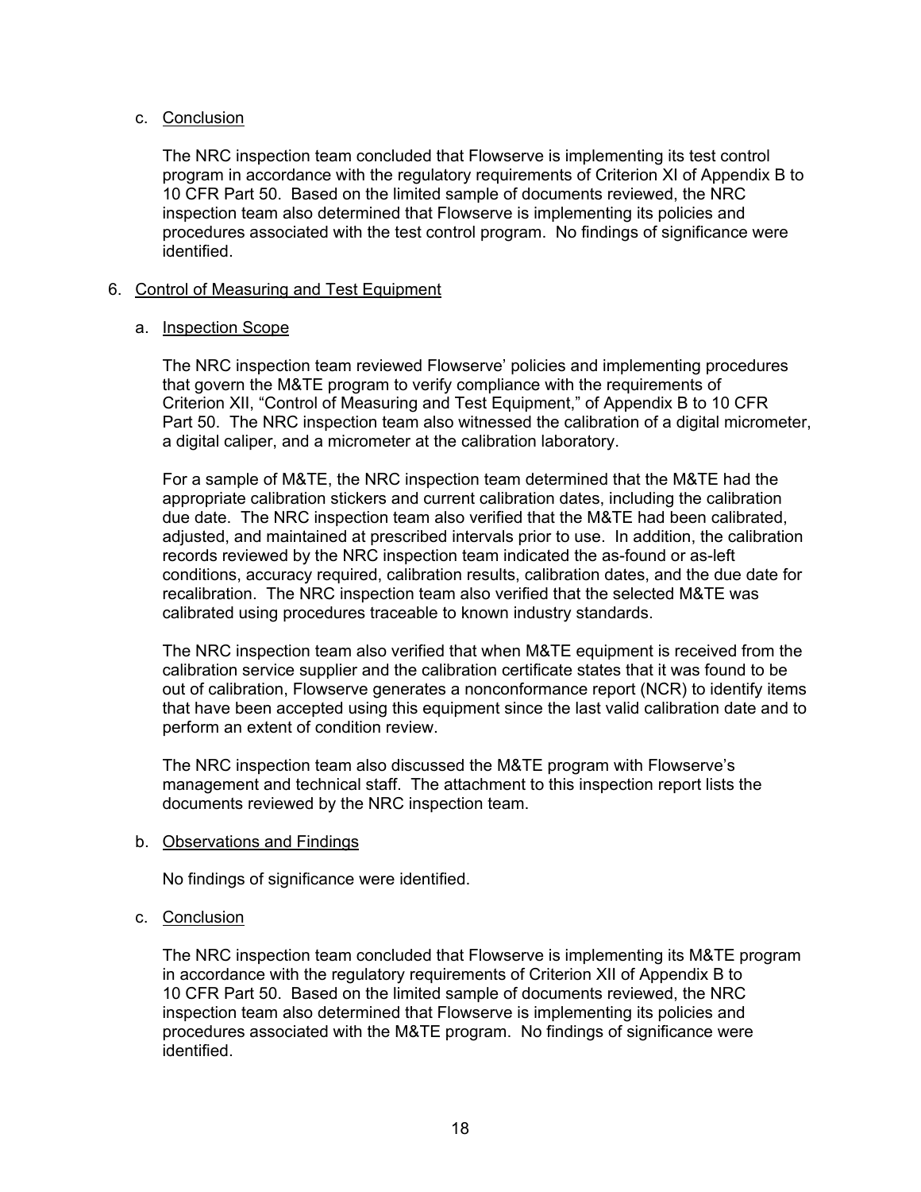c. Conclusion

The NRC inspection team concluded that Flowserve is implementing its test control program in accordance with the regulatory requirements of Criterion XI of Appendix B to 10 CFR Part 50. Based on the limited sample of documents reviewed, the NRC inspection team also determined that Flowserve is implementing its policies and procedures associated with the test control program. No findings of significance were identified.

6. Control of Measuring and Test Equipment

a. Inspection Scope

The NRC inspection team reviewed Flowserve' policies and implementing procedures that govern the M&TE program to verify compliance with the requirements of Criterion XII, "Control of Measuring and Test Equipment," of Appendix B to 10 CFR Part 50. The NRC inspection team also witnessed the calibration of a digital micrometer, a digital caliper, and a micrometer at the calibration laboratory.

For a sample of M&TE, the NRC inspection team determined that the M&TE had the appropriate calibration stickers and current calibration dates, including the calibration due date. The NRC inspection team also verified that the M&TE had been calibrated, adjusted, and maintained at prescribed intervals prior to use. In addition, the calibration records reviewed by the NRC inspection team indicated the as-found or as-left conditions, accuracy required, calibration results, calibration dates, and the due date for recalibration. The NRC inspection team also verified that the selected M&TE was calibrated using procedures traceable to known industry standards.

The NRC inspection team also verified that when M&TE equipment is received from the calibration service supplier and the calibration certificate states that it was found to be out of calibration, Flowserve generates a nonconformance report (NCR) to identify items that have been accepted using this equipment since the last valid calibration date and to perform an extent of condition review.

The NRC inspection team also discussed the M&TE program with Flowserve's management and technical staff. The attachment to this inspection report lists the documents reviewed by the NRC inspection team.

b. Observations and Findings

No findings of significance were identified.

c. Conclusion

The NRC inspection team concluded that Flowserve is implementing its M&TE program in accordance with the regulatory requirements of Criterion XII of Appendix B to 10 CFR Part 50. Based on the limited sample of documents reviewed, the NRC inspection team also determined that Flowserve is implementing its policies and procedures associated with the M&TE program. No findings of significance were identified.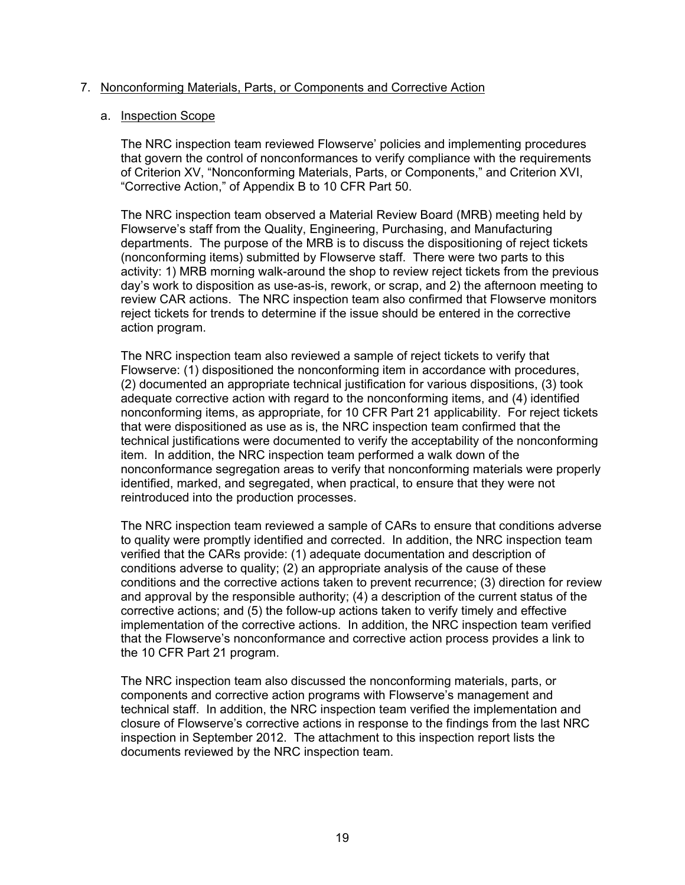## 7. Nonconforming Materials, Parts, or Components and Corrective Action

### a. Inspection Scope

The NRC inspection team reviewed Flowserve' policies and implementing procedures that govern the control of nonconformances to verify compliance with the requirements of Criterion XV, "Nonconforming Materials, Parts, or Components," and Criterion XVI, "Corrective Action," of Appendix B to 10 CFR Part 50.

The NRC inspection team observed a Material Review Board (MRB) meeting held by Flowserve's staff from the Quality, Engineering, Purchasing, and Manufacturing departments. The purpose of the MRB is to discuss the dispositioning of reject tickets (nonconforming items) submitted by Flowserve staff. There were two parts to this activity: 1) MRB morning walk-around the shop to review reject tickets from the previous day's work to disposition as use-as-is, rework, or scrap, and 2) the afternoon meeting to review CAR actions. The NRC inspection team also confirmed that Flowserve monitors reject tickets for trends to determine if the issue should be entered in the corrective action program.

The NRC inspection team also reviewed a sample of reject tickets to verify that Flowserve: (1) dispositioned the nonconforming item in accordance with procedures, (2) documented an appropriate technical justification for various dispositions, (3) took adequate corrective action with regard to the nonconforming items, and (4) identified nonconforming items, as appropriate, for 10 CFR Part 21 applicability. For reject tickets that were dispositioned as use as is, the NRC inspection team confirmed that the technical justifications were documented to verify the acceptability of the nonconforming item. In addition, the NRC inspection team performed a walk down of the nonconformance segregation areas to verify that nonconforming materials were properly identified, marked, and segregated, when practical, to ensure that they were not reintroduced into the production processes.

The NRC inspection team reviewed a sample of CARs to ensure that conditions adverse to quality were promptly identified and corrected. In addition, the NRC inspection team verified that the CARs provide: (1) adequate documentation and description of conditions adverse to quality; (2) an appropriate analysis of the cause of these conditions and the corrective actions taken to prevent recurrence; (3) direction for review and approval by the responsible authority; (4) a description of the current status of the corrective actions; and (5) the follow-up actions taken to verify timely and effective implementation of the corrective actions. In addition, the NRC inspection team verified that the Flowserve's nonconformance and corrective action process provides a link to the 10 CFR Part 21 program.

The NRC inspection team also discussed the nonconforming materials, parts, or components and corrective action programs with Flowserve's management and technical staff. In addition, the NRC inspection team verified the implementation and closure of Flowserve's corrective actions in response to the findings from the last NRC inspection in September 2012. The attachment to this inspection report lists the documents reviewed by the NRC inspection team.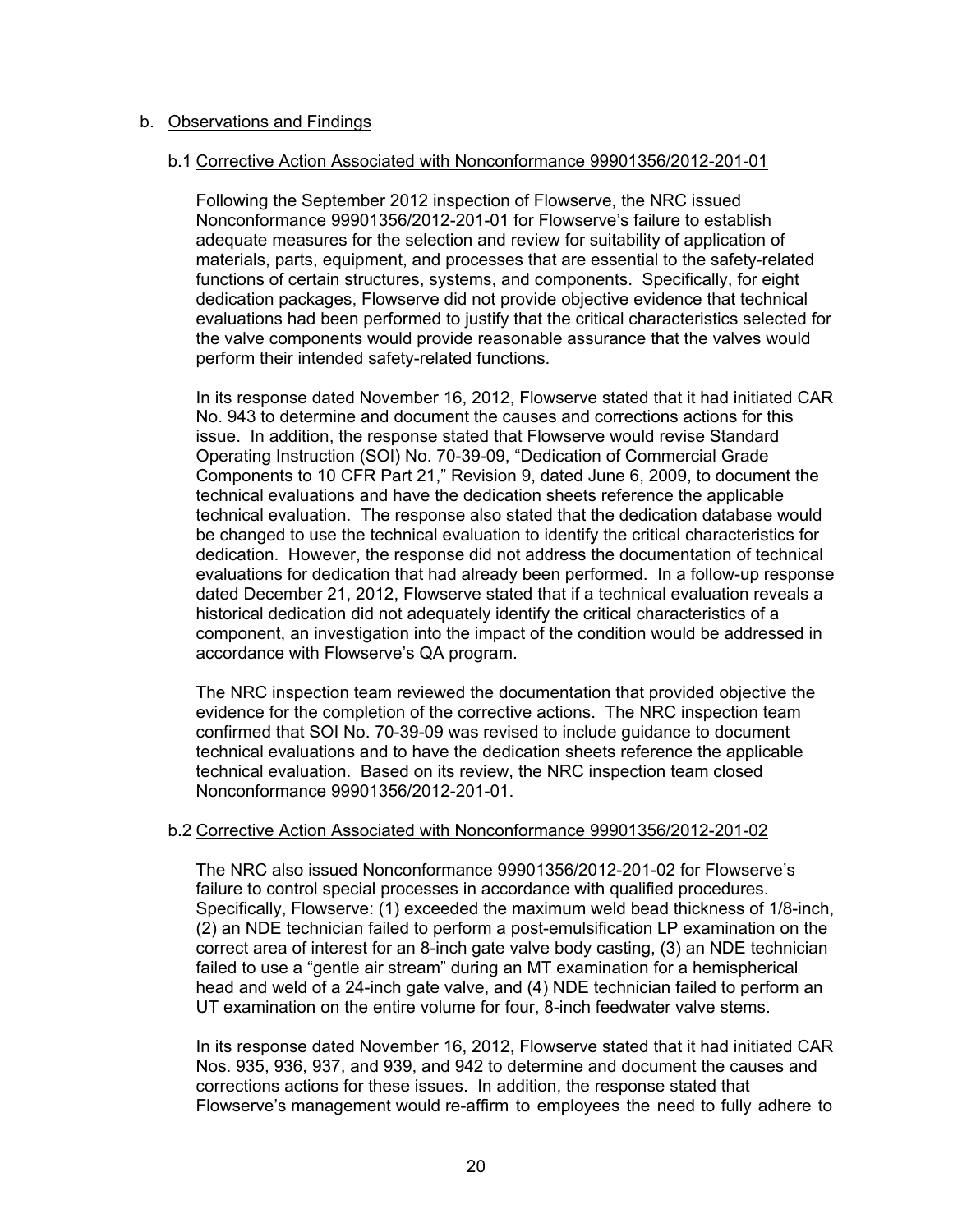b. Observations and Findings

b.1 Corrective Action Associated with Nonconformance 99901356/2012-201-01

Following the September 2012 inspection of Flowserve, the NRC issued Nonconformance 99901356/2012-201-01 for Flowserve's failure to establish adequate measures for the selection and review for suitability of application of materials, parts, equipment, and processes that are essential to the safety-related functions of certain structures, systems, and components. Specifically, for eight dedication packages, Flowserve did not provide objective evidence that technical evaluations had been performed to justify that the critical characteristics selected for the valve components would provide reasonable assurance that the valves would perform their intended safety-related functions.

In its response dated November 16, 2012, Flowserve stated that it had initiated CAR No. 943 to determine and document the causes and corrections actions for this issue. In addition, the response stated that Flowserve would revise Standard Operating Instruction (SOI) No. 70-39-09, "Dedication of Commercial Grade Components to 10 CFR Part 21," Revision 9, dated June 6, 2009, to document the technical evaluations and have the dedication sheets reference the applicable technical evaluation. The response also stated that the dedication database would be changed to use the technical evaluation to identify the critical characteristics for dedication. However, the response did not address the documentation of technical evaluations for dedication that had already been performed. In a follow-up response dated December 21, 2012, Flowserve stated that if a technical evaluation reveals a historical dedication did not adequately identify the critical characteristics of a component, an investigation into the impact of the condition would be addressed in accordance with Flowserve's QA program.

The NRC inspection team reviewed the documentation that provided objective the evidence for the completion of the corrective actions. The NRC inspection team confirmed that SOI No. 70-39-09 was revised to include guidance to document technical evaluations and to have the dedication sheets reference the applicable technical evaluation. Based on its review, the NRC inspection team closed Nonconformance 99901356/2012-201-01.

b.2 Corrective Action Associated with Nonconformance 99901356/2012-201-02

The NRC also issued Nonconformance 99901356/2012-201-02 for Flowserve's failure to control special processes in accordance with qualified procedures. Specifically, Flowserve: (1) exceeded the maximum weld bead thickness of 1/8-inch, (2) an NDE technician failed to perform a post-emulsification LP examination on the correct area of interest for an 8-inch gate valve body casting, (3) an NDE technician failed to use a "gentle air stream" during an MT examination for a hemispherical head and weld of a 24-inch gate valve, and (4) NDE technician failed to perform an UT examination on the entire volume for four, 8-inch feedwater valve stems.

In its response dated November 16, 2012, Flowserve stated that it had initiated CAR Nos. 935, 936, 937, and 939, and 942 to determine and document the causes and corrections actions for these issues. In addition, the response stated that Flowserve's management would re-affirm to employees the need to fully adhere to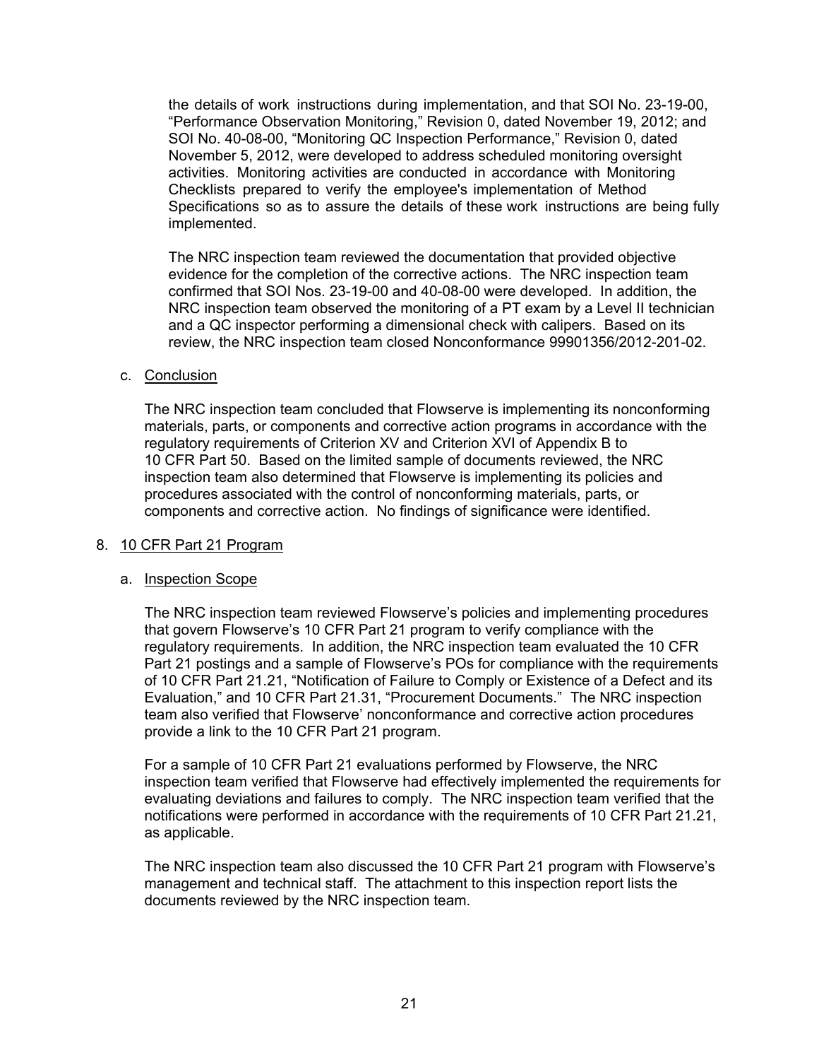the details of work instructions during implementation, and that SOI No. 23-19-00, "Performance Observation Monitoring," Revision 0, dated November 19, 2012; and SOI No. 40-08-00, "Monitoring QC Inspection Performance," Revision 0, dated November 5, 2012, were developed to address scheduled monitoring oversight activities. Monitoring activities are conducted in accordance with Monitoring Checklists prepared to verify the employee's implementation of Method Specifications so as to assure the details of these work instructions are being fully implemented.

The NRC inspection team reviewed the documentation that provided objective evidence for the completion of the corrective actions. The NRC inspection team confirmed that SOI Nos. 23-19-00 and 40-08-00 were developed. In addition, the NRC inspection team observed the monitoring of a PT exam by a Level II technician and a QC inspector performing a dimensional check with calipers. Based on its review, the NRC inspection team closed Nonconformance 99901356/2012-201-02.

c. Conclusion

The NRC inspection team concluded that Flowserve is implementing its nonconforming materials, parts, or components and corrective action programs in accordance with the regulatory requirements of Criterion XV and Criterion XVI of Appendix B to 10 CFR Part 50. Based on the limited sample of documents reviewed, the NRC inspection team also determined that Flowserve is implementing its policies and procedures associated with the control of nonconforming materials, parts, or components and corrective action. No findings of significance were identified.

## 8. 10 CFR Part 21 Program

a. Inspection Scope

The NRC inspection team reviewed Flowserve's policies and implementing procedures that govern Flowserve's 10 CFR Part 21 program to verify compliance with the regulatory requirements. In addition, the NRC inspection team evaluated the 10 CFR Part 21 postings and a sample of Flowserve's POs for compliance with the requirements of 10 CFR Part 21.21, "Notification of Failure to Comply or Existence of a Defect and its Evaluation," and 10 CFR Part 21.31, "Procurement Documents." The NRC inspection team also verified that Flowserve' nonconformance and corrective action procedures provide a link to the 10 CFR Part 21 program.

For a sample of 10 CFR Part 21 evaluations performed by Flowserve, the NRC inspection team verified that Flowserve had effectively implemented the requirements for evaluating deviations and failures to comply. The NRC inspection team verified that the notifications were performed in accordance with the requirements of 10 CFR Part 21.21, as applicable.

The NRC inspection team also discussed the 10 CFR Part 21 program with Flowserve's management and technical staff. The attachment to this inspection report lists the documents reviewed by the NRC inspection team.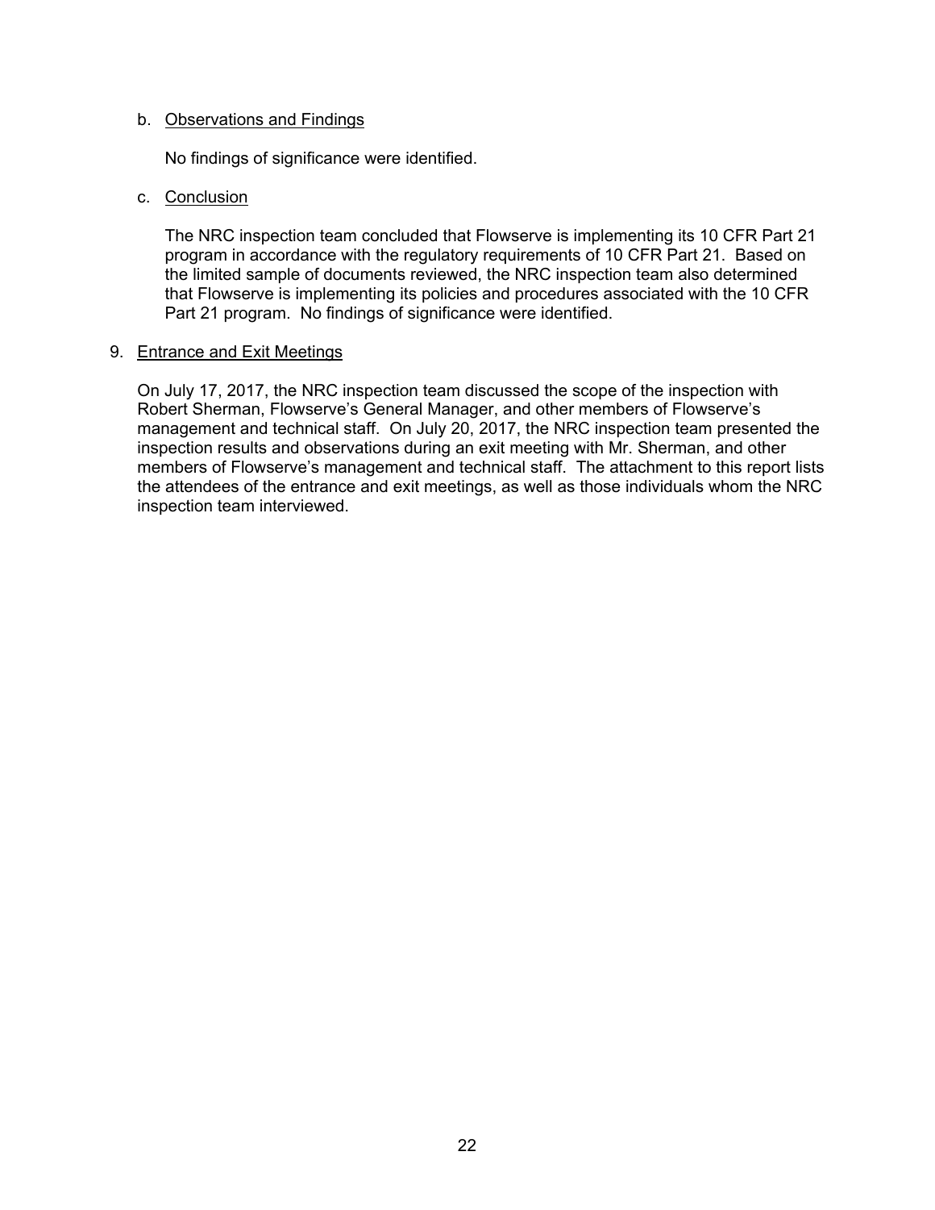b. Observations and Findings

No findings of significance were identified.

c. Conclusion

The NRC inspection team concluded that Flowserve is implementing its 10 CFR Part 21 program in accordance with the regulatory requirements of 10 CFR Part 21. Based on the limited sample of documents reviewed, the NRC inspection team also determined that Flowserve is implementing its policies and procedures associated with the 10 CFR Part 21 program. No findings of significance were identified.

9. Entrance and Exit Meetings

On July 17, 2017, the NRC inspection team discussed the scope of the inspection with Robert Sherman, Flowserve's General Manager, and other members of Flowserve's management and technical staff. On July 20, 2017, the NRC inspection team presented the inspection results and observations during an exit meeting with Mr. Sherman, and other members of Flowserve's management and technical staff. The attachment to this report lists the attendees of the entrance and exit meetings, as well as those individuals whom the NRC inspection team interviewed.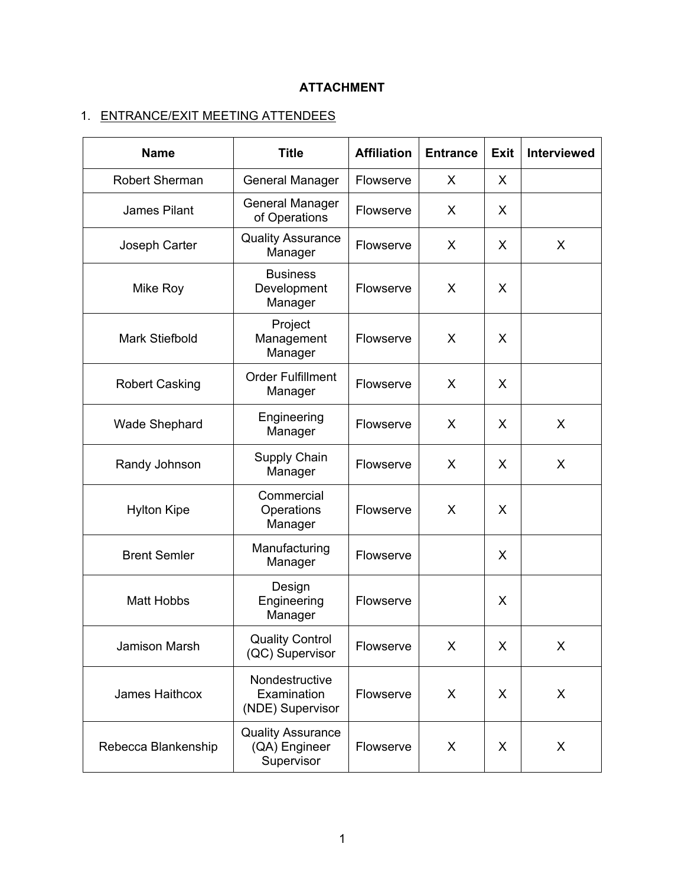**ATTACHMENT**

1. ENTRANCE/EXIT MEETING ATTENDEES

| Name | Title | Affiliation | Entrance | Exit | Interviewed |
|---|---|---|---|---|---|
| Robert Sherman | General Manager | Flowserve | X | X | |
| James Pilant | General Manager of Operations | Flowserve | X | X | |
| Joseph Carter | Quality Assurance Manager | Flowserve | X | X | X |
| Mike Roy | Business Development Manager | Flowserve | X | X | |
| Mark Stiefbold | Project Management Manager | Flowserve | X | X | |
| Robert Casking | Order Fulfillment Manager | Flowserve | X | X | |
| Wade Shephard | Engineering Manager | Flowserve | X | X | X |
| Randy Johnson | Supply Chain Manager | Flowserve | X | X | X |
| Hylton Kipe | Commercial Operations Manager | Flowserve | X | X | |
| Brent Semler | Manufacturing Manager | Flowserve | | X | |
| Matt Hobbs | Design Engineering Manager | Flowserve | | X | |
| Jamison Marsh | Quality Control (QC) Supervisor | Flowserve | X | X | X |
| James Haithcox | Nondestructive Examination (NDE) Supervisor | Flowserve | X | X | X |
| Rebecca Blankenship | Quality Assurance (QA) Engineer Supervisor | Flowserve | X | X | X |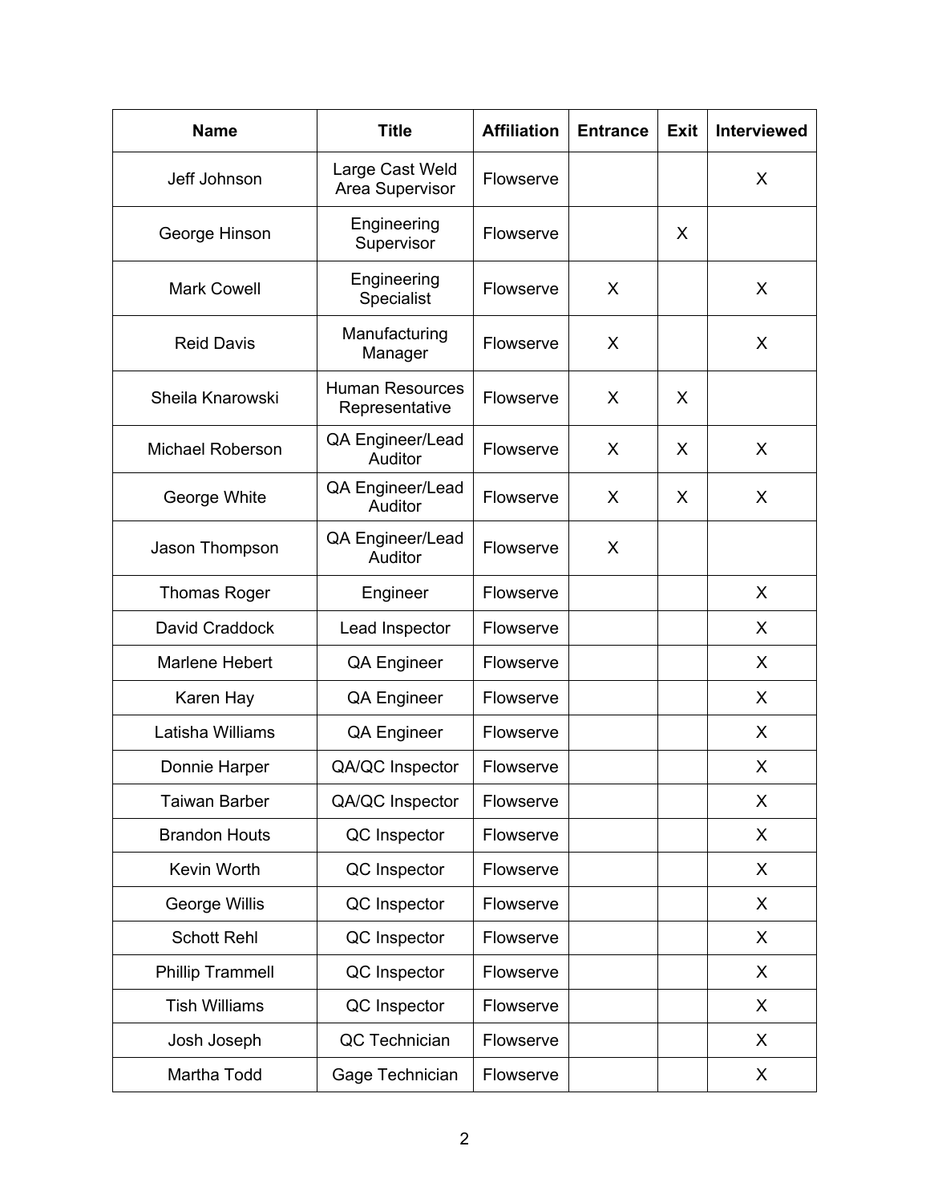| Name | Title | Affiliation | Entrance | Exit | Interviewed |
|---|---|---|---|---|---|
| Jeff Johnson | Large Cast Weld Area Supervisor | Flowserve | | | X |
| George Hinson | Engineering Supervisor | Flowserve | | X | |
| Mark Cowell | Engineering Specialist | Flowserve | X | | X |
| Reid Davis | Manufacturing Manager | Flowserve | X | | X |
| Sheila Knarowski | Human Resources Representative | Flowserve | X | X | |
| Michael Roberson | QA Engineer/Lead Auditor | Flowserve | X | X | X |
| George White | QA Engineer/Lead Auditor | Flowserve | X | X | X |
| Jason Thompson | QA Engineer/Lead Auditor | Flowserve | X | | |
| Thomas Roger | Engineer | Flowserve | | | X |
| David Craddock | Lead Inspector | Flowserve | | | X |
| Marlene Hebert | QA Engineer | Flowserve | | | X |
| Karen Hay | QA Engineer | Flowserve | | | X |
| Latisha Williams | QA Engineer | Flowserve | | | X |
| Donnie Harper | QA/QC Inspector | Flowserve | | | X |
| Taiwan Barber | QA/QC Inspector | Flowserve | | | X |
| Brandon Houts | QC Inspector | Flowserve | | | X |
| Kevin Worth | QC Inspector | Flowserve | | | X |
| George Willis | QC Inspector | Flowserve | | | X |
| Schott Rehl | QC Inspector | Flowserve | | | X |
| Phillip Trammell | QC Inspector | Flowserve | | | X |
| Tish Williams | QC Inspector | Flowserve | | | X |
| Josh Joseph | QC Technician | Flowserve | | | X |
| Martha Todd | Gage Technician | Flowserve | | | X |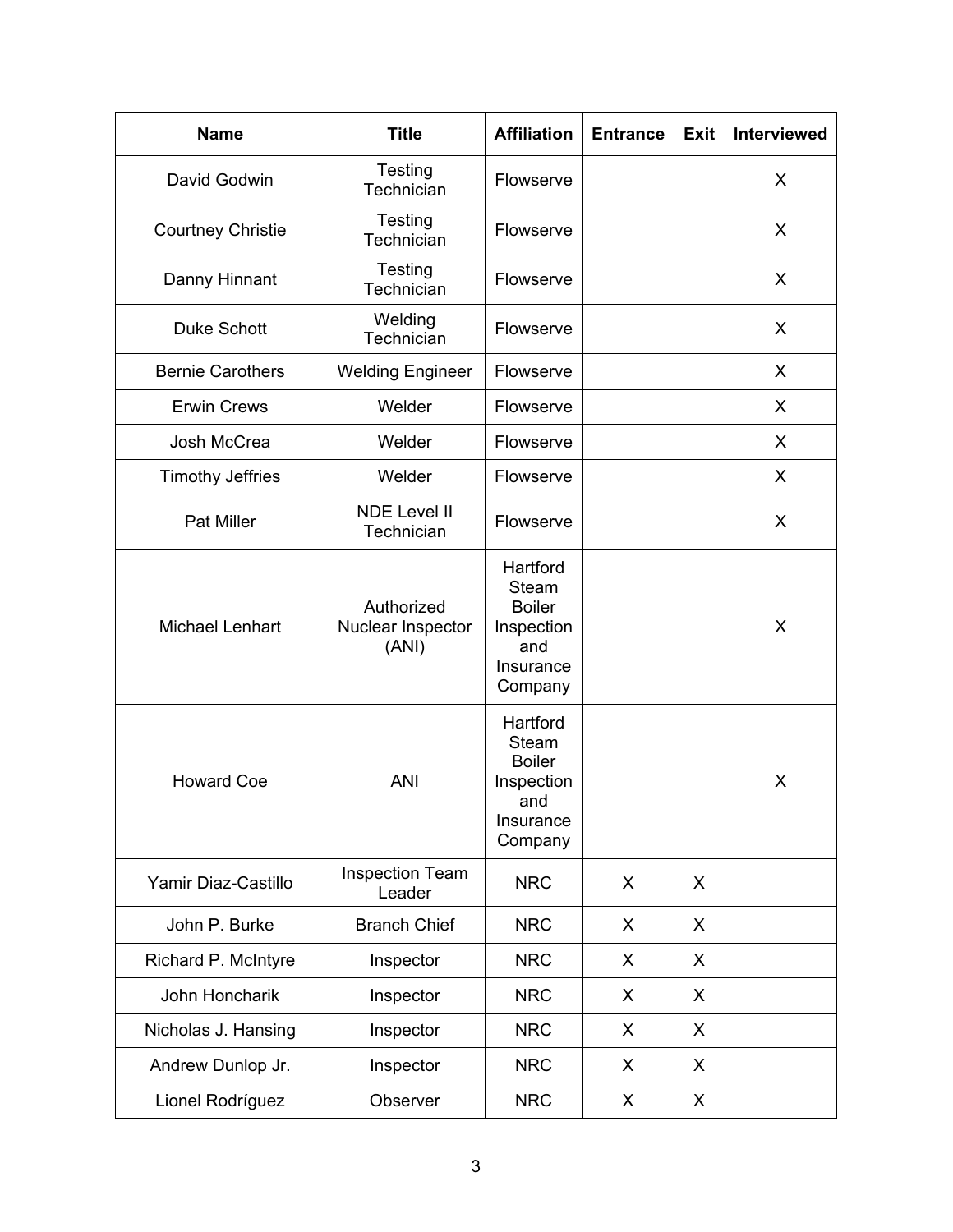| Name | Title | Affiliation | Entrance | Exit | Interviewed |
|---|---|---|---|---|---|
| David Godwin | Testing Technician | Flowserve | | | X |
| Courtney Christie | Testing Technician | Flowserve | | | X |
| Danny Hinnant | Testing Technician | Flowserve | | | X |
| Duke Schott | Welding Technician | Flowserve | | | X |
| Bernie Carothers | Welding Engineer | Flowserve | | | X |
| Erwin Crews | Welder | Flowserve | | | X |
| Josh McCrea | Welder | Flowserve | | | X |
| Timothy Jeffries | Welder | Flowserve | | | X |
| Pat Miller | NDE Level II Technician | Flowserve | | | X |
| Michael Lenhart | Authorized Nuclear Inspector (ANI) | Hartford Steam Boiler Inspection and Insurance Company | | | X |
| Howard Coe | ANI | Hartford Steam Boiler Inspection and Insurance Company | | | X |
| Yamir Diaz-Castillo | Inspection Team Leader | NRC | X | X | |
| John P. Burke | Branch Chief | NRC | X | X | |
| Richard P. McIntyre | Inspector | NRC | X | X | |
| John Honcharik | Inspector | NRC | X | X | |
| Nicholas J. Hansing | Inspector | NRC | X | X | |
| Andrew Dunlop Jr. | Inspector | NRC | X | X | |
| Lionel Rodríguez | Observer | NRC | X | X | |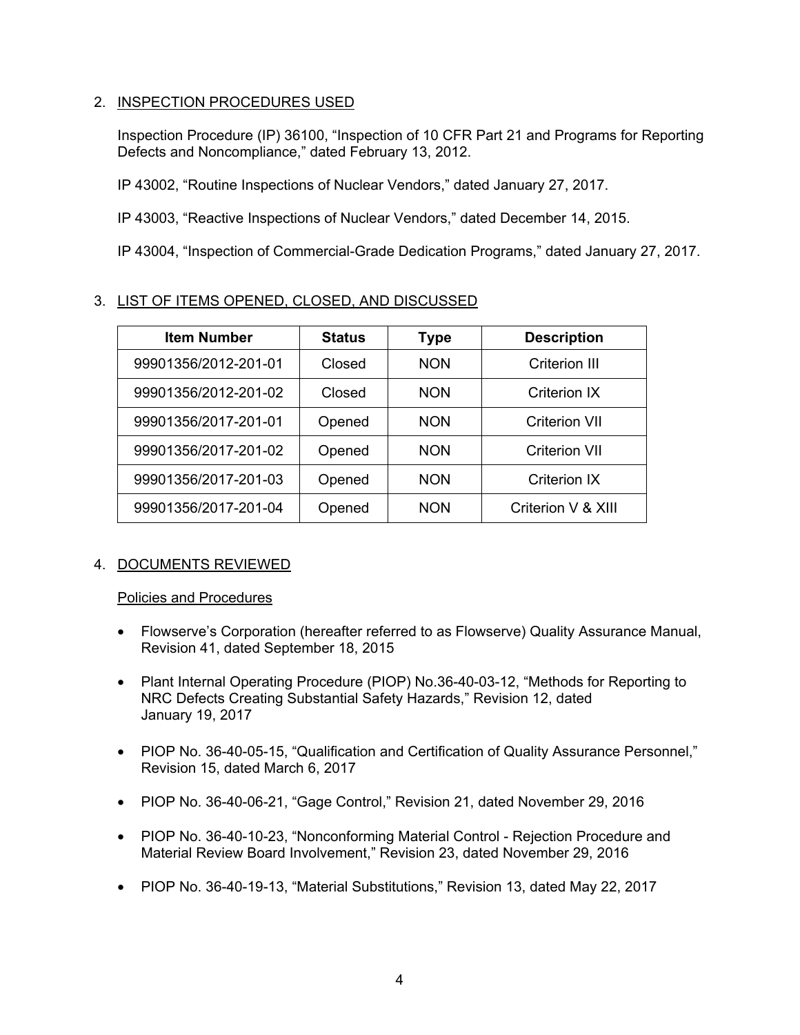## 2. INSPECTION PROCEDURES USED

Inspection Procedure (IP) 36100, "Inspection of 10 CFR Part 21 and Programs for Reporting Defects and Noncompliance," dated February 13, 2012.

IP 43002, "Routine Inspections of Nuclear Vendors," dated January 27, 2017.

IP 43003, "Reactive Inspections of Nuclear Vendors," dated December 14, 2015.

IP 43004, "Inspection of Commercial-Grade Dedication Programs," dated January 27, 2017.

## 3. LIST OF ITEMS OPENED, CLOSED, AND DISCUSSED

| Item Number | Status | Type | Description |
|---|---|---|---|
| 99901356/2012-201-01 | Closed | NON | Criterion III |
| 99901356/2012-201-02 | Closed | NON | Criterion IX |
| 99901356/2017-201-01 | Opened | NON | Criterion VII |
| 99901356/2017-201-02 | Opened | NON | Criterion VII |
| 99901356/2017-201-03 | Opened | NON | Criterion IX |
| 99901356/2017-201-04 | Opened | NON | Criterion V & XIII |

## 4. DOCUMENTS REVIEWED

### Policies and Procedures

- Flowserve's Corporation (hereafter referred to as Flowserve) Quality Assurance Manual, Revision 41, dated September 18, 2015
- Plant Internal Operating Procedure (PIOP) No.36-40-03-12, "Methods for Reporting to NRC Defects Creating Substantial Safety Hazards," Revision 12, dated January 19, 2017
- PIOP No. 36-40-05-15, "Qualification and Certification of Quality Assurance Personnel," Revision 15, dated March 6, 2017
- PIOP No. 36-40-06-21, "Gage Control," Revision 21, dated November 29, 2016
- PIOP No. 36-40-10-23, "Nonconforming Material Control - Rejection Procedure and Material Review Board Involvement," Revision 23, dated November 29, 2016
- PIOP No. 36-40-19-13, "Material Substitutions," Revision 13, dated May 22, 2017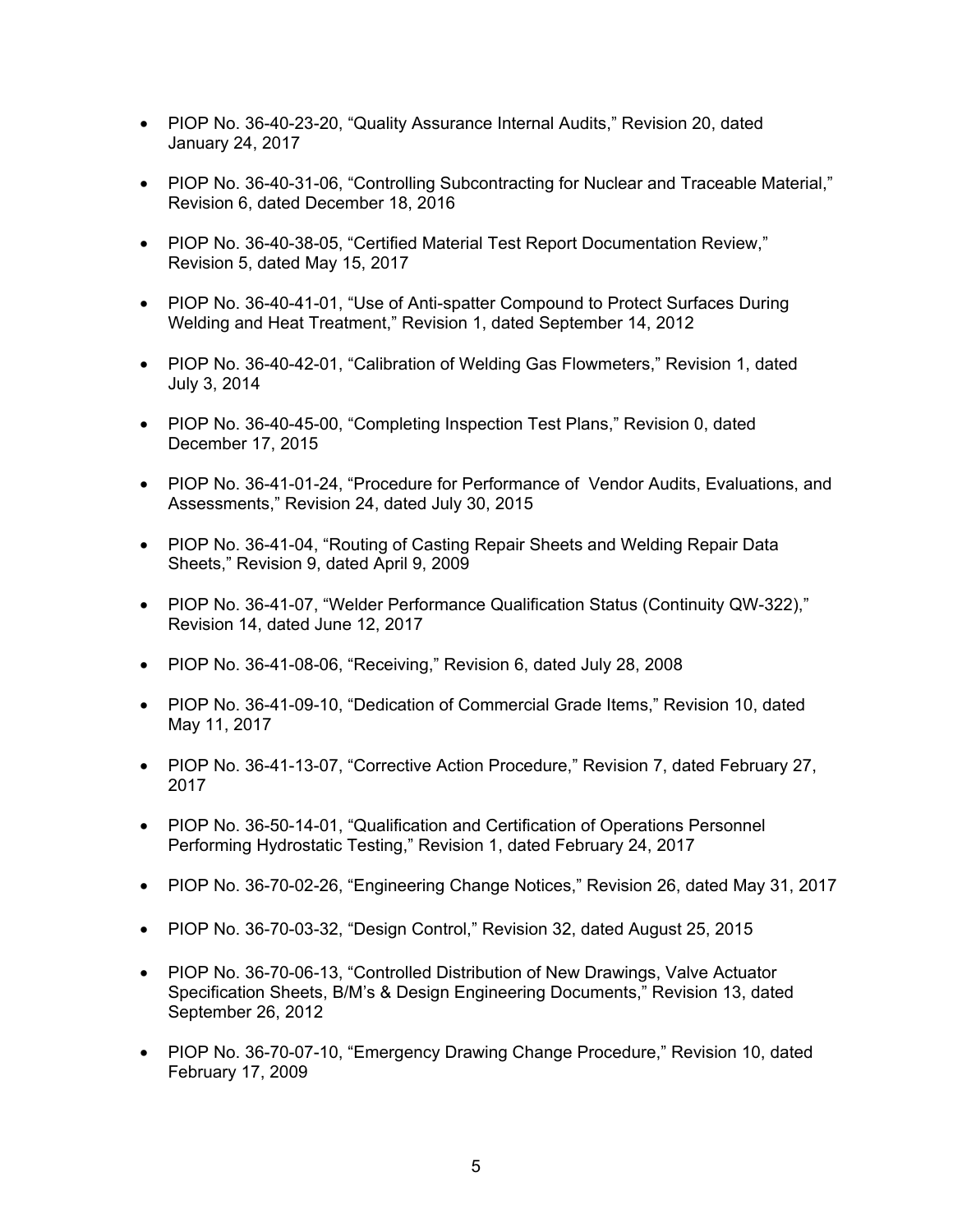- PIOP No. 36-40-23-20, “Quality Assurance Internal Audits,” Revision 20, dated January 24, 2017

- PIOP No. 36-40-31-06, “Controlling Subcontracting for Nuclear and Traceable Material,” Revision 6, dated December 18, 2016

- PIOP No. 36-40-38-05, “Certified Material Test Report Documentation Review,” Revision 5, dated May 15, 2017

- PIOP No. 36-40-41-01, “Use of Anti-spatter Compound to Protect Surfaces During Welding and Heat Treatment,” Revision 1, dated September 14, 2012

- PIOP No. 36-40-42-01, “Calibration of Welding Gas Flowmeters,” Revision 1, dated July 3, 2014

- PIOP No. 36-40-45-00, “Completing Inspection Test Plans,” Revision 0, dated December 17, 2015

- PIOP No. 36-41-01-24, “Procedure for Performance of Vendor Audits, Evaluations, and Assessments,” Revision 24, dated July 30, 2015

- PIOP No. 36-41-04, “Routing of Casting Repair Sheets and Welding Repair Data Sheets,” Revision 9, dated April 9, 2009

- PIOP No. 36-41-07, “Welder Performance Qualification Status (Continuity QW-322),” Revision 14, dated June 12, 2017

- PIOP No. 36-41-08-06, “Receiving,” Revision 6, dated July 28, 2008

- PIOP No. 36-41-09-10, “Dedication of Commercial Grade Items,” Revision 10, dated May 11, 2017

- PIOP No. 36-41-13-07, “Corrective Action Procedure,” Revision 7, dated February 27, 2017

- PIOP No. 36-50-14-01, “Qualification and Certification of Operations Personnel Performing Hydrostatic Testing,” Revision 1, dated February 24, 2017

- PIOP No. 36-70-02-26, “Engineering Change Notices,” Revision 26, dated May 31, 2017

- PIOP No. 36-70-03-32, “Design Control,” Revision 32, dated August 25, 2015

- PIOP No. 36-70-06-13, “Controlled Distribution of New Drawings, Valve Actuator Specification Sheets, B/M’s & Design Engineering Documents,” Revision 13, dated September 26, 2012

- PIOP No. 36-70-07-10, “Emergency Drawing Change Procedure,” Revision 10, dated February 17, 2009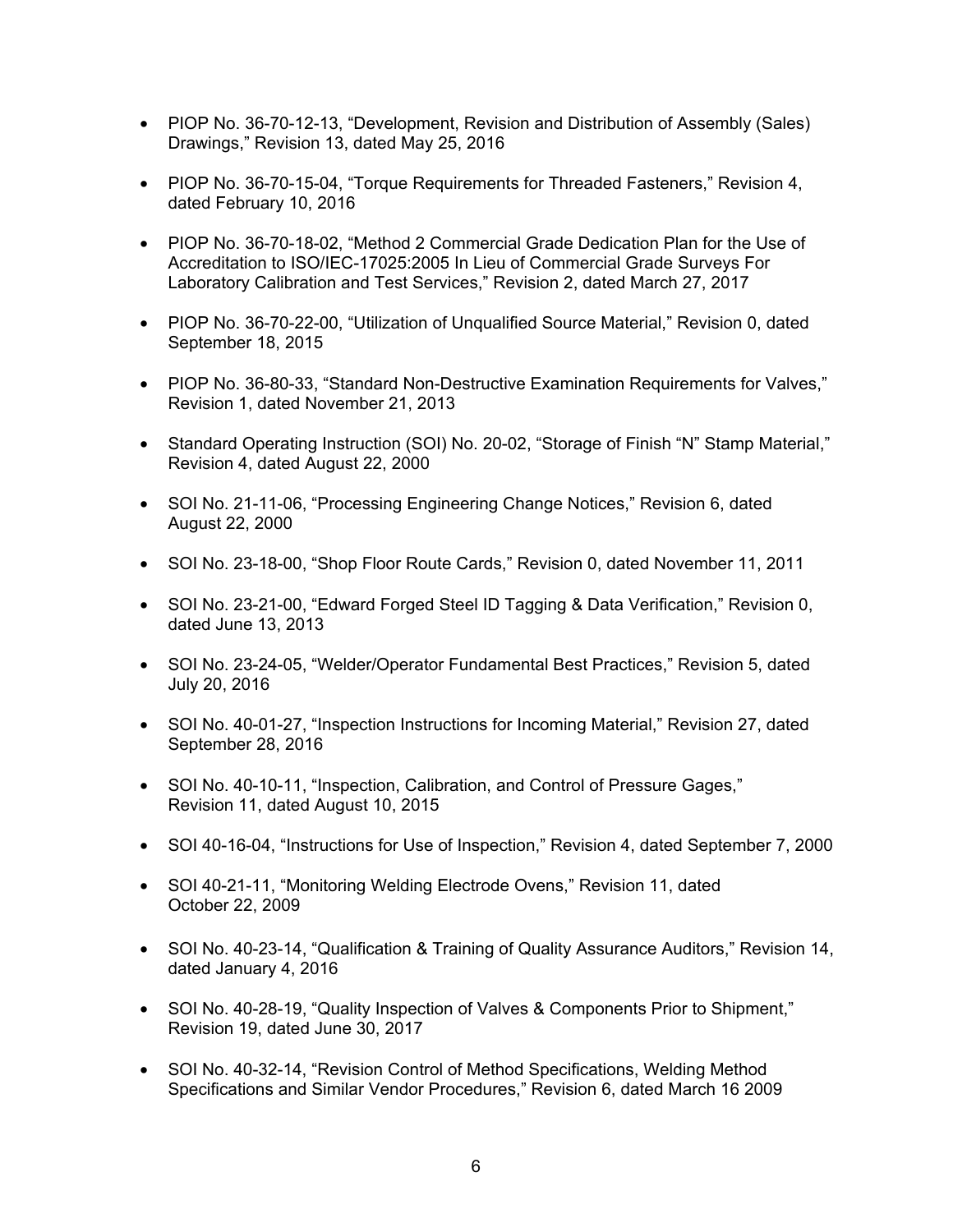- PIOP No. 36-70-12-13, "Development, Revision and Distribution of Assembly (Sales) Drawings," Revision 13, dated May 25, 2016

- PIOP No. 36-70-15-04, "Torque Requirements for Threaded Fasteners," Revision 4, dated February 10, 2016

- PIOP No. 36-70-18-02, "Method 2 Commercial Grade Dedication Plan for the Use of Accreditation to ISO/IEC-17025:2005 In Lieu of Commercial Grade Surveys For Laboratory Calibration and Test Services," Revision 2, dated March 27, 2017

- PIOP No. 36-70-22-00, "Utilization of Unqualified Source Material," Revision 0, dated September 18, 2015

- PIOP No. 36-80-33, "Standard Non-Destructive Examination Requirements for Valves," Revision 1, dated November 21, 2013

- Standard Operating Instruction (SOI) No. 20-02, "Storage of Finish "N" Stamp Material," Revision 4, dated August 22, 2000

- SOI No. 21-11-06, "Processing Engineering Change Notices," Revision 6, dated August 22, 2000

- SOI No. 23-18-00, "Shop Floor Route Cards," Revision 0, dated November 11, 2011

- SOI No. 23-21-00, "Edward Forged Steel ID Tagging & Data Verification," Revision 0, dated June 13, 2013

- SOI No. 23-24-05, "Welder/Operator Fundamental Best Practices," Revision 5, dated July 20, 2016

- SOI No. 40-01-27, "Inspection Instructions for Incoming Material," Revision 27, dated September 28, 2016

- SOI No. 40-10-11, "Inspection, Calibration, and Control of Pressure Gages," Revision 11, dated August 10, 2015

- SOI 40-16-04, "Instructions for Use of Inspection," Revision 4, dated September 7, 2000

- SOI 40-21-11, "Monitoring Welding Electrode Ovens," Revision 11, dated October 22, 2009

- SOI No. 40-23-14, "Qualification & Training of Quality Assurance Auditors," Revision 14, dated January 4, 2016

- SOI No. 40-28-19, "Quality Inspection of Valves & Components Prior to Shipment," Revision 19, dated June 30, 2017

- SOI No. 40-32-14, "Revision Control of Method Specifications, Welding Method Specifications and Similar Vendor Procedures," Revision 6, dated March 16 2009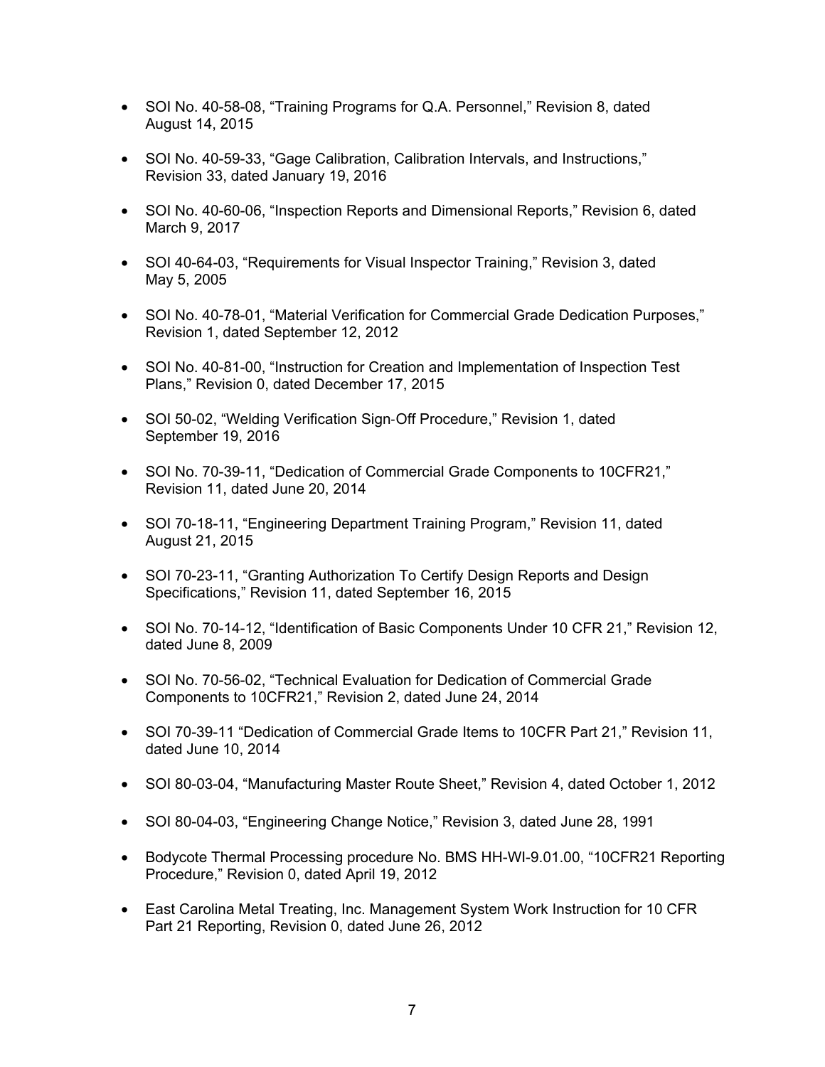- SOI No. 40-58-08, "Training Programs for Q.A. Personnel," Revision 8, dated August 14, 2015
- SOI No. 40-59-33, "Gage Calibration, Calibration Intervals, and Instructions," Revision 33, dated January 19, 2016
- SOI No. 40-60-06, "Inspection Reports and Dimensional Reports," Revision 6, dated March 9, 2017
- SOI 40-64-03, "Requirements for Visual Inspector Training," Revision 3, dated May 5, 2005
- SOI No. 40-78-01, "Material Verification for Commercial Grade Dedication Purposes," Revision 1, dated September 12, 2012
- SOI No. 40-81-00, "Instruction for Creation and Implementation of Inspection Test Plans," Revision 0, dated December 17, 2015
- SOI 50-02, "Welding Verification Sign-Off Procedure," Revision 1, dated September 19, 2016
- SOI No. 70-39-11, "Dedication of Commercial Grade Components to 10CFR21," Revision 11, dated June 20, 2014
- SOI 70-18-11, "Engineering Department Training Program," Revision 11, dated August 21, 2015
- SOI 70-23-11, "Granting Authorization To Certify Design Reports and Design Specifications," Revision 11, dated September 16, 2015
- SOI No. 70-14-12, "Identification of Basic Components Under 10 CFR 21," Revision 12, dated June 8, 2009
- SOI No. 70-56-02, "Technical Evaluation for Dedication of Commercial Grade Components to 10CFR21," Revision 2, dated June 24, 2014
- SOI 70-39-11 "Dedication of Commercial Grade Items to 10CFR Part 21," Revision 11, dated June 10, 2014
- SOI 80-03-04, "Manufacturing Master Route Sheet," Revision 4, dated October 1, 2012
- SOI 80-04-03, "Engineering Change Notice," Revision 3, dated June 28, 1991
- Bodycote Thermal Processing procedure No. BMS HH-WI-9.01.00, "10CFR21 Reporting Procedure," Revision 0, dated April 19, 2012
- East Carolina Metal Treating, Inc. Management System Work Instruction for 10 CFR Part 21 Reporting, Revision 0, dated June 26, 2012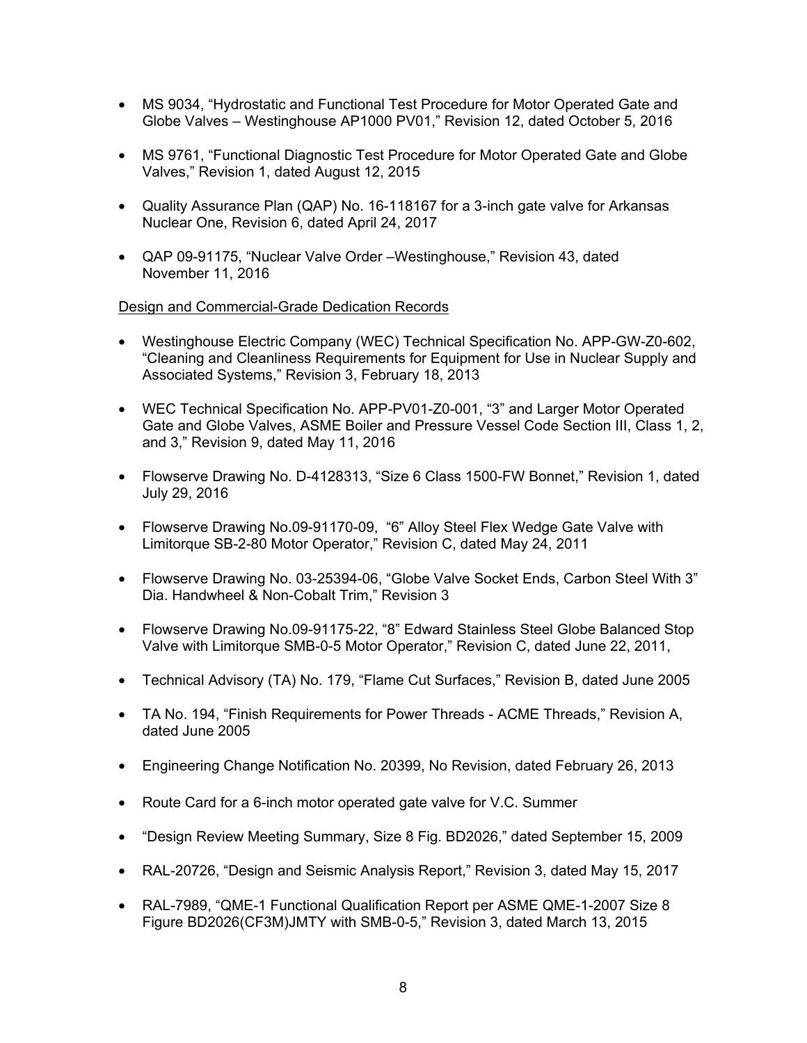- MS 9034, "Hydrostatic and Functional Test Procedure for Motor Operated Gate and Globe Valves – Westinghouse AP1000 PV01," Revision 12, dated October 5, 2016

- MS 9761, "Functional Diagnostic Test Procedure for Motor Operated Gate and Globe Valves," Revision 1, dated August 12, 2015

- Quality Assurance Plan (QAP) No. 16-118167 for a 3-inch gate valve for Arkansas Nuclear One, Revision 6, dated April 24, 2017

- QAP 09-91175, "Nuclear Valve Order –Westinghouse," Revision 43, dated November 11, 2016

Design and Commercial-Grade Dedication Records

- Westinghouse Electric Company (WEC) Technical Specification No. APP-GW-Z0-602, "Cleaning and Cleanliness Requirements for Equipment for Use in Nuclear Supply and Associated Systems," Revision 3, February 18, 2013

- WEC Technical Specification No. APP-PV01-Z0-001, "3" and Larger Motor Operated Gate and Globe Valves, ASME Boiler and Pressure Vessel Code Section III, Class 1, 2, and 3," Revision 9, dated May 11, 2016

- Flowserve Drawing No. D-4128313, "Size 6 Class 1500-FW Bonnet," Revision 1, dated July 29, 2016

- Flowserve Drawing No.09-91170-09, "6" Alloy Steel Flex Wedge Gate Valve with Limitorque SB-2-80 Motor Operator," Revision C, dated May 24, 2011

- Flowserve Drawing No. 03-25394-06, "Globe Valve Socket Ends, Carbon Steel With 3" Dia. Handwheel & Non-Cobalt Trim," Revision 3

- Flowserve Drawing No.09-91175-22, "8" Edward Stainless Steel Globe Balanced Stop Valve with Limitorque SMB-0-5 Motor Operator," Revision C, dated June 22, 2011,

- Technical Advisory (TA) No. 179, "Flame Cut Surfaces," Revision B, dated June 2005

- TA No. 194, "Finish Requirements for Power Threads - ACME Threads," Revision A, dated June 2005

- Engineering Change Notification No. 20399, No Revision, dated February 26, 2013

- Route Card for a 6-inch motor operated gate valve for V.C. Summer

- "Design Review Meeting Summary, Size 8 Fig. BD2026," dated September 15, 2009

- RAL-20726, "Design and Seismic Analysis Report," Revision 3, dated May 15, 2017

- RAL-7989, "QME-1 Functional Qualification Report per ASME QME-1-2007 Size 8 Figure BD2026(CF3M)JMTY with SMB-0-5," Revision 3, dated March 13, 2015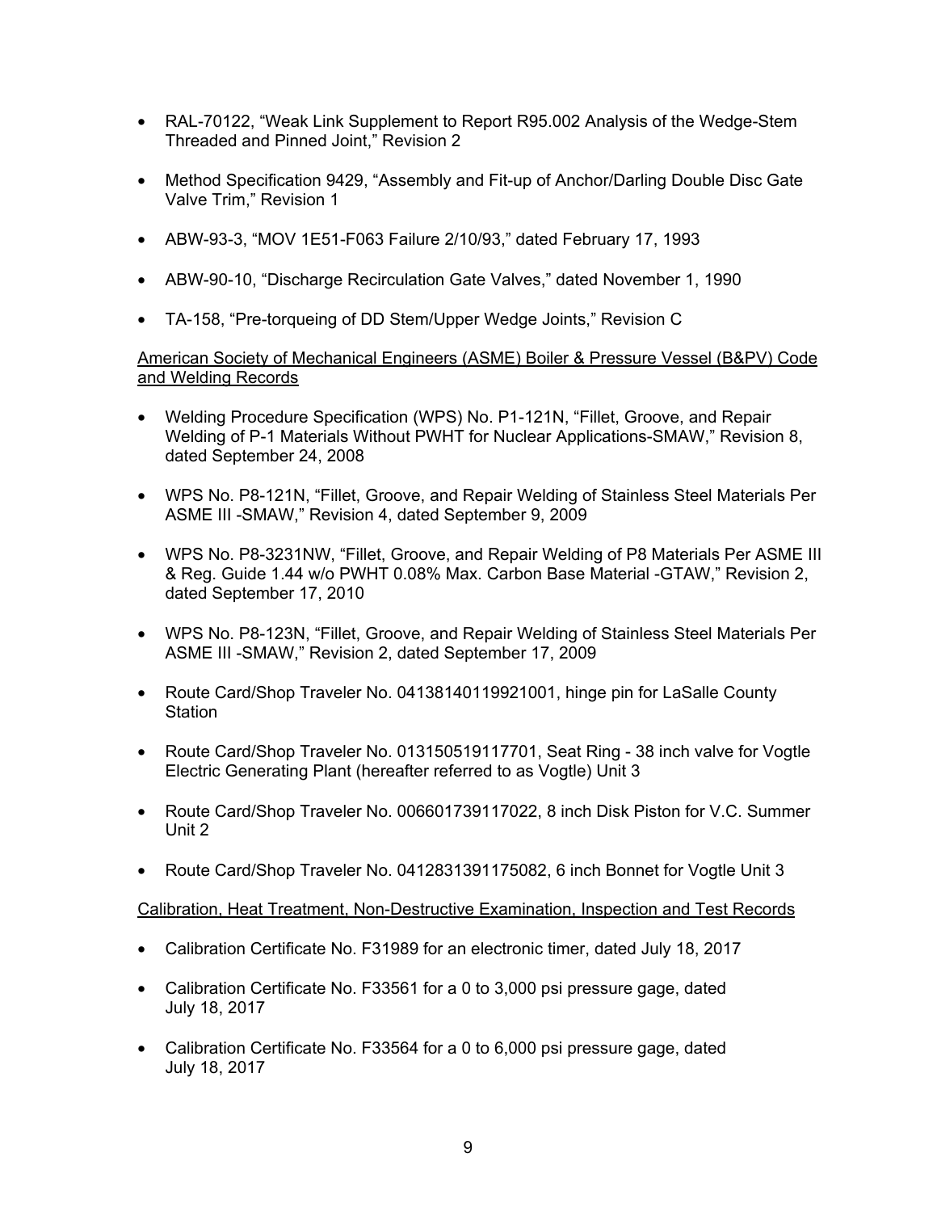- RAL-70122, "Weak Link Supplement to Report R95.002 Analysis of the Wedge-Stem Threaded and Pinned Joint," Revision 2

- Method Specification 9429, "Assembly and Fit-up of Anchor/Darling Double Disc Gate Valve Trim," Revision 1

- ABW-93-3, "MOV 1E51-F063 Failure 2/10/93," dated February 17, 1993

- ABW-90-10, "Discharge Recirculation Gate Valves," dated November 1, 1990

- TA-158, "Pre-torqueing of DD Stem/Upper Wedge Joints," Revision C

American Society of Mechanical Engineers (ASME) Boiler & Pressure Vessel (B&PV) Code and Welding Records

- Welding Procedure Specification (WPS) No. P1-121N, "Fillet, Groove, and Repair Welding of P-1 Materials Without PWHT for Nuclear Applications-SMAW," Revision 8, dated September 24, 2008

- WPS No. P8-121N, "Fillet, Groove, and Repair Welding of Stainless Steel Materials Per ASME III -SMAW," Revision 4, dated September 9, 2009

- WPS No. P8-3231NW, "Fillet, Groove, and Repair Welding of P8 Materials Per ASME III & Reg. Guide 1.44 w/o PWHT 0.08% Max. Carbon Base Material -GTAW," Revision 2, dated September 17, 2010

- WPS No. P8-123N, "Fillet, Groove, and Repair Welding of Stainless Steel Materials Per ASME III -SMAW," Revision 2, dated September 17, 2009

- Route Card/Shop Traveler No. 04138140119921001, hinge pin for LaSalle County Station

- Route Card/Shop Traveler No. 013150519117701, Seat Ring - 38 inch valve for Vogtle Electric Generating Plant (hereafter referred to as Vogtle) Unit 3

- Route Card/Shop Traveler No. 006601739117022, 8 inch Disk Piston for V.C. Summer Unit 2

- Route Card/Shop Traveler No. 0412831391175082, 6 inch Bonnet for Vogtle Unit 3

Calibration, Heat Treatment, Non-Destructive Examination, Inspection and Test Records

- Calibration Certificate No. F31989 for an electronic timer, dated July 18, 2017

- Calibration Certificate No. F33561 for a 0 to 3,000 psi pressure gage, dated July 18, 2017

- Calibration Certificate No. F33564 for a 0 to 6,000 psi pressure gage, dated July 18, 2017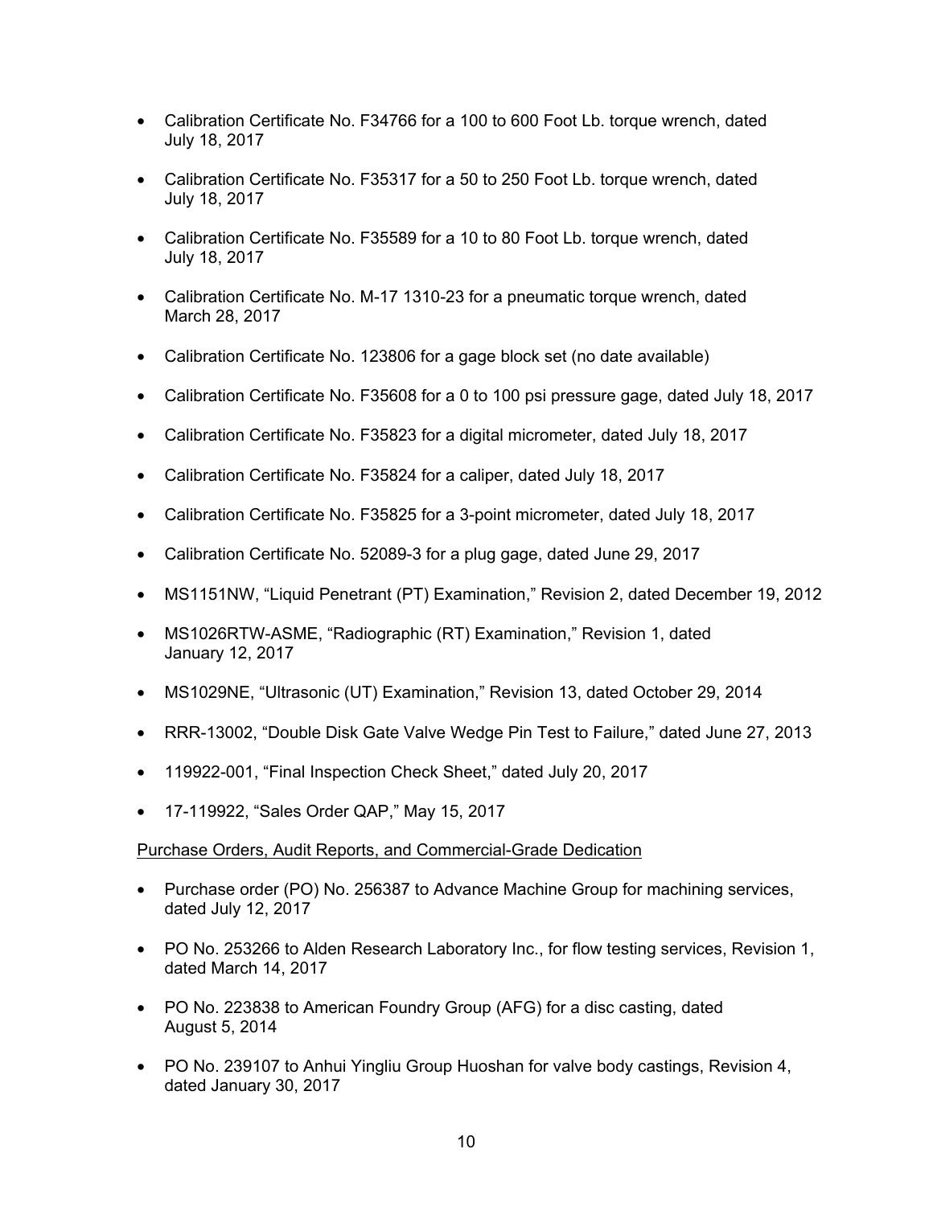- Calibration Certificate No. F34766 for a 100 to 600 Foot Lb. torque wrench, dated July 18, 2017
- Calibration Certificate No. F35317 for a 50 to 250 Foot Lb. torque wrench, dated July 18, 2017
- Calibration Certificate No. F35589 for a 10 to 80 Foot Lb. torque wrench, dated July 18, 2017
- Calibration Certificate No. M-17 1310-23 for a pneumatic torque wrench, dated March 28, 2017
- Calibration Certificate No. 123806 for a gage block set (no date available)
- Calibration Certificate No. F35608 for a 0 to 100 psi pressure gage, dated July 18, 2017
- Calibration Certificate No. F35823 for a digital micrometer, dated July 18, 2017
- Calibration Certificate No. F35824 for a caliper, dated July 18, 2017
- Calibration Certificate No. F35825 for a 3-point micrometer, dated July 18, 2017
- Calibration Certificate No. 52089-3 for a plug gage, dated June 29, 2017
- MS1151NW, "Liquid Penetrant (PT) Examination," Revision 2, dated December 19, 2012
- MS1026RTW-ASME, "Radiographic (RT) Examination," Revision 1, dated January 12, 2017
- MS1029NE, "Ultrasonic (UT) Examination," Revision 13, dated October 29, 2014
- RRR-13002, "Double Disk Gate Valve Wedge Pin Test to Failure," dated June 27, 2013
- 119922-001, "Final Inspection Check Sheet," dated July 20, 2017
- 17-119922, "Sales Order QAP," May 15, 2017

<u>Purchase Orders, Audit Reports, and Commercial-Grade Dedication</u>

- Purchase order (PO) No. 256387 to Advance Machine Group for machining services, dated July 12, 2017
- PO No. 253266 to Alden Research Laboratory Inc., for flow testing services, Revision 1, dated March 14, 2017
- PO No. 223838 to American Foundry Group (AFG) for a disc casting, dated August 5, 2014
- PO No. 239107 to Anhui Yingliu Group Huoshan for valve body castings, Revision 4, dated January 30, 2017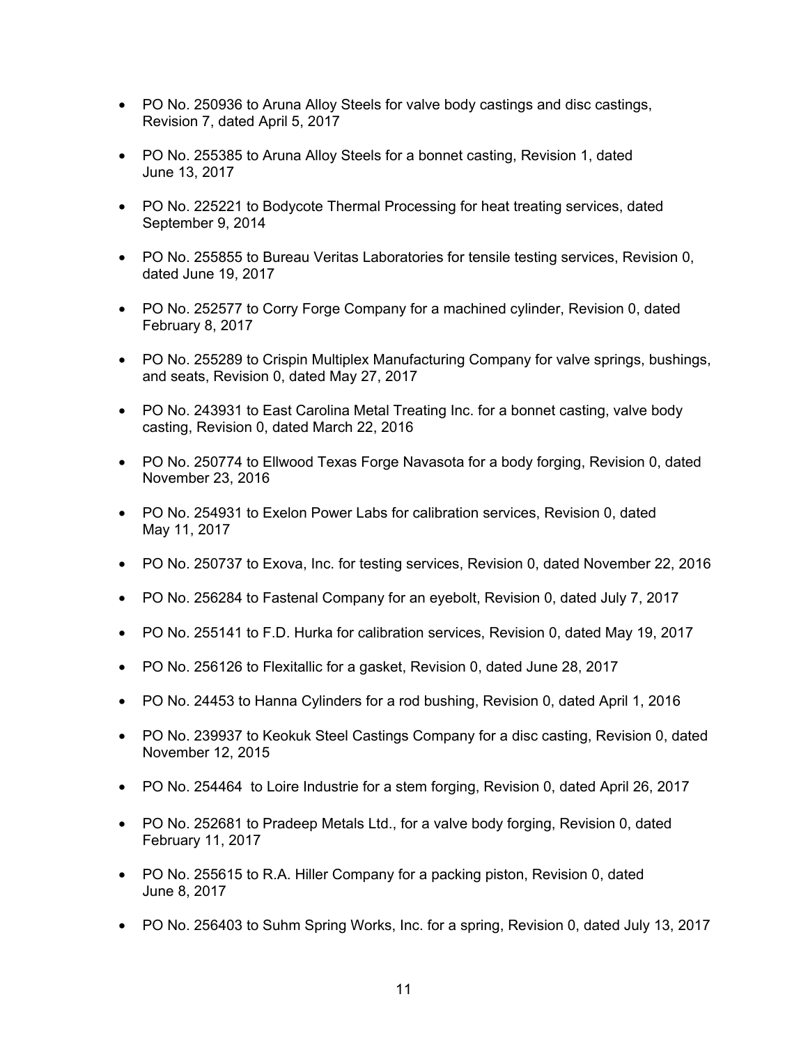- PO No. 250936 to Aruna Alloy Steels for valve body castings and disc castings, Revision 7, dated April 5, 2017

- PO No. 255385 to Aruna Alloy Steels for a bonnet casting, Revision 1, dated June 13, 2017

- PO No. 225221 to Bodycote Thermal Processing for heat treating services, dated September 9, 2014

- PO No. 255855 to Bureau Veritas Laboratories for tensile testing services, Revision 0, dated June 19, 2017

- PO No. 252577 to Corry Forge Company for a machined cylinder, Revision 0, dated February 8, 2017

- PO No. 255289 to Crispin Multiplex Manufacturing Company for valve springs, bushings, and seats, Revision 0, dated May 27, 2017

- PO No. 243931 to East Carolina Metal Treating Inc. for a bonnet casting, valve body casting, Revision 0, dated March 22, 2016

- PO No. 250774 to Ellwood Texas Forge Navasota for a body forging, Revision 0, dated November 23, 2016

- PO No. 254931 to Exelon Power Labs for calibration services, Revision 0, dated May 11, 2017

- PO No. 250737 to Exova, Inc. for testing services, Revision 0, dated November 22, 2016

- PO No. 256284 to Fastenal Company for an eyebolt, Revision 0, dated July 7, 2017

- PO No. 255141 to F.D. Hurka for calibration services, Revision 0, dated May 19, 2017

- PO No. 256126 to Flexitallic for a gasket, Revision 0, dated June 28, 2017

- PO No. 24453 to Hanna Cylinders for a rod bushing, Revision 0, dated April 1, 2016

- PO No. 239937 to Keokuk Steel Castings Company for a disc casting, Revision 0, dated November 12, 2015

- PO No. 254464 to Loire Industrie for a stem forging, Revision 0, dated April 26, 2017

- PO No. 252681 to Pradeep Metals Ltd., for a valve body forging, Revision 0, dated February 11, 2017

- PO No. 255615 to R.A. Hiller Company for a packing piston, Revision 0, dated June 8, 2017

- PO No. 256403 to Suhm Spring Works, Inc. for a spring, Revision 0, dated July 13, 2017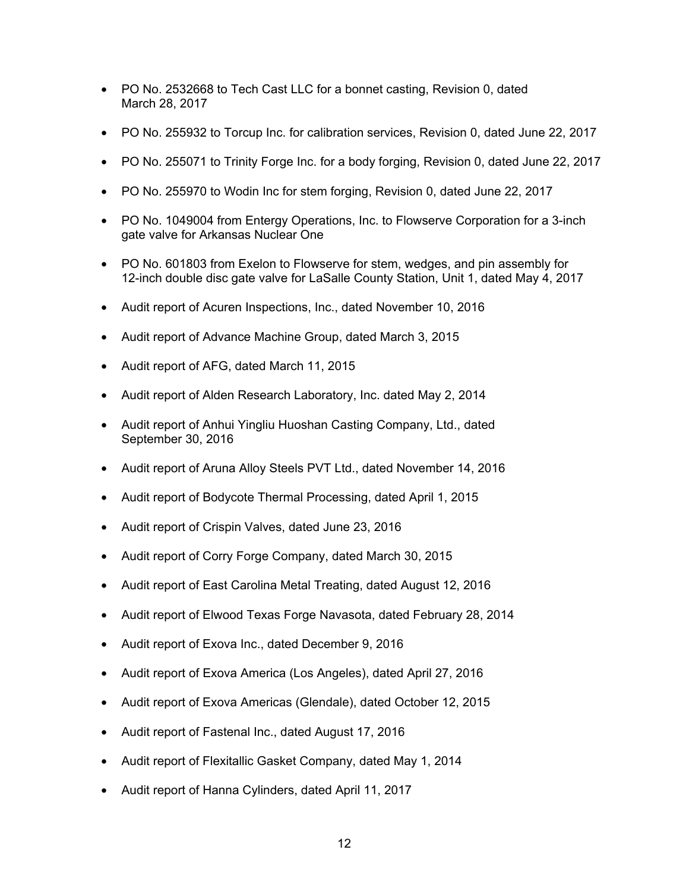- PO No. 2532668 to Tech Cast LLC for a bonnet casting, Revision 0, dated March 28, 2017
- PO No. 255932 to Torcup Inc. for calibration services, Revision 0, dated June 22, 2017
- PO No. 255071 to Trinity Forge Inc. for a body forging, Revision 0, dated June 22, 2017
- PO No. 255970 to Wodin Inc for stem forging, Revision 0, dated June 22, 2017
- PO No. 1049004 from Entergy Operations, Inc. to Flowserve Corporation for a 3-inch gate valve for Arkansas Nuclear One
- PO No. 601803 from Exelon to Flowserve for stem, wedges, and pin assembly for 12-inch double disc gate valve for LaSalle County Station, Unit 1, dated May 4, 2017
- Audit report of Acuren Inspections, Inc., dated November 10, 2016
- Audit report of Advance Machine Group, dated March 3, 2015
- Audit report of AFG, dated March 11, 2015
- Audit report of Alden Research Laboratory, Inc. dated May 2, 2014
- Audit report of Anhui Yingliu Huoshan Casting Company, Ltd., dated September 30, 2016
- Audit report of Aruna Alloy Steels PVT Ltd., dated November 14, 2016
- Audit report of Bodycote Thermal Processing, dated April 1, 2015
- Audit report of Crispin Valves, dated June 23, 2016
- Audit report of Corry Forge Company, dated March 30, 2015
- Audit report of East Carolina Metal Treating, dated August 12, 2016
- Audit report of Elwood Texas Forge Navasota, dated February 28, 2014
- Audit report of Exova Inc., dated December 9, 2016
- Audit report of Exova America (Los Angeles), dated April 27, 2016
- Audit report of Exova Americas (Glendale), dated October 12, 2015
- Audit report of Fastenal Inc., dated August 17, 2016
- Audit report of Flexitallic Gasket Company, dated May 1, 2014
- Audit report of Hanna Cylinders, dated April 11, 2017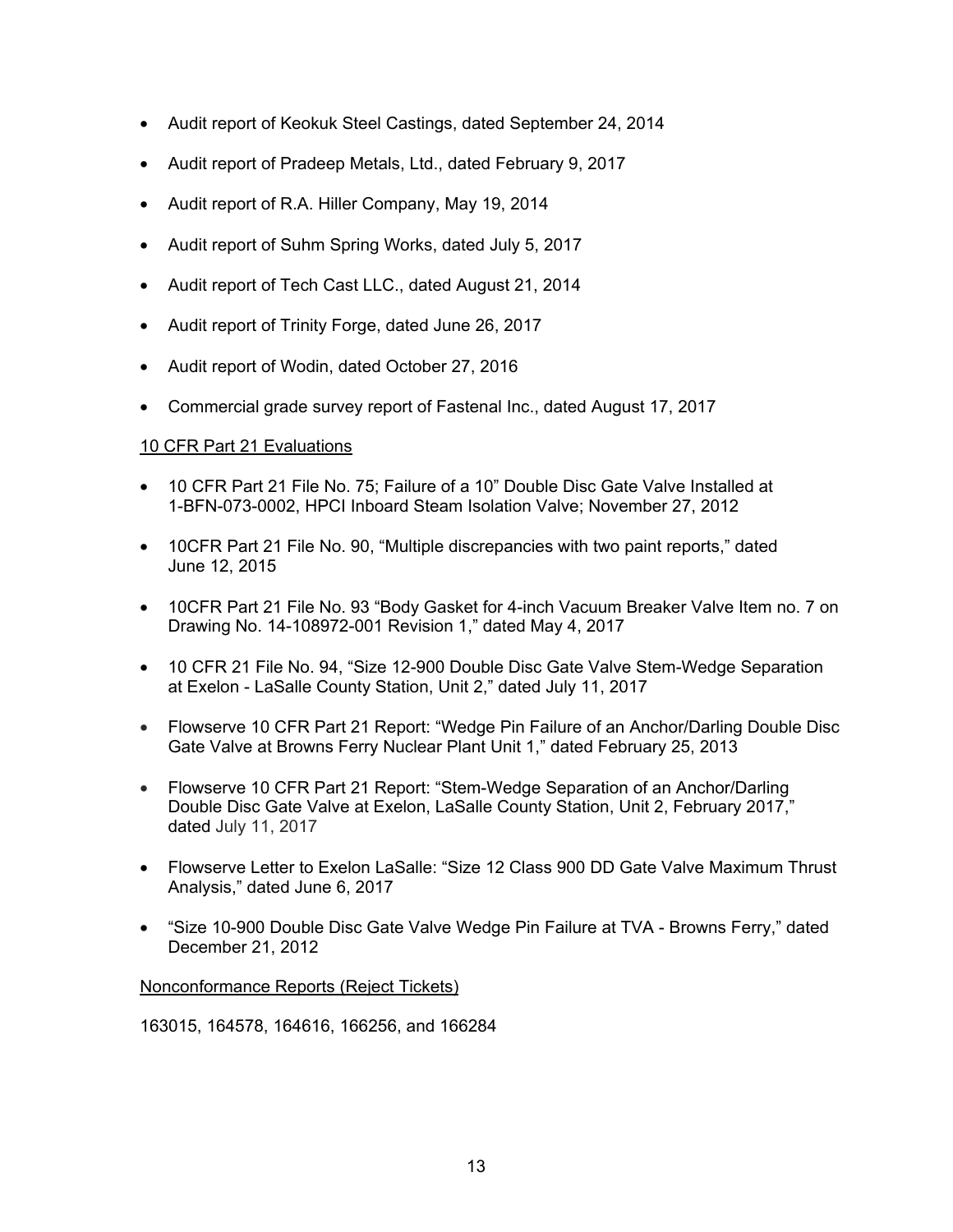- Audit report of Keokuk Steel Castings, dated September 24, 2014
- Audit report of Pradeep Metals, Ltd., dated February 9, 2017
- Audit report of R.A. Hiller Company, May 19, 2014
- Audit report of Suhm Spring Works, dated July 5, 2017
- Audit report of Tech Cast LLC., dated August 21, 2014
- Audit report of Trinity Forge, dated June 26, 2017
- Audit report of Wodin, dated October 27, 2016
- Commercial grade survey report of Fastenal Inc., dated August 17, 2017

<u>10 CFR Part 21 Evaluations</u>

- 10 CFR Part 21 File No. 75; Failure of a 10" Double Disc Gate Valve Installed at 1-BFN-073-0002, HPCI Inboard Steam Isolation Valve; November 27, 2012
- 10CFR Part 21 File No. 90, "Multiple discrepancies with two paint reports," dated June 12, 2015
- 10CFR Part 21 File No. 93 "Body Gasket for 4-inch Vacuum Breaker Valve Item no. 7 on Drawing No. 14-108972-001 Revision 1," dated May 4, 2017
- 10 CFR 21 File No. 94, "Size 12-900 Double Disc Gate Valve Stem-Wedge Separation at Exelon - LaSalle County Station, Unit 2," dated July 11, 2017
- Flowserve 10 CFR Part 21 Report: "Wedge Pin Failure of an Anchor/Darling Double Disc Gate Valve at Browns Ferry Nuclear Plant Unit 1," dated February 25, 2013
- Flowserve 10 CFR Part 21 Report: "Stem-Wedge Separation of an Anchor/Darling Double Disc Gate Valve at Exelon, LaSalle County Station, Unit 2, February 2017," dated July 11, 2017
- Flowserve Letter to Exelon LaSalle: "Size 12 Class 900 DD Gate Valve Maximum Thrust Analysis," dated June 6, 2017
- "Size 10-900 Double Disc Gate Valve Wedge Pin Failure at TVA - Browns Ferry," dated December 21, 2012

<u>Nonconformance Reports (Reject Tickets)</u>

163015, 164578, 164616, 166256, and 166284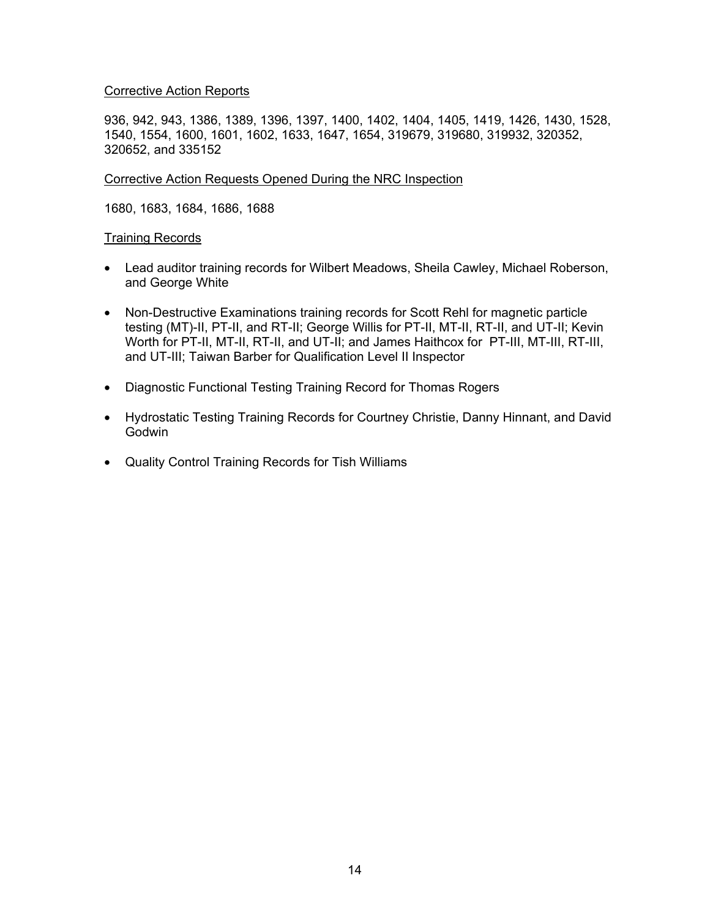Corrective Action Reports

936, 942, 943, 1386, 1389, 1396, 1397, 1400, 1402, 1404, 1405, 1419, 1426, 1430, 1528, 1540, 1554, 1600, 1601, 1602, 1633, 1647, 1654, 319679, 319680, 319932, 320352, 320652, and 335152

Corrective Action Requests Opened During the NRC Inspection

1680, 1683, 1684, 1686, 1688

Training Records

- Lead auditor training records for Wilbert Meadows, Sheila Cawley, Michael Roberson, and George White
- Non-Destructive Examinations training records for Scott Rehl for magnetic particle testing (MT)-II, PT-II, and RT-II; George Willis for PT-II, MT-II, RT-II, and UT-II; Kevin Worth for PT-II, MT-II, RT-II, and UT-II; and James Haithcox for PT-III, MT-III, RT-III, and UT-III; Taiwan Barber for Qualification Level II Inspector
- Diagnostic Functional Testing Training Record for Thomas Rogers
- Hydrostatic Testing Training Records for Courtney Christie, Danny Hinnant, and David Godwin
- Quality Control Training Records for Tish Williams